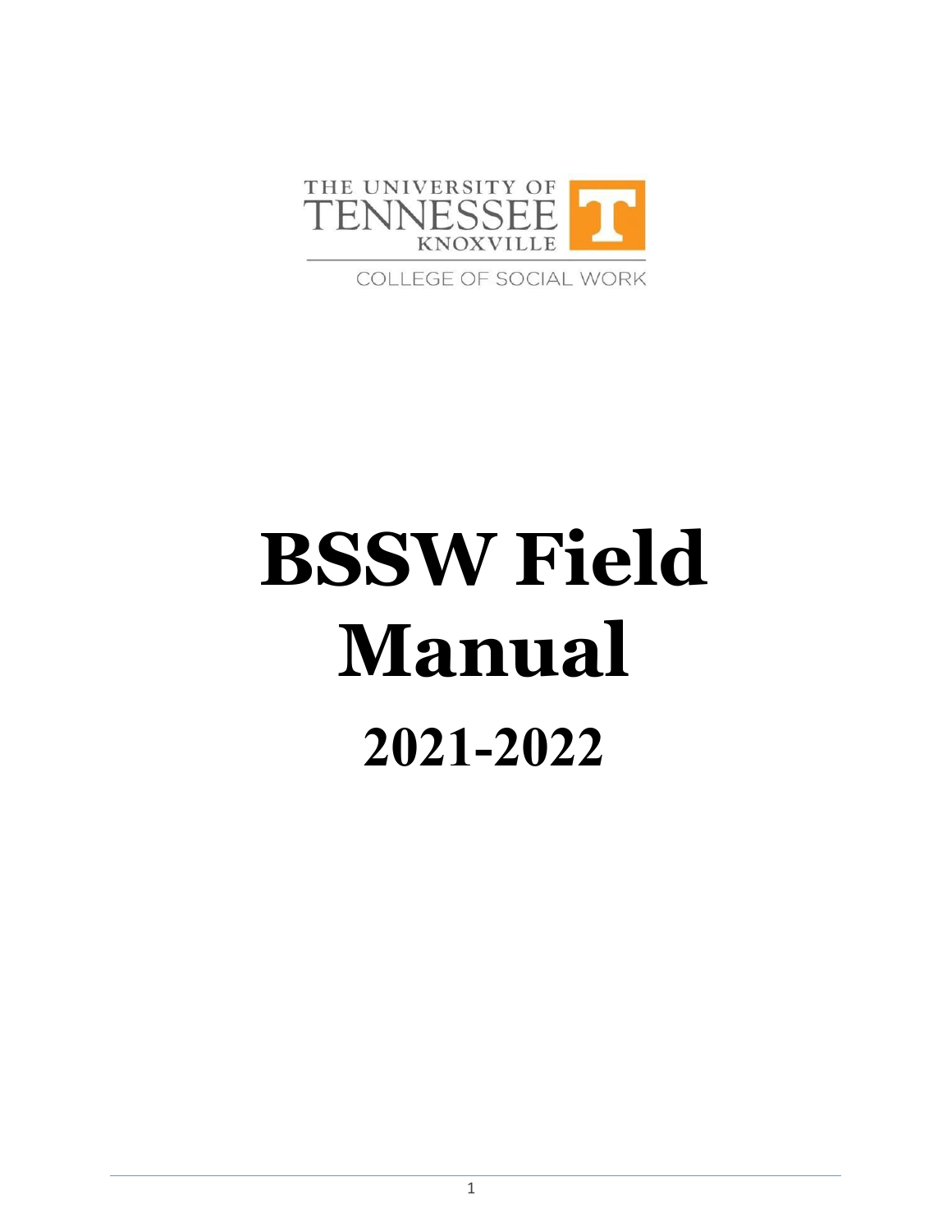THE UNIVERSITY OF TENNESSEE KNOXVILLE

COLLEGE OF SOCIAL WORK

# BSSW Field Manual

## 2021-2022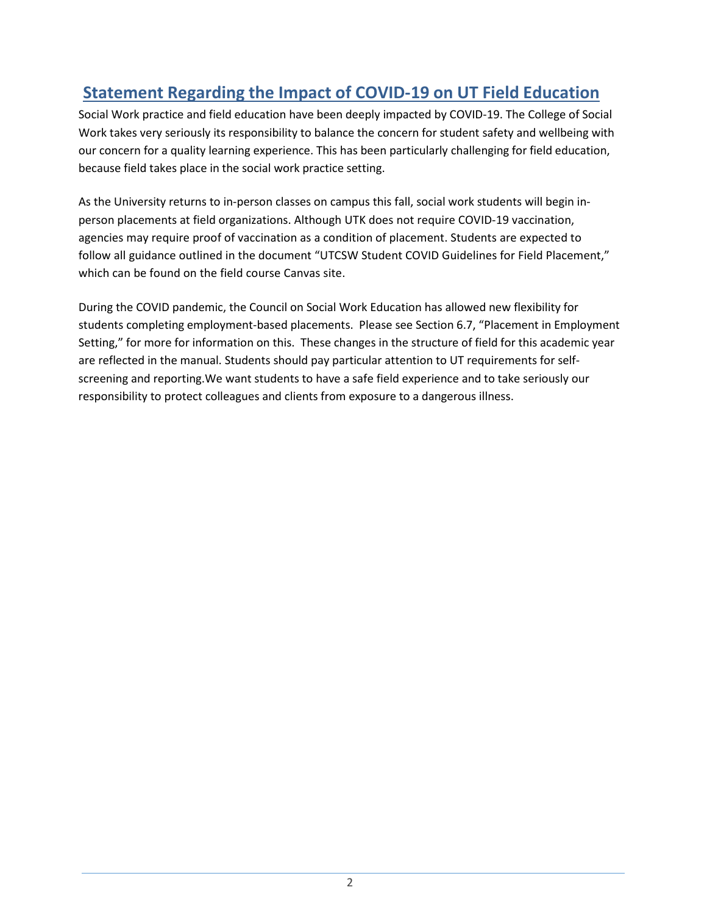## Statement Regarding the Impact of COVID-19 on UT Field Education

Social Work practice and field education have been deeply impacted by COVID-19. The College of Social Work takes very seriously its responsibility to balance the concern for student safety and wellbeing with our concern for a quality learning experience. This has been particularly challenging for field education, because field takes place in the social work practice setting.

As the University returns to in-person classes on campus this fall, social work students will begin in-person placements at field organizations. Although UTK does not require COVID-19 vaccination, agencies may require proof of vaccination as a condition of placement. Students are expected to follow all guidance outlined in the document "UTCSW Student COVID Guidelines for Field Placement," which can be found on the field course Canvas site.

During the COVID pandemic, the Council on Social Work Education has allowed new flexibility for students completing employment-based placements. Please see Section 6.7, "Placement in Employment Setting," for more for information on this. These changes in the structure of field for this academic year are reflected in the manual. Students should pay particular attention to UT requirements for self-screening and reporting.We want students to have a safe field experience and to take seriously our responsibility to protect colleagues and clients from exposure to a dangerous illness.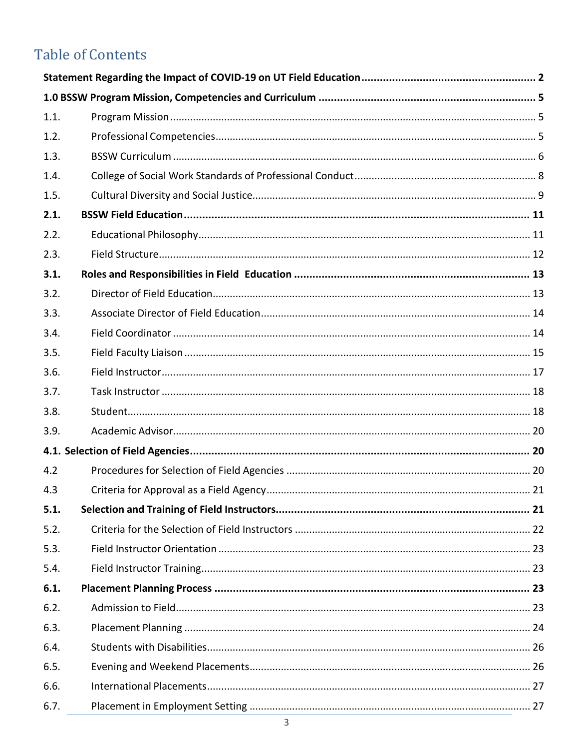# Table of Contents

**Statement Regarding the Impact of COVID-19 on UT Field Education** ........ 2

**1.0 BSSW Program Mission, Competencies and Curriculum** ........ 5

1.1. Program Mission ........ 5

1.2. Professional Competencies ........ 5

1.3. BSSW Curriculum ........ 6

1.4. College of Social Work Standards of Professional Conduct ........ 8

1.5. Cultural Diversity and Social Justice ........ 9

**2.1. BSSW Field Education** ........ 11

2.2. Educational Philosophy ........ 11

2.3. Field Structure ........ 12

**3.1. Roles and Responsibilities in Field Education** ........ 13

3.2. Director of Field Education ........ 13

3.3. Associate Director of Field Education ........ 14

3.4. Field Coordinator ........ 14

3.5. Field Faculty Liaison ........ 15

3.6. Field Instructor ........ 17

3.7. Task Instructor ........ 18

3.8. Student ........ 18

3.9. Academic Advisor ........ 20

**4.1. Selection of Field Agencies** ........ 20

4.2 Procedures for Selection of Field Agencies ........ 20

4.3 Criteria for Approval as a Field Agency ........ 21

**5.1. Selection and Training of Field Instructors** ........ 21

5.2. Criteria for the Selection of Field Instructors ........ 22

5.3. Field Instructor Orientation ........ 23

5.4. Field Instructor Training ........ 23

**6.1. Placement Planning Process** ........ 23

6.2. Admission to Field ........ 23

6.3. Placement Planning ........ 24

6.4. Students with Disabilities ........ 26

6.5. Evening and Weekend Placements ........ 26

6.6. International Placements ........ 27

6.7. Placement in Employment Setting ........ 27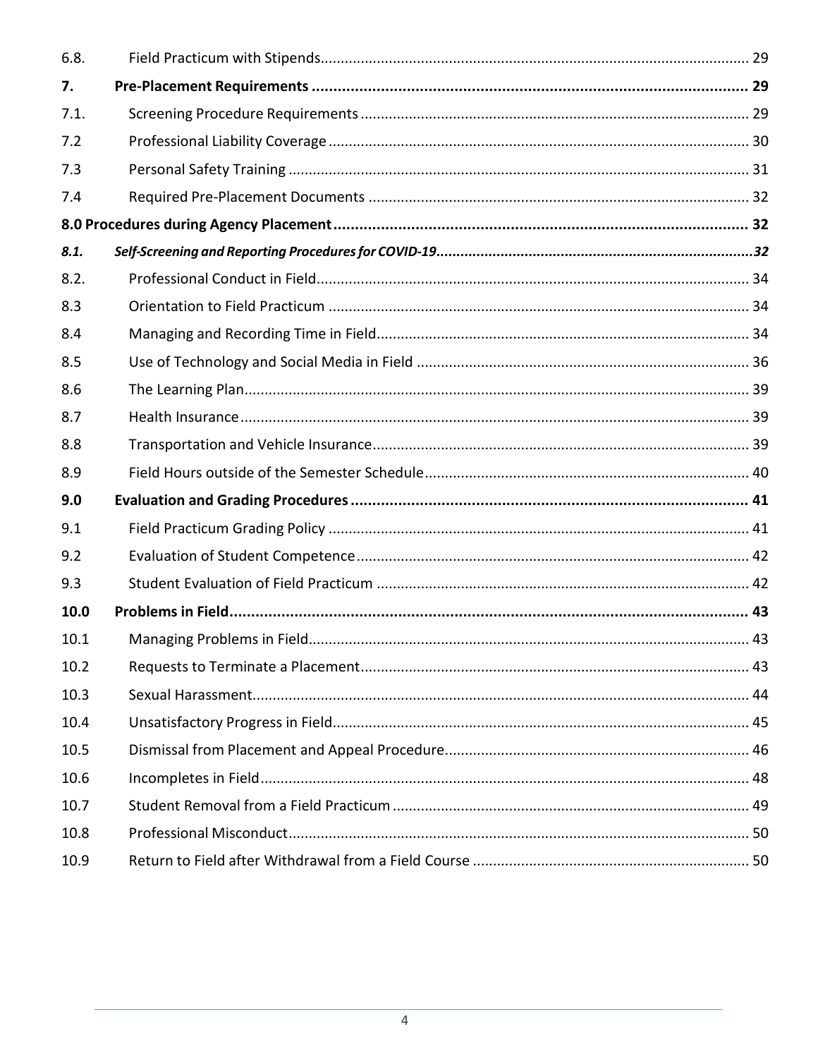| | | |
|---|---|---|
| 6.8. | Field Practicum with Stipends | 29 |
| **7.** | **Pre-Placement Requirements** | **29** |
| 7.1. | Screening Procedure Requirements | 29 |
| 7.2 | Professional Liability Coverage | 30 |
| 7.3 | Personal Safety Training | 31 |
| 7.4 | Required Pre-Placement Documents | 32 |
| **8.0 Procedures during Agency Placement** | | **32** |
| ***8.1.*** | ***Self-Screening and Reporting Procedures for COVID-19*** | ***32*** |
| 8.2. | Professional Conduct in Field | 34 |
| 8.3 | Orientation to Field Practicum | 34 |
| 8.4 | Managing and Recording Time in Field | 34 |
| 8.5 | Use of Technology and Social Media in Field | 36 |
| 8.6 | The Learning Plan | 39 |
| 8.7 | Health Insurance | 39 |
| 8.8 | Transportation and Vehicle Insurance | 39 |
| 8.9 | Field Hours outside of the Semester Schedule | 40 |
| **9.0** | **Evaluation and Grading Procedures** | **41** |
| 9.1 | Field Practicum Grading Policy | 41 |
| 9.2 | Evaluation of Student Competence | 42 |
| 9.3 | Student Evaluation of Field Practicum | 42 |
| **10.0** | **Problems in Field** | **43** |
| 10.1 | Managing Problems in Field | 43 |
| 10.2 | Requests to Terminate a Placement | 43 |
| 10.3 | Sexual Harassment | 44 |
| 10.4 | Unsatisfactory Progress in Field | 45 |
| 10.5 | Dismissal from Placement and Appeal Procedure | 46 |
| 10.6 | Incompletes in Field | 48 |
| 10.7 | Student Removal from a Field Practicum | 49 |
| 10.8 | Professional Misconduct | 50 |
| 10.9 | Return to Field after Withdrawal from a Field Course | 50 |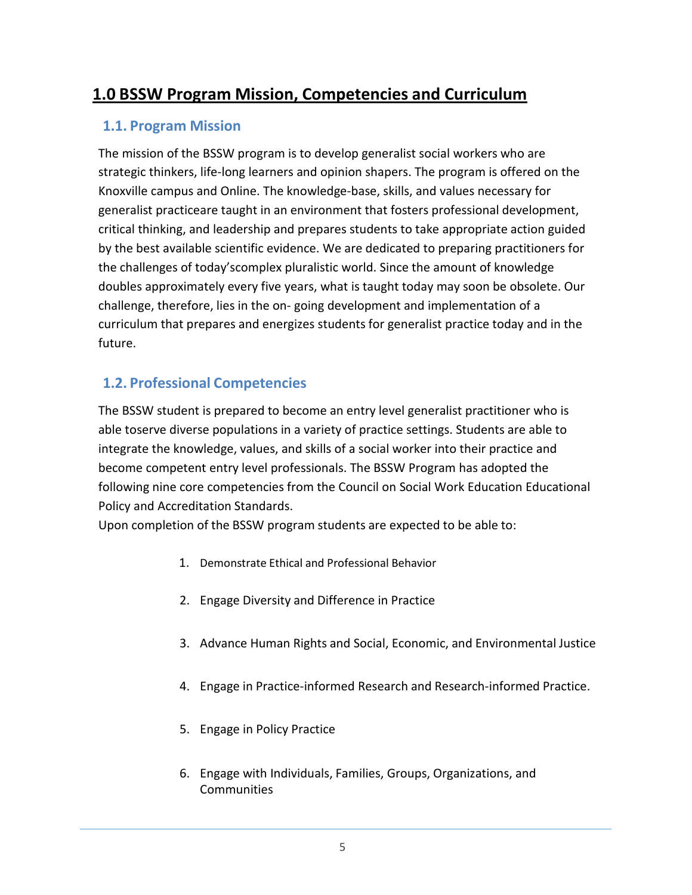# 1.0 BSSW Program Mission, Competencies and Curriculum

## 1.1. Program Mission

The mission of the BSSW program is to develop generalist social workers who are strategic thinkers, life-long learners and opinion shapers. The program is offered on the Knoxville campus and Online. The knowledge-base, skills, and values necessary for generalist practiceare taught in an environment that fosters professional development, critical thinking, and leadership and prepares students to take appropriate action guided by the best available scientific evidence. We are dedicated to preparing practitioners for the challenges of today'scomplex pluralistic world. Since the amount of knowledge doubles approximately every five years, what is taught today may soon be obsolete. Our challenge, therefore, lies in the on- going development and implementation of a curriculum that prepares and energizes students for generalist practice today and in the future.

## 1.2. Professional Competencies

The BSSW student is prepared to become an entry level generalist practitioner who is able toserve diverse populations in a variety of practice settings. Students are able to integrate the knowledge, values, and skills of a social worker into their practice and become competent entry level professionals. The BSSW Program has adopted the following nine core competencies from the Council on Social Work Education Educational Policy and Accreditation Standards.

Upon completion of the BSSW program students are expected to be able to:

1. Demonstrate Ethical and Professional Behavior
2. Engage Diversity and Difference in Practice
3. Advance Human Rights and Social, Economic, and Environmental Justice
4. Engage in Practice-informed Research and Research-informed Practice.
5. Engage in Policy Practice
6. Engage with Individuals, Families, Groups, Organizations, and Communities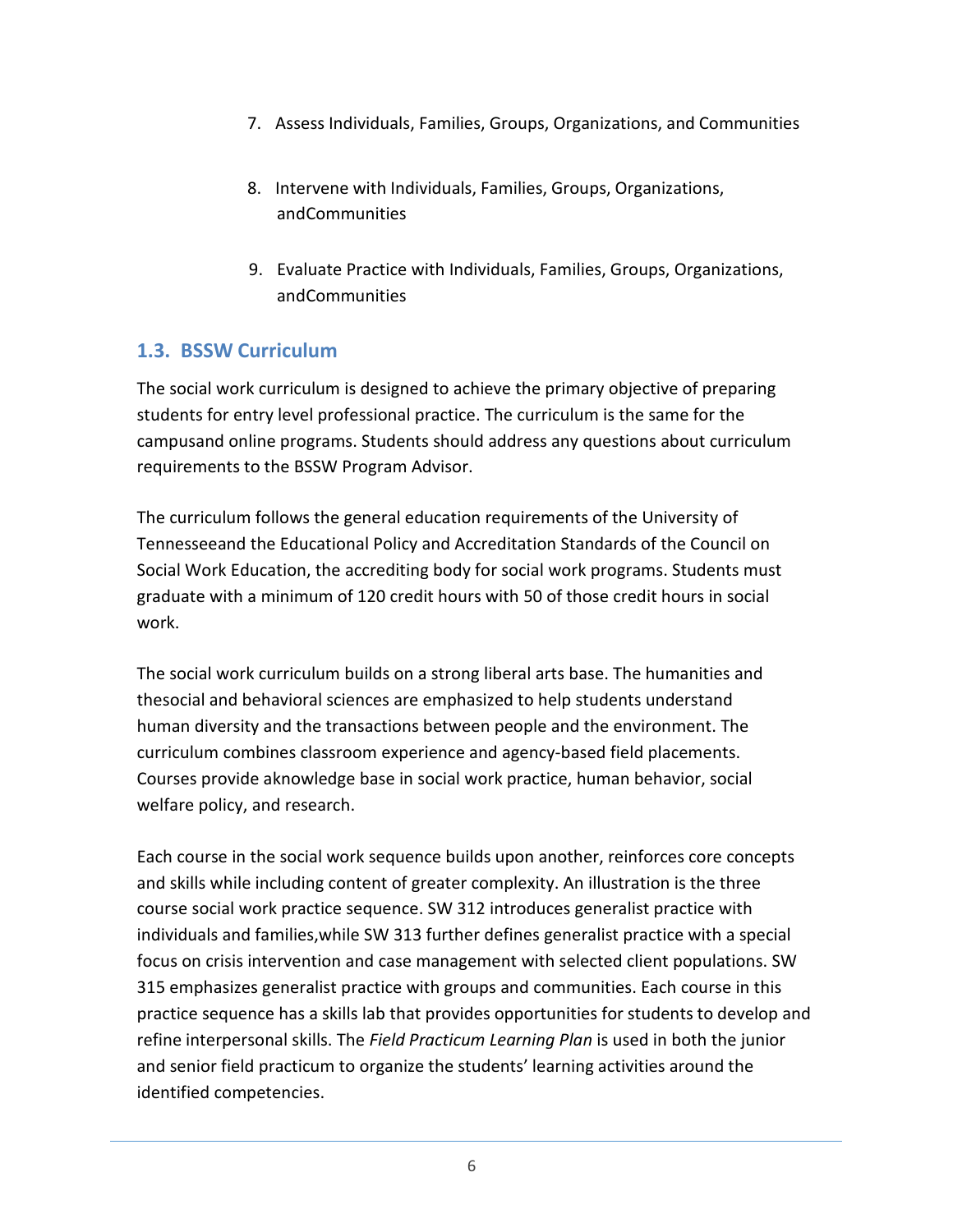7. Assess Individuals, Families, Groups, Organizations, and Communities

8. Intervene with Individuals, Families, Groups, Organizations, andCommunities

9. Evaluate Practice with Individuals, Families, Groups, Organizations, andCommunities

## 1.3. BSSW Curriculum

The social work curriculum is designed to achieve the primary objective of preparing students for entry level professional practice. The curriculum is the same for the campusand online programs. Students should address any questions about curriculum requirements to the BSSW Program Advisor.

The curriculum follows the general education requirements of the University of Tennesseeand the Educational Policy and Accreditation Standards of the Council on Social Work Education, the accrediting body for social work programs. Students must graduate with a minimum of 120 credit hours with 50 of those credit hours in social work.

The social work curriculum builds on a strong liberal arts base. The humanities and thesocial and behavioral sciences are emphasized to help students understand human diversity and the transactions between people and the environment. The curriculum combines classroom experience and agency-based field placements. Courses provide aknowledge base in social work practice, human behavior, social welfare policy, and research.

Each course in the social work sequence builds upon another, reinforces core concepts and skills while including content of greater complexity. An illustration is the three course social work practice sequence. SW 312 introduces generalist practice with individuals and families,while SW 313 further defines generalist practice with a special focus on crisis intervention and case management with selected client populations. SW 315 emphasizes generalist practice with groups and communities. Each course in this practice sequence has a skills lab that provides opportunities for students to develop and refine interpersonal skills. The *Field Practicum Learning Plan* is used in both the junior and senior field practicum to organize the students' learning activities around the identified competencies.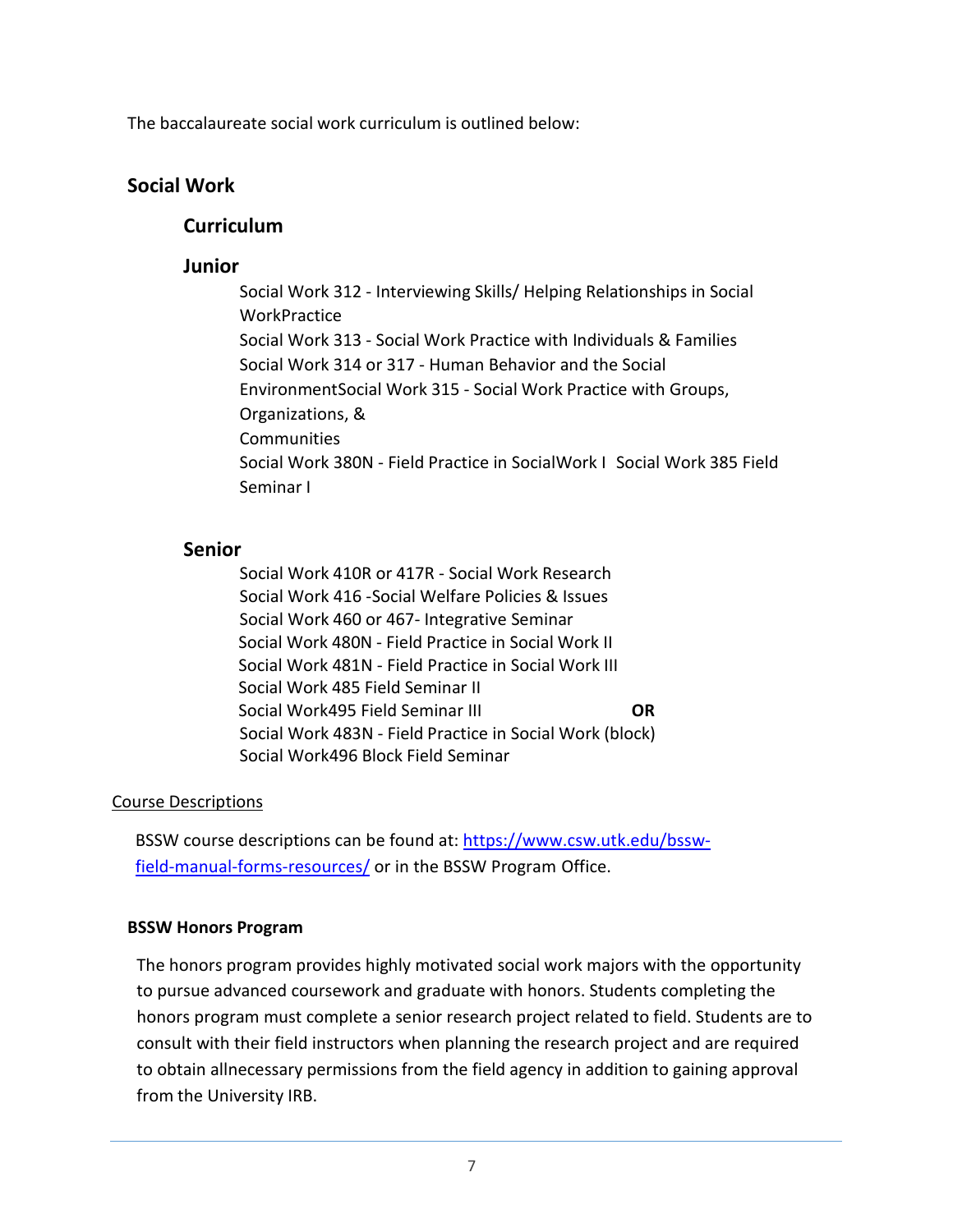The baccalaureate social work curriculum is outlined below:

## Social Work

### Curriculum

### Junior

Social Work 312 - Interviewing Skills/ Helping Relationships in Social WorkPractice
Social Work 313 - Social Work Practice with Individuals & Families
Social Work 314 or 317 - Human Behavior and the Social EnvironmentSocial Work 315 - Social Work Practice with Groups, Organizations, & Communities
Social Work 380N - Field Practice in SocialWork I  Social Work 385 Field Seminar I

### Senior

Social Work 410R or 417R - Social Work Research
Social Work 416 -Social Welfare Policies & Issues
Social Work 460 or 467- Integrative Seminar
Social Work 480N - Field Practice in Social Work II
Social Work 481N - Field Practice in Social Work III
Social Work 485 Field Seminar II
Social Work495 Field Seminar III **OR**
Social Work 483N - Field Practice in Social Work (block)
Social Work496 Block Field Seminar

Course Descriptions

BSSW course descriptions can be found at: [https://www.csw.utk.edu/bssw-field-manual-forms-resources/](https://www.csw.utk.edu/bssw-field-manual-forms-resources/) or in the BSSW Program Office.

**BSSW Honors Program**

The honors program provides highly motivated social work majors with the opportunity to pursue advanced coursework and graduate with honors. Students completing the honors program must complete a senior research project related to field. Students are to consult with their field instructors when planning the research project and are required to obtain allnecessary permissions from the field agency in addition to gaining approval from the University IRB.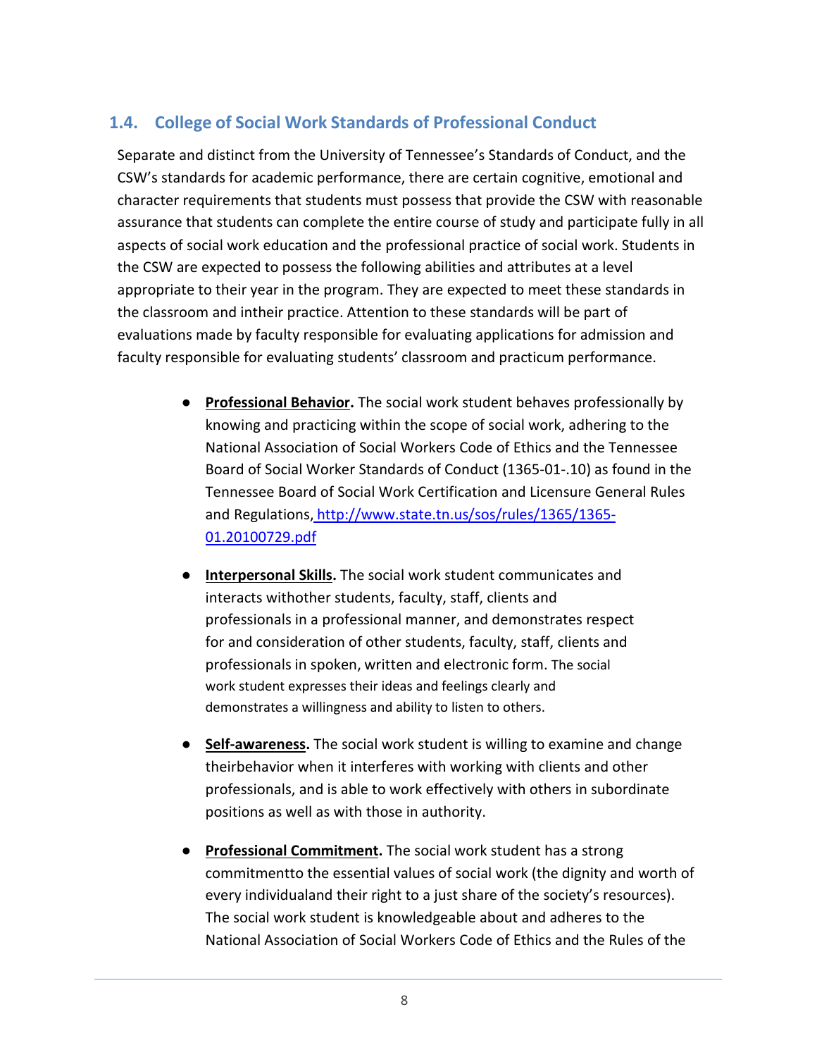## 1.4. College of Social Work Standards of Professional Conduct

Separate and distinct from the University of Tennessee's Standards of Conduct, and the CSW's standards for academic performance, there are certain cognitive, emotional and character requirements that students must possess that provide the CSW with reasonable assurance that students can complete the entire course of study and participate fully in all aspects of social work education and the professional practice of social work. Students in the CSW are expected to possess the following abilities and attributes at a level appropriate to their year in the program. They are expected to meet these standards in the classroom and intheir practice. Attention to these standards will be part of evaluations made by faculty responsible for evaluating applications for admission and faculty responsible for evaluating students' classroom and practicum performance.

- **Professional Behavior.** The social work student behaves professionally by knowing and practicing within the scope of social work, adhering to the National Association of Social Workers Code of Ethics and the Tennessee Board of Social Worker Standards of Conduct (1365-01-.10) as found in the Tennessee Board of Social Work Certification and Licensure General Rules and Regulations, http://www.state.tn.us/sos/rules/1365/1365-01.20100729.pdf

- **Interpersonal Skills.** The social work student communicates and interacts withother students, faculty, staff, clients and professionals in a professional manner, and demonstrates respect for and consideration of other students, faculty, staff, clients and professionals in spoken, written and electronic form. The social work student expresses their ideas and feelings clearly and demonstrates a willingness and ability to listen to others.

- **Self-awareness.** The social work student is willing to examine and change theirbehavior when it interferes with working with clients and other professionals, and is able to work effectively with others in subordinate positions as well as with those in authority.

- **Professional Commitment.** The social work student has a strong commitmentto the essential values of social work (the dignity and worth of every individualand their right to a just share of the society's resources). The social work student is knowledgeable about and adheres to the National Association of Social Workers Code of Ethics and the Rules of the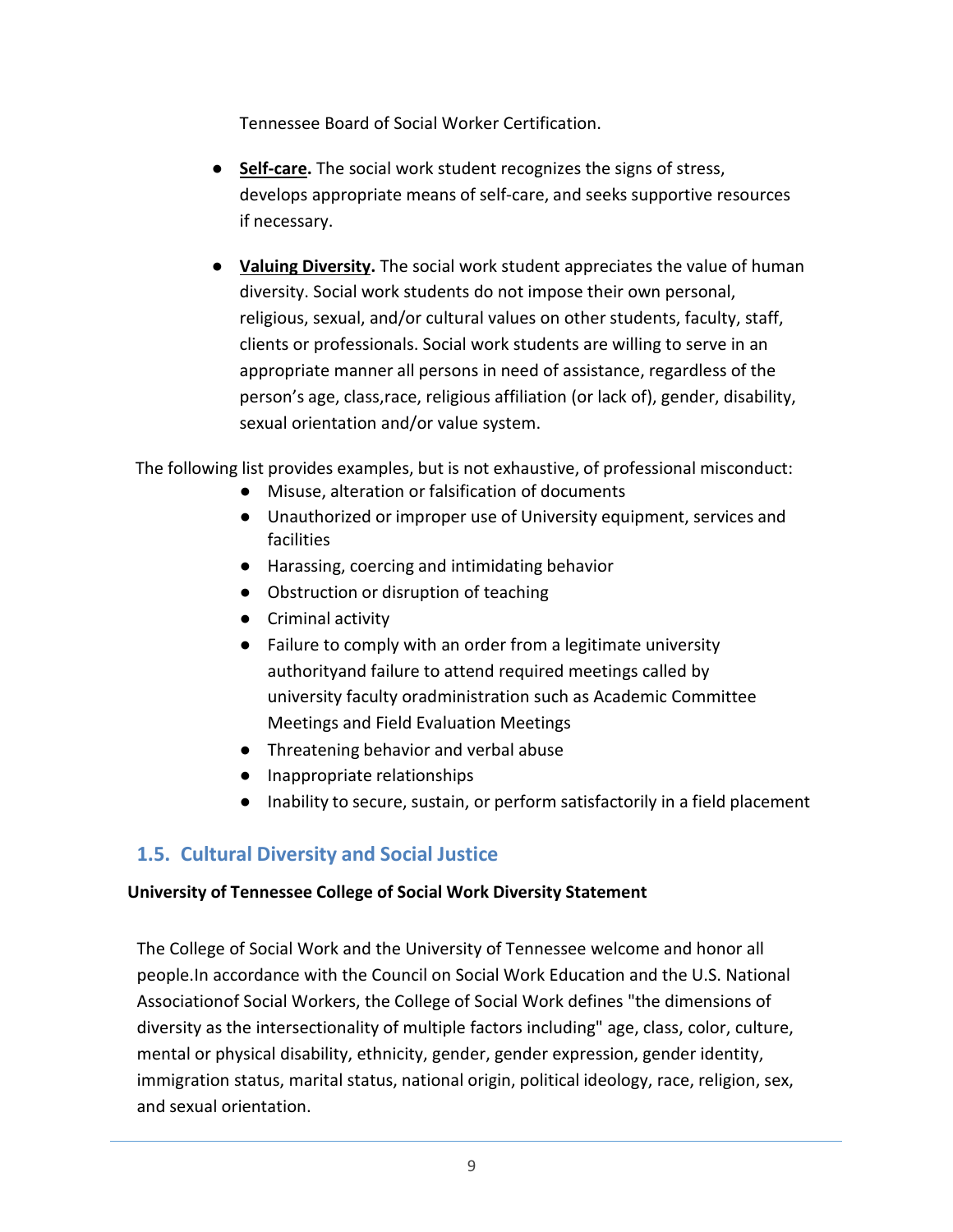Tennessee Board of Social Worker Certification.

- **Self-care.** The social work student recognizes the signs of stress, develops appropriate means of self-care, and seeks supportive resources if necessary.

- **Valuing Diversity.** The social work student appreciates the value of human diversity. Social work students do not impose their own personal, religious, sexual, and/or cultural values on other students, faculty, staff, clients or professionals. Social work students are willing to serve in an appropriate manner all persons in need of assistance, regardless of the person's age, class,race, religious affiliation (or lack of), gender, disability, sexual orientation and/or value system.

The following list provides examples, but is not exhaustive, of professional misconduct:

- Misuse, alteration or falsification of documents
- Unauthorized or improper use of University equipment, services and facilities
- Harassing, coercing and intimidating behavior
- Obstruction or disruption of teaching
- Criminal activity
- Failure to comply with an order from a legitimate university authorityand failure to attend required meetings called by university faculty oradministration such as Academic Committee Meetings and Field Evaluation Meetings
- Threatening behavior and verbal abuse
- Inappropriate relationships
- Inability to secure, sustain, or perform satisfactorily in a field placement

## 1.5. Cultural Diversity and Social Justice

**University of Tennessee College of Social Work Diversity Statement**

The College of Social Work and the University of Tennessee welcome and honor all people.In accordance with the Council on Social Work Education and the U.S. National Associationof Social Workers, the College of Social Work defines "the dimensions of diversity as the intersectionality of multiple factors including" age, class, color, culture, mental or physical disability, ethnicity, gender, gender expression, gender identity, immigration status, marital status, national origin, political ideology, race, religion, sex, and sexual orientation.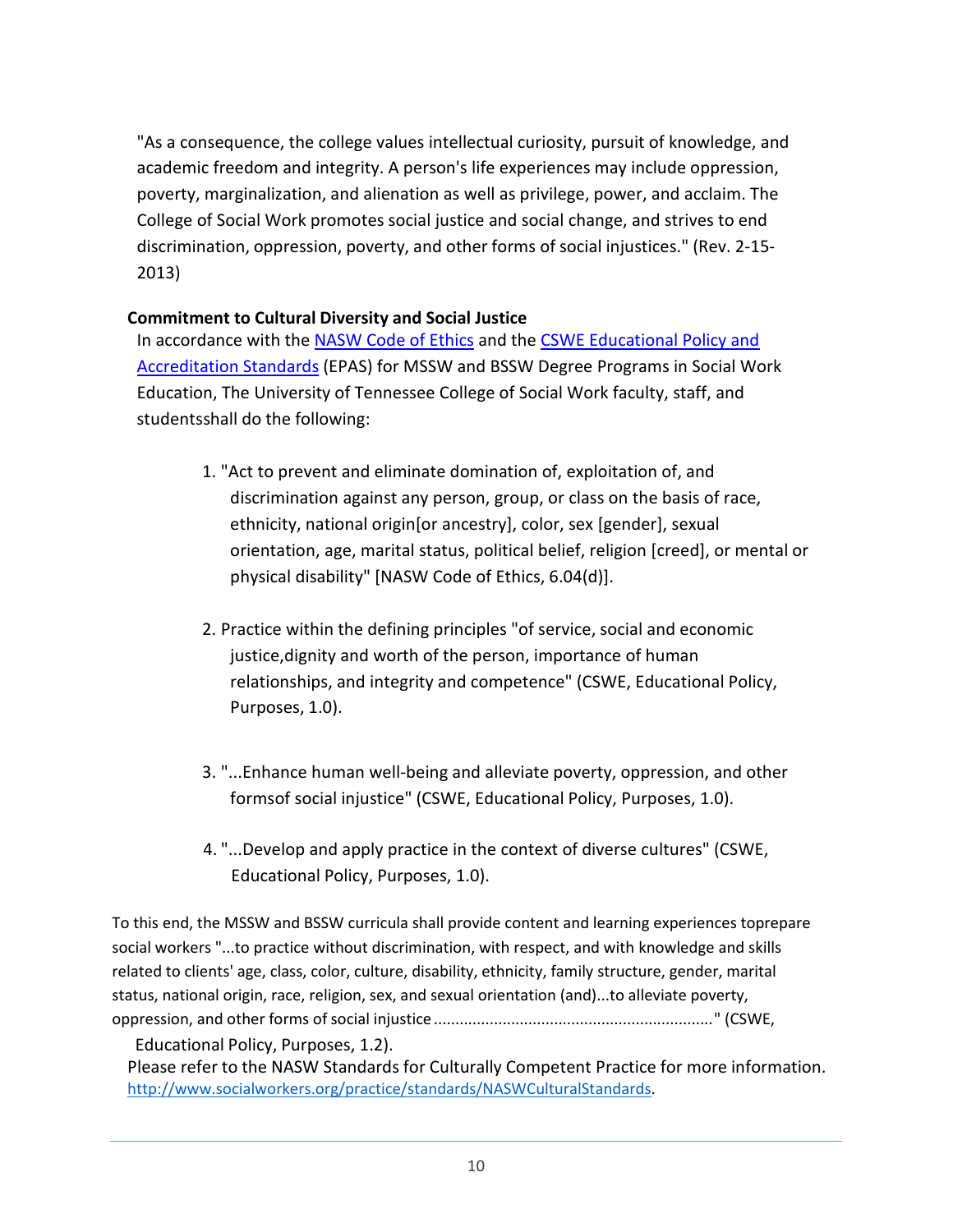"As a consequence, the college values intellectual curiosity, pursuit of knowledge, and academic freedom and integrity. A person's life experiences may include oppression, poverty, marginalization, and alienation as well as privilege, power, and acclaim. The College of Social Work promotes social justice and social change, and strives to end discrimination, oppression, poverty, and other forms of social injustices." (Rev. 2-15-2013)

**Commitment to Cultural Diversity and Social Justice**

In accordance with the [NASW Code of Ethics]() and the [CSWE Educational Policy and Accreditation Standards]() (EPAS) for MSSW and BSSW Degree Programs in Social Work Education, The University of Tennessee College of Social Work faculty, staff, and studentsshall do the following:

1. "Act to prevent and eliminate domination of, exploitation of, and discrimination against any person, group, or class on the basis of race, ethnicity, national origin[or ancestry], color, sex [gender], sexual orientation, age, marital status, political belief, religion [creed], or mental or physical disability" [NASW Code of Ethics, 6.04(d)].

2. Practice within the defining principles "of service, social and economic justice,dignity and worth of the person, importance of human relationships, and integrity and competence" (CSWE, Educational Policy, Purposes, 1.0).

3. "...Enhance human well-being and alleviate poverty, oppression, and other formsof social injustice" (CSWE, Educational Policy, Purposes, 1.0).

4. "...Develop and apply practice in the context of diverse cultures" (CSWE, Educational Policy, Purposes, 1.0).

To this end, the MSSW and BSSW curricula shall provide content and learning experiences toprepare social workers "...to practice without discrimination, with respect, and with knowledge and skills related to clients' age, class, color, culture, disability, ethnicity, family structure, gender, marital status, national origin, race, religion, sex, and sexual orientation (and)...to alleviate poverty, oppression, and other forms of social injustice ................................................................" (CSWE, Educational Policy, Purposes, 1.2).

Please refer to the NASW Standards for Culturally Competent Practice for more information. [http://www.socialworkers.org/practice/standards/NASWCulturalStandards](http://www.socialworkers.org/practice/standards/NASWCulturalStandards).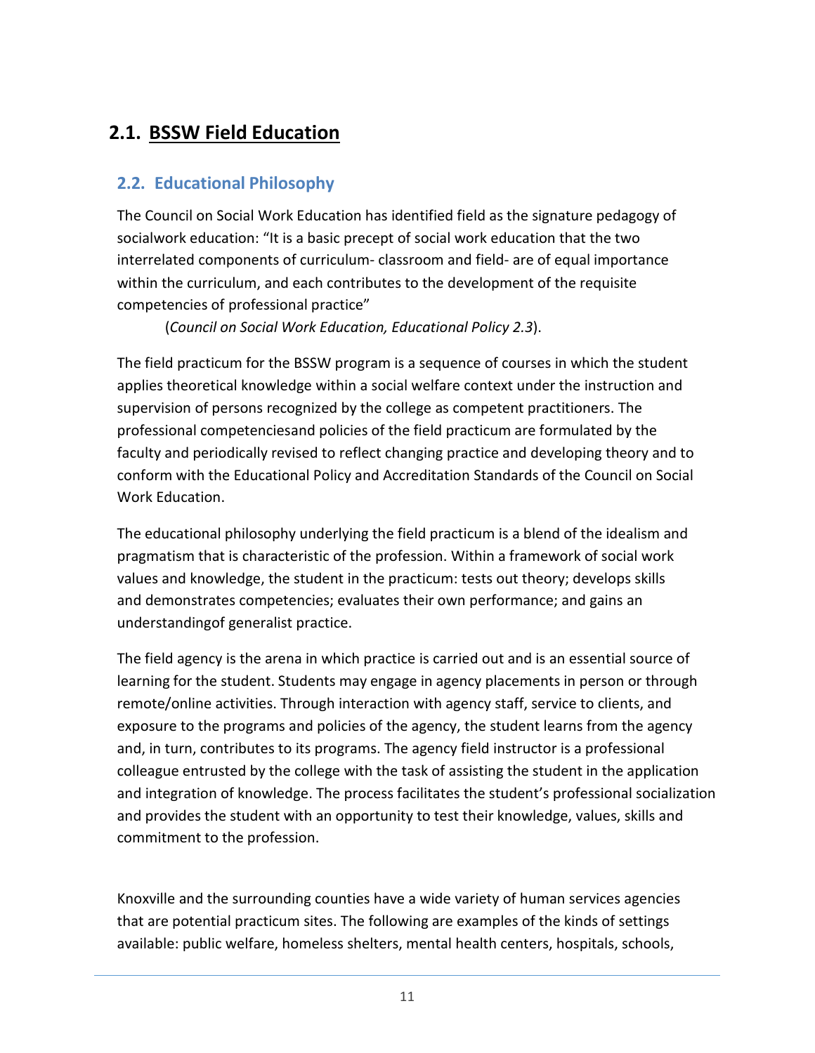# 2.1. BSSW Field Education

## 2.2. Educational Philosophy

The Council on Social Work Education has identified field as the signature pedagogy of socialwork education: "It is a basic precept of social work education that the two interrelated components of curriculum- classroom and field- are of equal importance within the curriculum, and each contributes to the development of the requisite competencies of professional practice"

(*Council on Social Work Education, Educational Policy 2.3*).

The field practicum for the BSSW program is a sequence of courses in which the student applies theoretical knowledge within a social welfare context under the instruction and supervision of persons recognized by the college as competent practitioners. The professional competenciesand policies of the field practicum are formulated by the faculty and periodically revised to reflect changing practice and developing theory and to conform with the Educational Policy and Accreditation Standards of the Council on Social Work Education.

The educational philosophy underlying the field practicum is a blend of the idealism and pragmatism that is characteristic of the profession. Within a framework of social work values and knowledge, the student in the practicum: tests out theory; develops skills and demonstrates competencies; evaluates their own performance; and gains an understandingof generalist practice.

The field agency is the arena in which practice is carried out and is an essential source of learning for the student. Students may engage in agency placements in person or through remote/online activities. Through interaction with agency staff, service to clients, and exposure to the programs and policies of the agency, the student learns from the agency and, in turn, contributes to its programs. The agency field instructor is a professional colleague entrusted by the college with the task of assisting the student in the application and integration of knowledge. The process facilitates the student's professional socialization and provides the student with an opportunity to test their knowledge, values, skills and commitment to the profession.

Knoxville and the surrounding counties have a wide variety of human services agencies that are potential practicum sites. The following are examples of the kinds of settings available: public welfare, homeless shelters, mental health centers, hospitals, schools,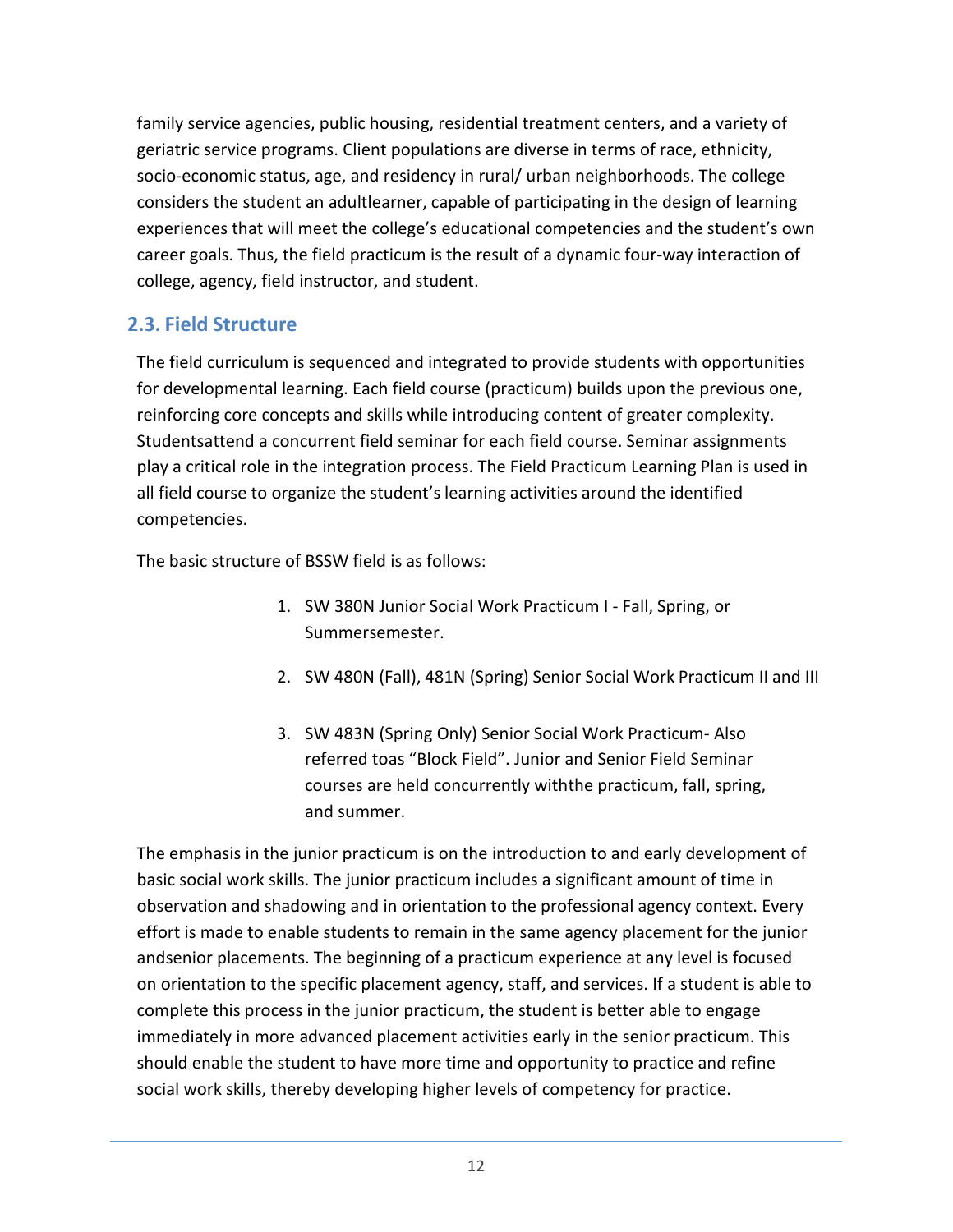family service agencies, public housing, residential treatment centers, and a variety of geriatric service programs. Client populations are diverse in terms of race, ethnicity, socio-economic status, age, and residency in rural/ urban neighborhoods. The college considers the student an adultlearner, capable of participating in the design of learning experiences that will meet the college's educational competencies and the student's own career goals. Thus, the field practicum is the result of a dynamic four-way interaction of college, agency, field instructor, and student.

## 2.3. Field Structure

The field curriculum is sequenced and integrated to provide students with opportunities for developmental learning. Each field course (practicum) builds upon the previous one, reinforcing core concepts and skills while introducing content of greater complexity. Studentsattend a concurrent field seminar for each field course. Seminar assignments play a critical role in the integration process. The Field Practicum Learning Plan is used in all field course to organize the student's learning activities around the identified competencies.

The basic structure of BSSW field is as follows:

1. SW 380N Junior Social Work Practicum I - Fall, Spring, or Summersemester.
2. SW 480N (Fall), 481N (Spring) Senior Social Work Practicum II and III
3. SW 483N (Spring Only) Senior Social Work Practicum- Also referred toas "Block Field". Junior and Senior Field Seminar courses are held concurrently withthe practicum, fall, spring, and summer.

The emphasis in the junior practicum is on the introduction to and early development of basic social work skills. The junior practicum includes a significant amount of time in observation and shadowing and in orientation to the professional agency context. Every effort is made to enable students to remain in the same agency placement for the junior andsenior placements. The beginning of a practicum experience at any level is focused on orientation to the specific placement agency, staff, and services. If a student is able to complete this process in the junior practicum, the student is better able to engage immediately in more advanced placement activities early in the senior practicum. This should enable the student to have more time and opportunity to practice and refine social work skills, thereby developing higher levels of competency for practice.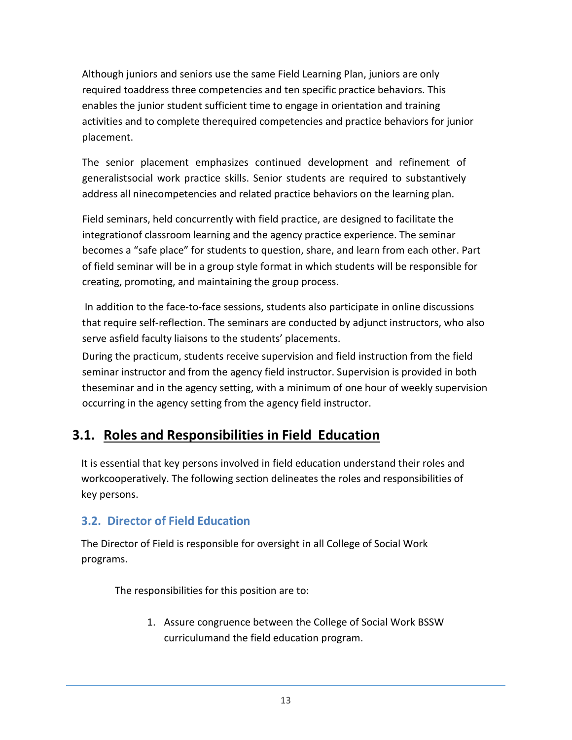Although juniors and seniors use the same Field Learning Plan, juniors are only required toaddress three competencies and ten specific practice behaviors. This enables the junior student sufficient time to engage in orientation and training activities and to complete therequired competencies and practice behaviors for junior placement.

The senior placement emphasizes continued development and refinement of generalistsocial work practice skills. Senior students are required to substantively address all ninecompetencies and related practice behaviors on the learning plan.

Field seminars, held concurrently with field practice, are designed to facilitate the integrationof classroom learning and the agency practice experience. The seminar becomes a "safe place" for students to question, share, and learn from each other. Part of field seminar will be in a group style format in which students will be responsible for creating, promoting, and maintaining the group process.

In addition to the face-to-face sessions, students also participate in online discussions that require self-reflection. The seminars are conducted by adjunct instructors, who also serve asfield faculty liaisons to the students' placements.

During the practicum, students receive supervision and field instruction from the field seminar instructor and from the agency field instructor. Supervision is provided in both theseminar and in the agency setting, with a minimum of one hour of weekly supervision occurring in the agency setting from the agency field instructor.

## 3.1. Roles and Responsibilities in Field Education

It is essential that key persons involved in field education understand their roles and workcooperatively. The following section delineates the roles and responsibilities of key persons.

### 3.2. Director of Field Education

The Director of Field is responsible for oversight in all College of Social Work programs.

The responsibilities for this position are to:

1. Assure congruence between the College of Social Work BSSW curriculumand the field education program.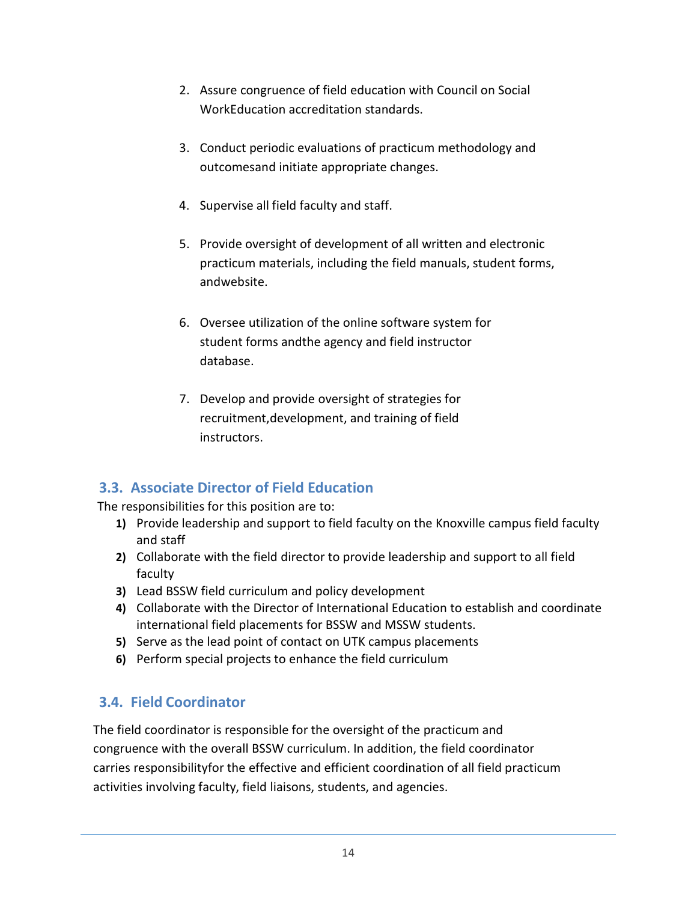2. Assure congruence of field education with Council on Social WorkEducation accreditation standards.

3. Conduct periodic evaluations of practicum methodology and outcomesand initiate appropriate changes.

4. Supervise all field faculty and staff.

5. Provide oversight of development of all written and electronic practicum materials, including the field manuals, student forms, andwebsite.

6. Oversee utilization of the online software system for student forms andthe agency and field instructor database.

7. Develop and provide oversight of strategies for recruitment,development, and training of field instructors.

## 3.3. Associate Director of Field Education

The responsibilities for this position are to:

1) Provide leadership and support to field faculty on the Knoxville campus field faculty and staff
2) Collaborate with the field director to provide leadership and support to all field faculty
3) Lead BSSW field curriculum and policy development
4) Collaborate with the Director of International Education to establish and coordinate international field placements for BSSW and MSSW students.
5) Serve as the lead point of contact on UTK campus placements
6) Perform special projects to enhance the field curriculum

## 3.4. Field Coordinator

The field coordinator is responsible for the oversight of the practicum and congruence with the overall BSSW curriculum. In addition, the field coordinator carries responsibilityfor the effective and efficient coordination of all field practicum activities involving faculty, field liaisons, students, and agencies.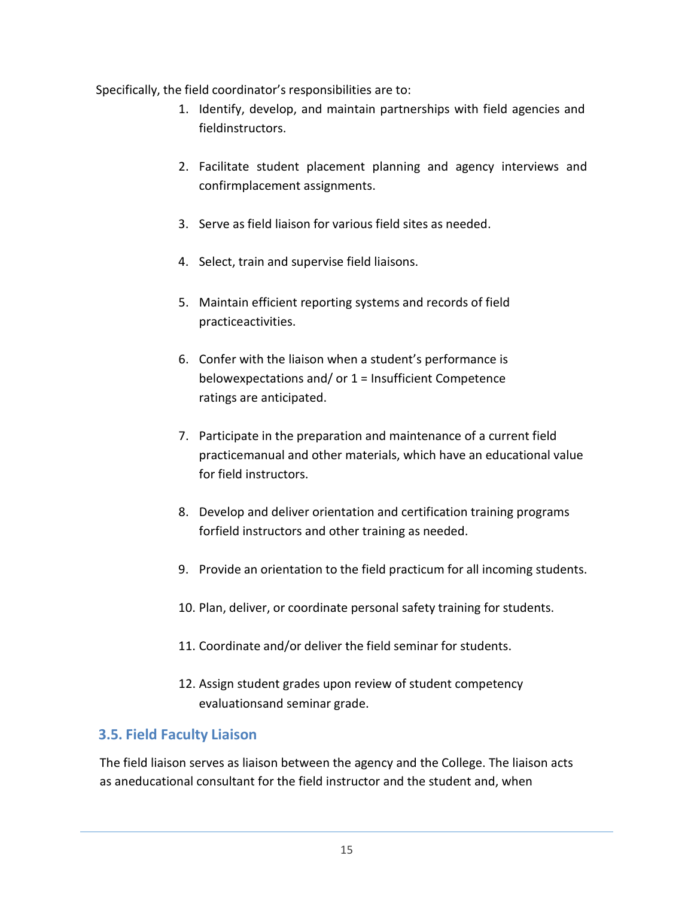Specifically, the field coordinator's responsibilities are to:

1. Identify, develop, and maintain partnerships with field agencies and fieldinstructors.

2. Facilitate student placement planning and agency interviews and confirmplacement assignments.

3. Serve as field liaison for various field sites as needed.

4. Select, train and supervise field liaisons.

5. Maintain efficient reporting systems and records of field practiceactivities.

6. Confer with the liaison when a student's performance is belowexpectations and/ or 1 = Insufficient Competence ratings are anticipated.

7. Participate in the preparation and maintenance of a current field practicemanual and other materials, which have an educational value for field instructors.

8. Develop and deliver orientation and certification training programs forfield instructors and other training as needed.

9. Provide an orientation to the field practicum for all incoming students.

10. Plan, deliver, or coordinate personal safety training for students.

11. Coordinate and/or deliver the field seminar for students.

12. Assign student grades upon review of student competency evaluationsand seminar grade.

## 3.5. Field Faculty Liaison

The field liaison serves as liaison between the agency and the College. The liaison acts as aneducational consultant for the field instructor and the student and, when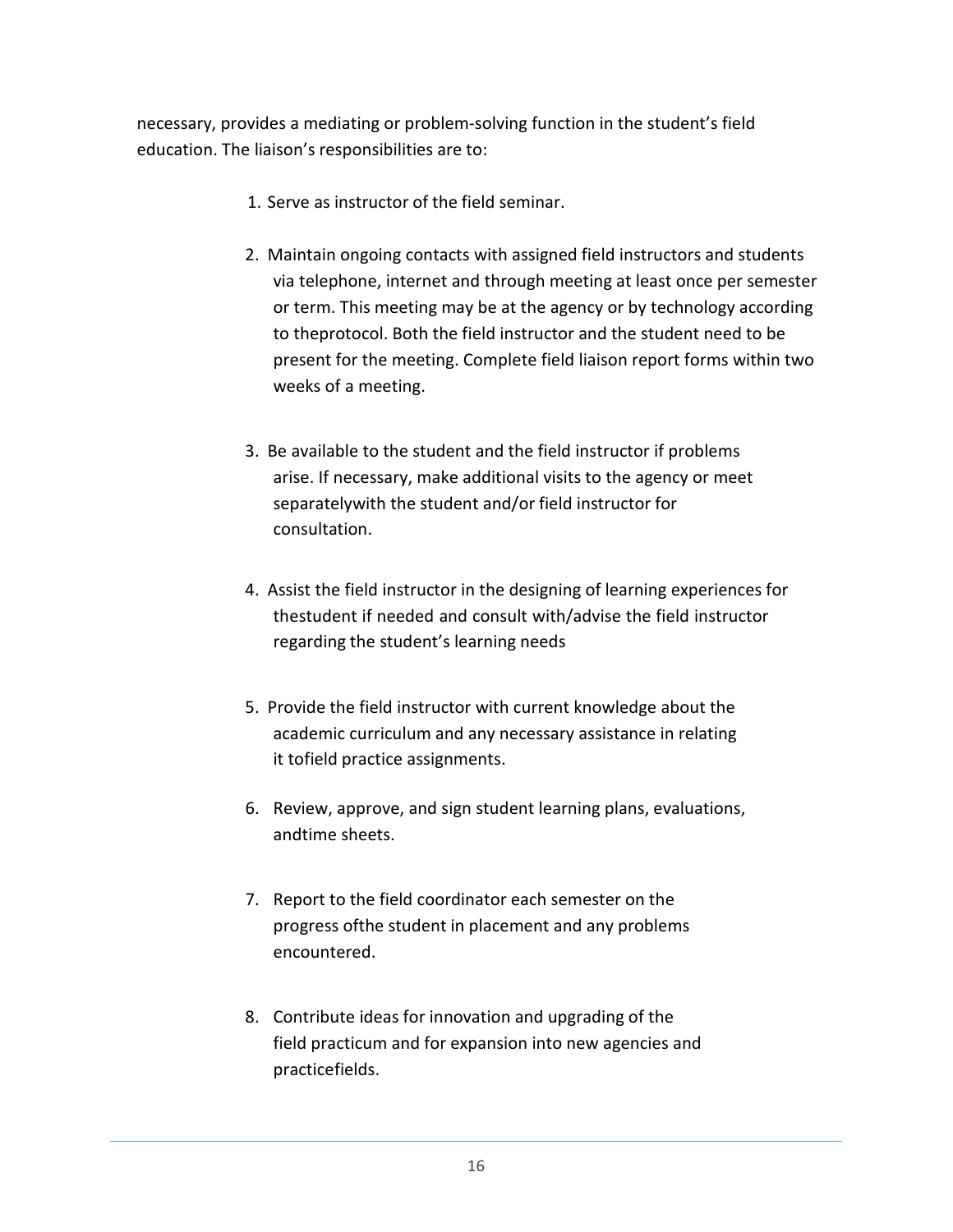necessary, provides a mediating or problem-solving function in the student's field education. The liaison's responsibilities are to:

1. Serve as instructor of the field seminar.
2. Maintain ongoing contacts with assigned field instructors and students via telephone, internet and through meeting at least once per semester or term. This meeting may be at the agency or by technology according to theprotocol. Both the field instructor and the student need to be present for the meeting. Complete field liaison report forms within two weeks of a meeting.
3. Be available to the student and the field instructor if problems arise. If necessary, make additional visits to the agency or meet separatelywith the student and/or field instructor for consultation.
4. Assist the field instructor in the designing of learning experiences for thestudent if needed and consult with/advise the field instructor regarding the student's learning needs
5. Provide the field instructor with current knowledge about the academic curriculum and any necessary assistance in relating it tofield practice assignments.
6. Review, approve, and sign student learning plans, evaluations, andtime sheets.
7. Report to the field coordinator each semester on the progress ofthe student in placement and any problems encountered.
8. Contribute ideas for innovation and upgrading of the field practicum and for expansion into new agencies and practicefields.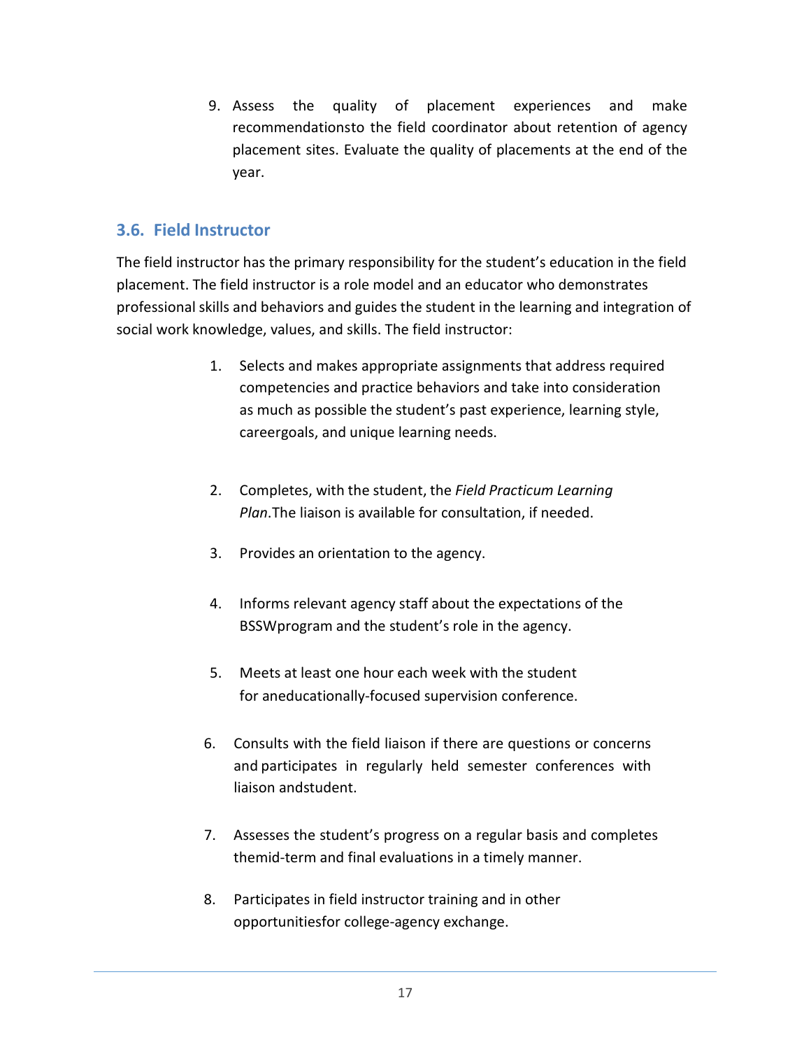9. Assess the quality of placement experiences and make recommendationsto the field coordinator about retention of agency placement sites. Evaluate the quality of placements at the end of the year.

## 3.6. Field Instructor

The field instructor has the primary responsibility for the student's education in the field placement. The field instructor is a role model and an educator who demonstrates professional skills and behaviors and guides the student in the learning and integration of social work knowledge, values, and skills. The field instructor:

1. Selects and makes appropriate assignments that address required competencies and practice behaviors and take into consideration as much as possible the student's past experience, learning style, careergoals, and unique learning needs.

2. Completes, with the student, the *Field Practicum Learning Plan*.The liaison is available for consultation, if needed.

3. Provides an orientation to the agency.

4. Informs relevant agency staff about the expectations of the BSSWprogram and the student's role in the agency.

5. Meets at least one hour each week with the student for aneducationally-focused supervision conference.

6. Consults with the field liaison if there are questions or concerns and participates in regularly held semester conferences with liaison andstudent.

7. Assesses the student's progress on a regular basis and completes themid-term and final evaluations in a timely manner.

8. Participates in field instructor training and in other opportunitiesfor college-agency exchange.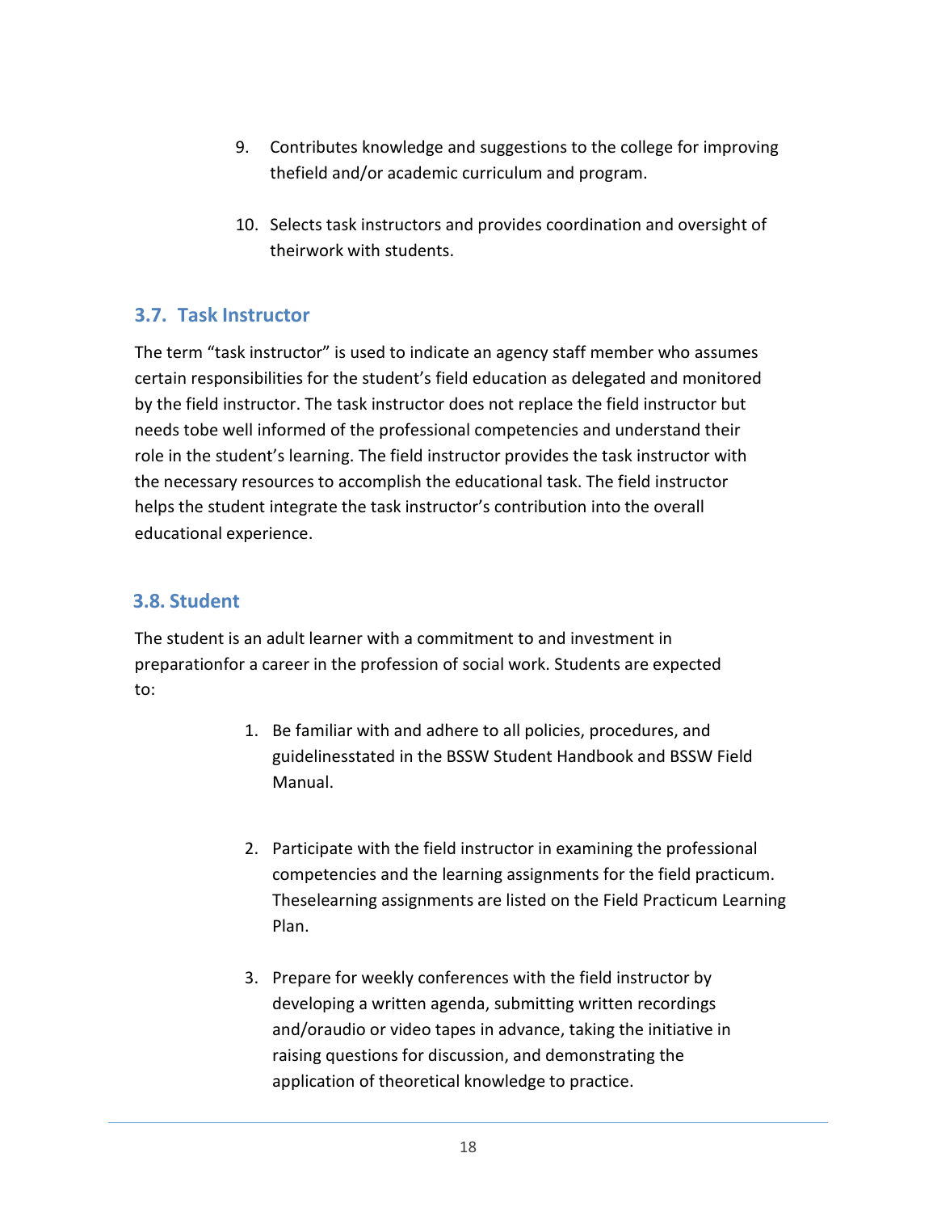9. Contributes knowledge and suggestions to the college for improving thefield and/or academic curriculum and program.

10. Selects task instructors and provides coordination and oversight of theirwork with students.

### 3.7. Task Instructor

The term "task instructor" is used to indicate an agency staff member who assumes certain responsibilities for the student's field education as delegated and monitored by the field instructor. The task instructor does not replace the field instructor but needs tobe well informed of the professional competencies and understand their role in the student's learning. The field instructor provides the task instructor with the necessary resources to accomplish the educational task. The field instructor helps the student integrate the task instructor's contribution into the overall educational experience.

### 3.8. Student

The student is an adult learner with a commitment to and investment in preparationfor a career in the profession of social work. Students are expected to:

1. Be familiar with and adhere to all policies, procedures, and guidelinesstated in the BSSW Student Handbook and BSSW Field Manual.

2. Participate with the field instructor in examining the professional competencies and the learning assignments for the field practicum. Theselearning assignments are listed on the Field Practicum Learning Plan.

3. Prepare for weekly conferences with the field instructor by developing a written agenda, submitting written recordings and/oraudio or video tapes in advance, taking the initiative in raising questions for discussion, and demonstrating the application of theoretical knowledge to practice.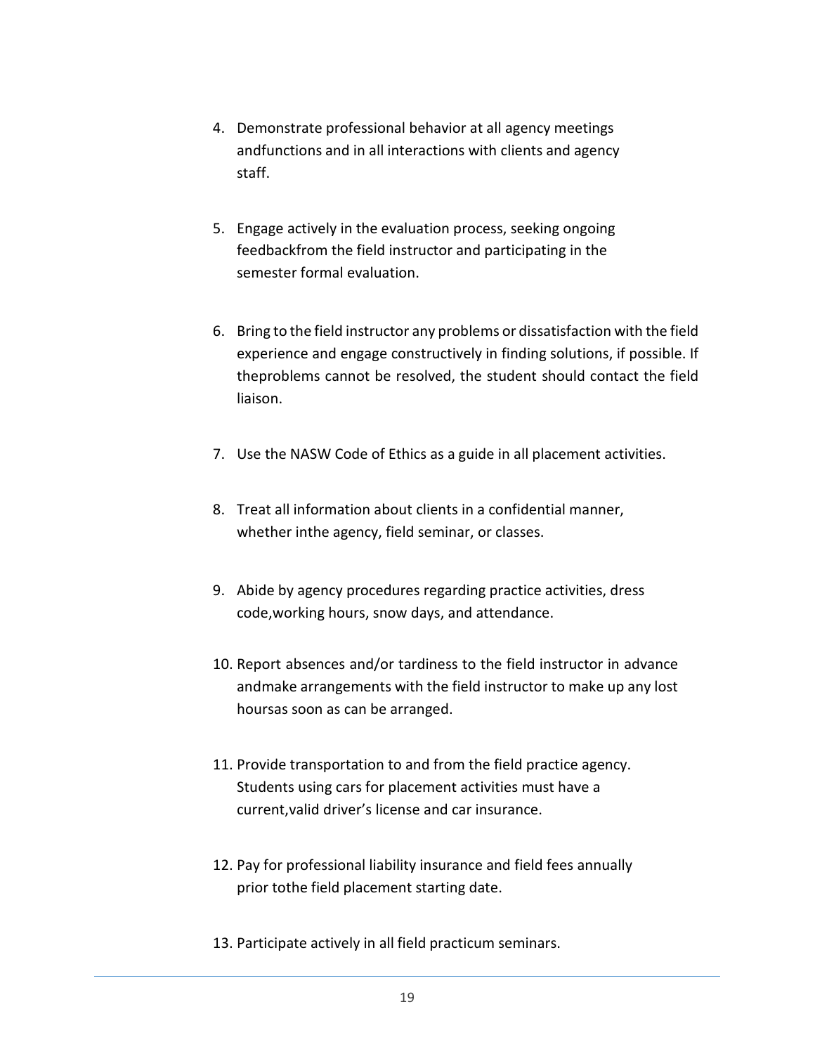4. Demonstrate professional behavior at all agency meetings andfunctions and in all interactions with clients and agency staff.

5. Engage actively in the evaluation process, seeking ongoing feedbackfrom the field instructor and participating in the semester formal evaluation.

6. Bring to the field instructor any problems or dissatisfaction with the field experience and engage constructively in finding solutions, if possible. If theproblems cannot be resolved, the student should contact the field liaison.

7. Use the NASW Code of Ethics as a guide in all placement activities.

8. Treat all information about clients in a confidential manner, whether inthe agency, field seminar, or classes.

9. Abide by agency procedures regarding practice activities, dress code,working hours, snow days, and attendance.

10. Report absences and/or tardiness to the field instructor in advance andmake arrangements with the field instructor to make up any lost hoursas soon as can be arranged.

11. Provide transportation to and from the field practice agency. Students using cars for placement activities must have a current,valid driver's license and car insurance.

12. Pay for professional liability insurance and field fees annually prior tothe field placement starting date.

13. Participate actively in all field practicum seminars.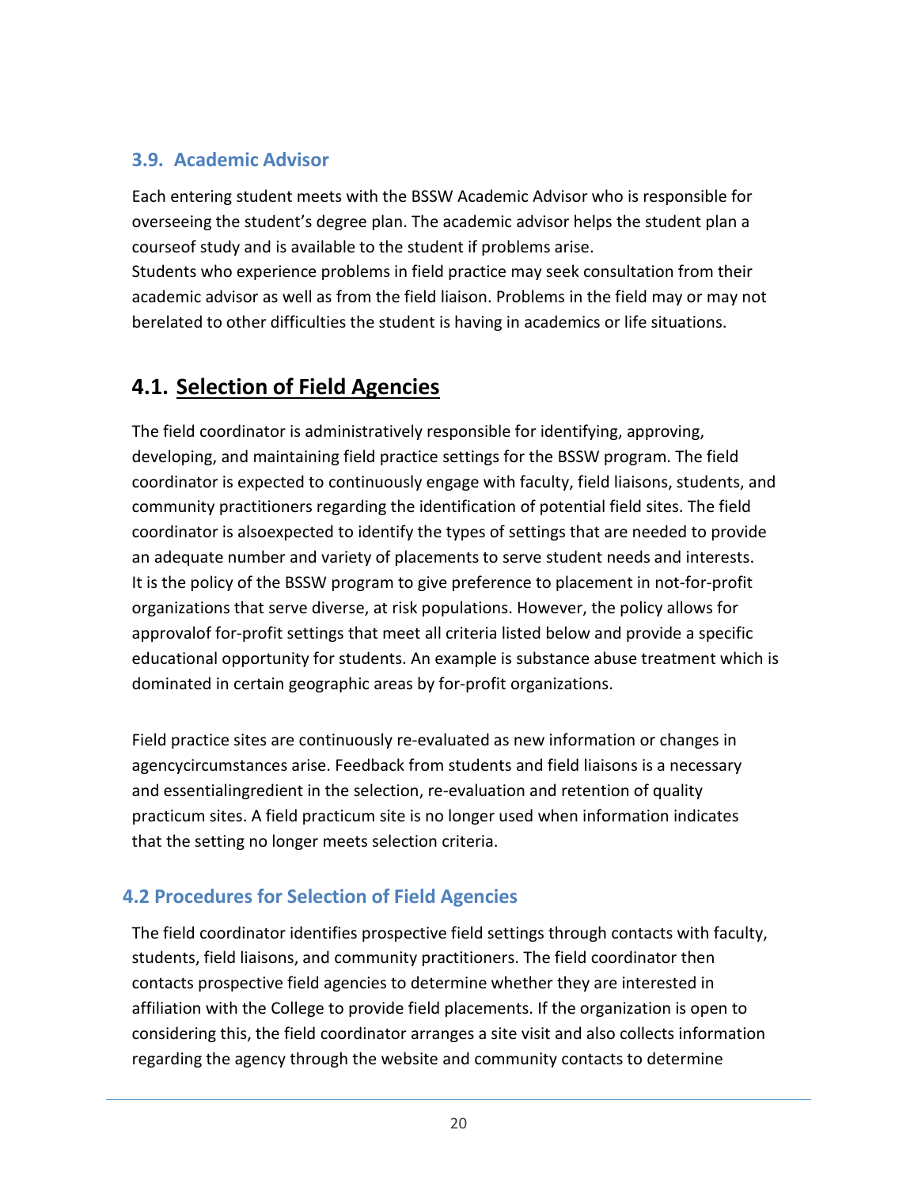### 3.9. Academic Advisor

Each entering student meets with the BSSW Academic Advisor who is responsible for overseeing the student's degree plan. The academic advisor helps the student plan a courseof study and is available to the student if problems arise.
Students who experience problems in field practice may seek consultation from their academic advisor as well as from the field liaison. Problems in the field may or may not berelated to other difficulties the student is having in academics or life situations.

## 4.1. Selection of Field Agencies

The field coordinator is administratively responsible for identifying, approving, developing, and maintaining field practice settings for the BSSW program. The field coordinator is expected to continuously engage with faculty, field liaisons, students, and community practitioners regarding the identification of potential field sites. The field coordinator is alsoexpected to identify the types of settings that are needed to provide an adequate number and variety of placements to serve student needs and interests.
It is the policy of the BSSW program to give preference to placement in not-for-profit organizations that serve diverse, at risk populations. However, the policy allows for approvalof for-profit settings that meet all criteria listed below and provide a specific educational opportunity for students. An example is substance abuse treatment which is dominated in certain geographic areas by for-profit organizations.

Field practice sites are continuously re-evaluated as new information or changes in agencycircumstances arise. Feedback from students and field liaisons is a necessary and essentialingredient in the selection, re-evaluation and retention of quality practicum sites. A field practicum site is no longer used when information indicates that the setting no longer meets selection criteria.

### 4.2 Procedures for Selection of Field Agencies

The field coordinator identifies prospective field settings through contacts with faculty, students, field liaisons, and community practitioners. The field coordinator then contacts prospective field agencies to determine whether they are interested in affiliation with the College to provide field placements. If the organization is open to considering this, the field coordinator arranges a site visit and also collects information regarding the agency through the website and community contacts to determine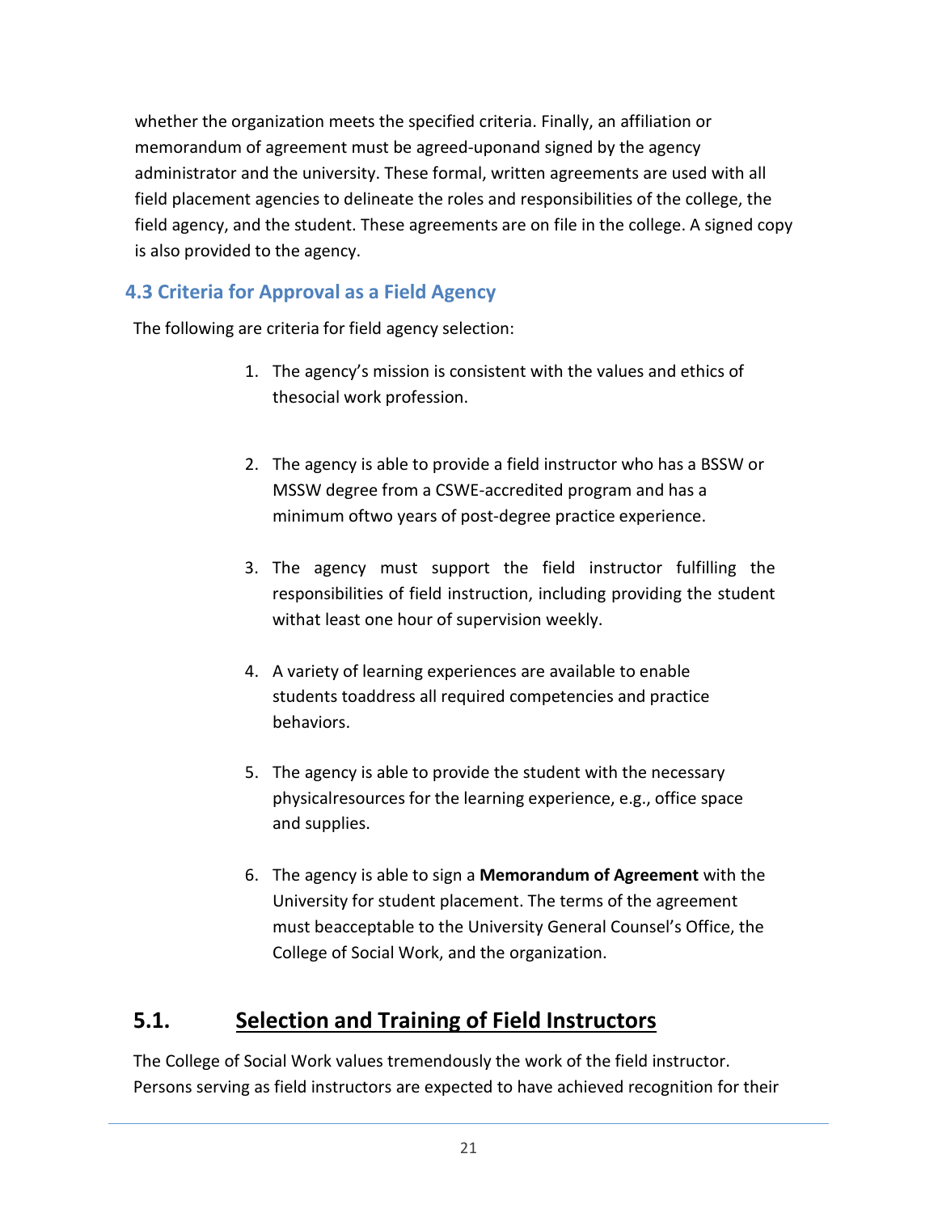whether the organization meets the specified criteria. Finally, an affiliation or memorandum of agreement must be agreed-uponand signed by the agency administrator and the university. These formal, written agreements are used with all field placement agencies to delineate the roles and responsibilities of the college, the field agency, and the student. These agreements are on file in the college. A signed copy is also provided to the agency.

### 4.3 Criteria for Approval as a Field Agency

The following are criteria for field agency selection:

1. The agency's mission is consistent with the values and ethics of thesocial work profession.
2. The agency is able to provide a field instructor who has a BSSW or MSSW degree from a CSWE-accredited program and has a minimum oftwo years of post-degree practice experience.
3. The agency must support the field instructor fulfilling the responsibilities of field instruction, including providing the student withat least one hour of supervision weekly.
4. A variety of learning experiences are available to enable students toaddress all required competencies and practice behaviors.
5. The agency is able to provide the student with the necessary physicalresources for the learning experience, e.g., office space and supplies.
6. The agency is able to sign a **Memorandum of Agreement** with the University for student placement. The terms of the agreement must beacceptable to the University General Counsel's Office, the College of Social Work, and the organization.

## 5.1. Selection and Training of Field Instructors

The College of Social Work values tremendously the work of the field instructor. Persons serving as field instructors are expected to have achieved recognition for their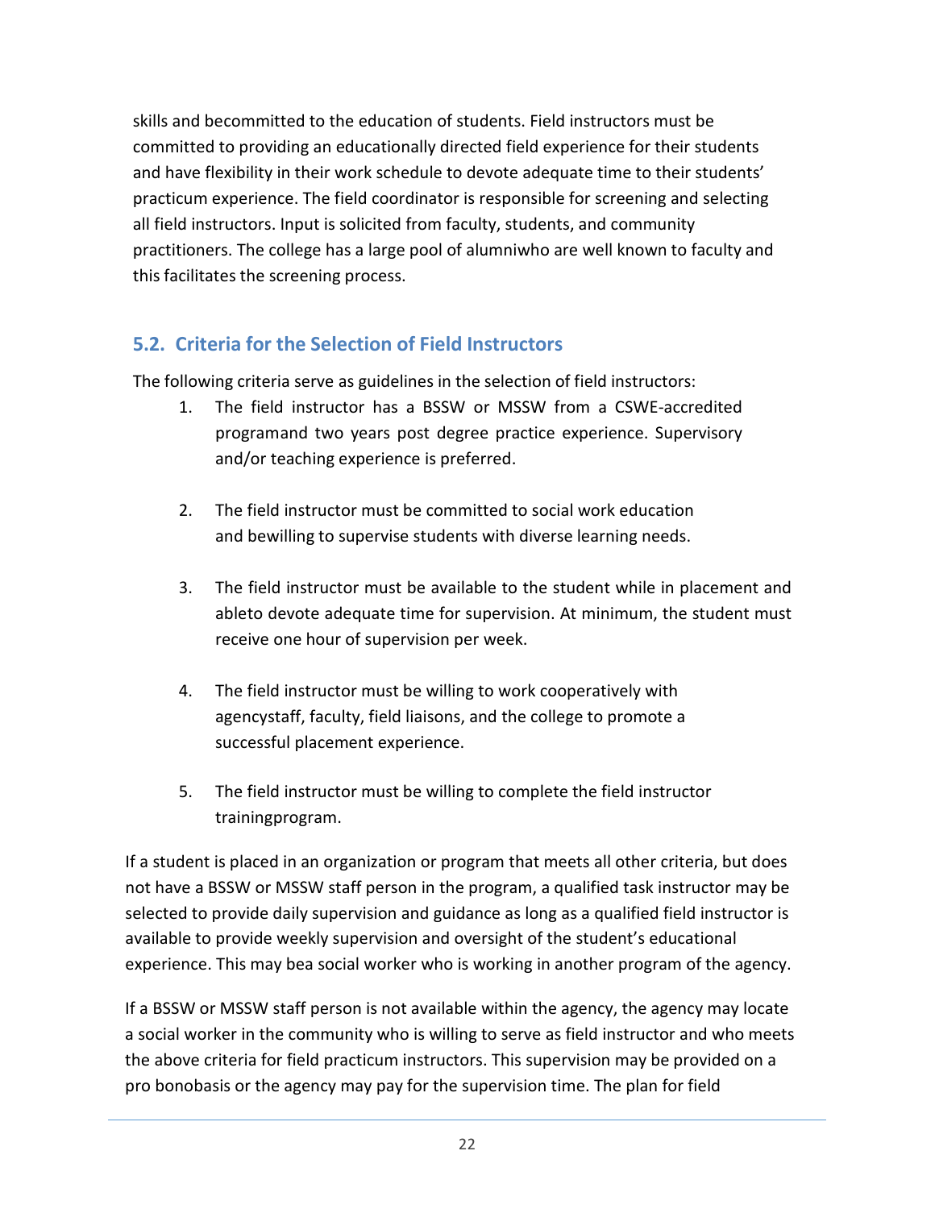skills and becommitted to the education of students. Field instructors must be committed to providing an educationally directed field experience for their students and have flexibility in their work schedule to devote adequate time to their students' practicum experience. The field coordinator is responsible for screening and selecting all field instructors. Input is solicited from faculty, students, and community practitioners. The college has a large pool of alumniwho are well known to faculty and this facilitates the screening process.

## 5.2. Criteria for the Selection of Field Instructors

The following criteria serve as guidelines in the selection of field instructors:

1. The field instructor has a BSSW or MSSW from a CSWE-accredited programand two years post degree practice experience. Supervisory and/or teaching experience is preferred.

2. The field instructor must be committed to social work education and bewilling to supervise students with diverse learning needs.

3. The field instructor must be available to the student while in placement and ableto devote adequate time for supervision. At minimum, the student must receive one hour of supervision per week.

4. The field instructor must be willing to work cooperatively with agencystaff, faculty, field liaisons, and the college to promote a successful placement experience.

5. The field instructor must be willing to complete the field instructor trainingprogram.

If a student is placed in an organization or program that meets all other criteria, but does not have a BSSW or MSSW staff person in the program, a qualified task instructor may be selected to provide daily supervision and guidance as long as a qualified field instructor is available to provide weekly supervision and oversight of the student's educational experience. This may bea social worker who is working in another program of the agency.

If a BSSW or MSSW staff person is not available within the agency, the agency may locate a social worker in the community who is willing to serve as field instructor and who meets the above criteria for field practicum instructors. This supervision may be provided on a pro bonobasis or the agency may pay for the supervision time. The plan for field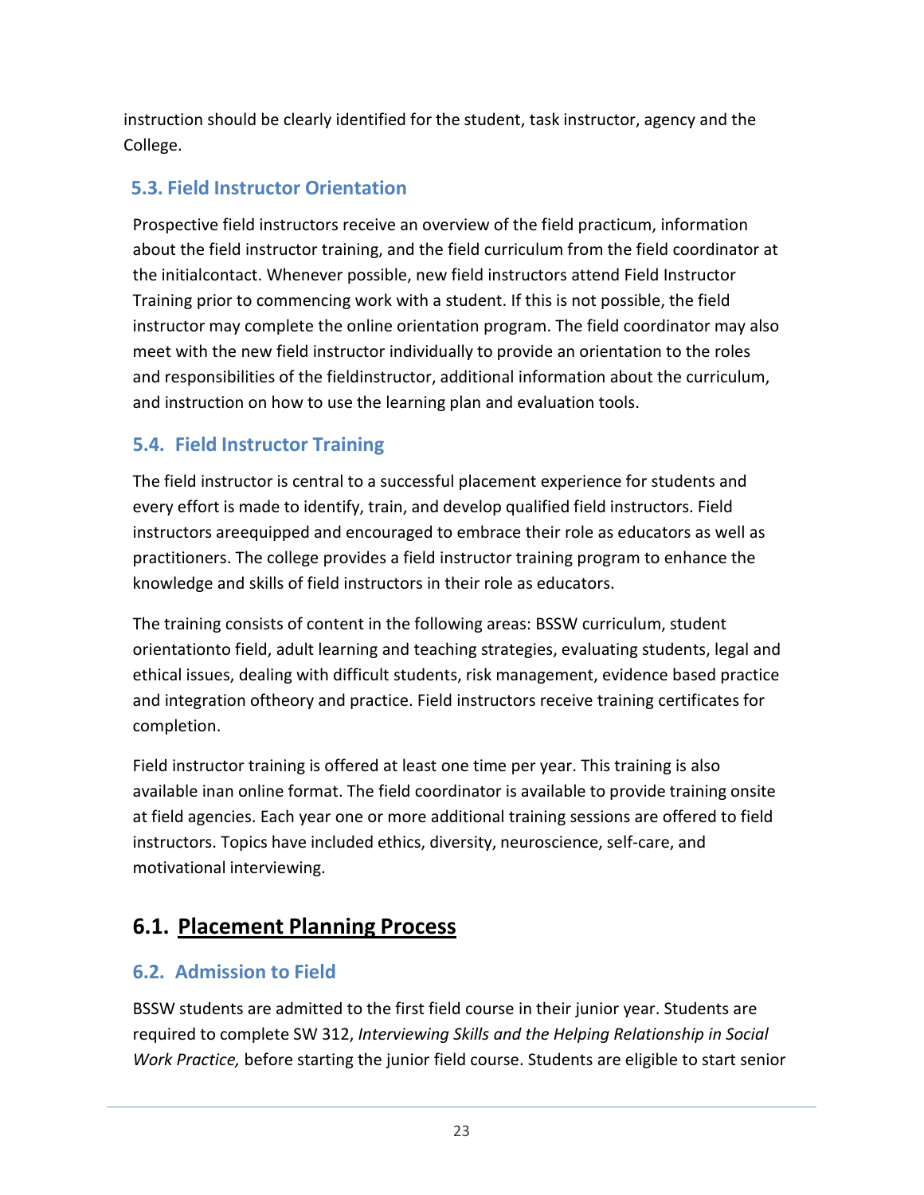instruction should be clearly identified for the student, task instructor, agency and the College.

### 5.3. Field Instructor Orientation

Prospective field instructors receive an overview of the field practicum, information about the field instructor training, and the field curriculum from the field coordinator at the initialcontact. Whenever possible, new field instructors attend Field Instructor Training prior to commencing work with a student. If this is not possible, the field instructor may complete the online orientation program. The field coordinator may also meet with the new field instructor individually to provide an orientation to the roles and responsibilities of the fieldinstructor, additional information about the curriculum, and instruction on how to use the learning plan and evaluation tools.

### 5.4. Field Instructor Training

The field instructor is central to a successful placement experience for students and every effort is made to identify, train, and develop qualified field instructors. Field instructors areequipped and encouraged to embrace their role as educators as well as practitioners. The college provides a field instructor training program to enhance the knowledge and skills of field instructors in their role as educators.

The training consists of content in the following areas: BSSW curriculum, student orientationto field, adult learning and teaching strategies, evaluating students, legal and ethical issues, dealing with difficult students, risk management, evidence based practice and integration oftheory and practice. Field instructors receive training certificates for completion.

Field instructor training is offered at least one time per year. This training is also available inan online format. The field coordinator is available to provide training onsite at field agencies. Each year one or more additional training sessions are offered to field instructors. Topics have included ethics, diversity, neuroscience, self-care, and motivational interviewing.

## 6.1. Placement Planning Process

### 6.2. Admission to Field

BSSW students are admitted to the first field course in their junior year. Students are required to complete SW 312, *Interviewing Skills and the Helping Relationship in Social Work Practice,* before starting the junior field course. Students are eligible to start senior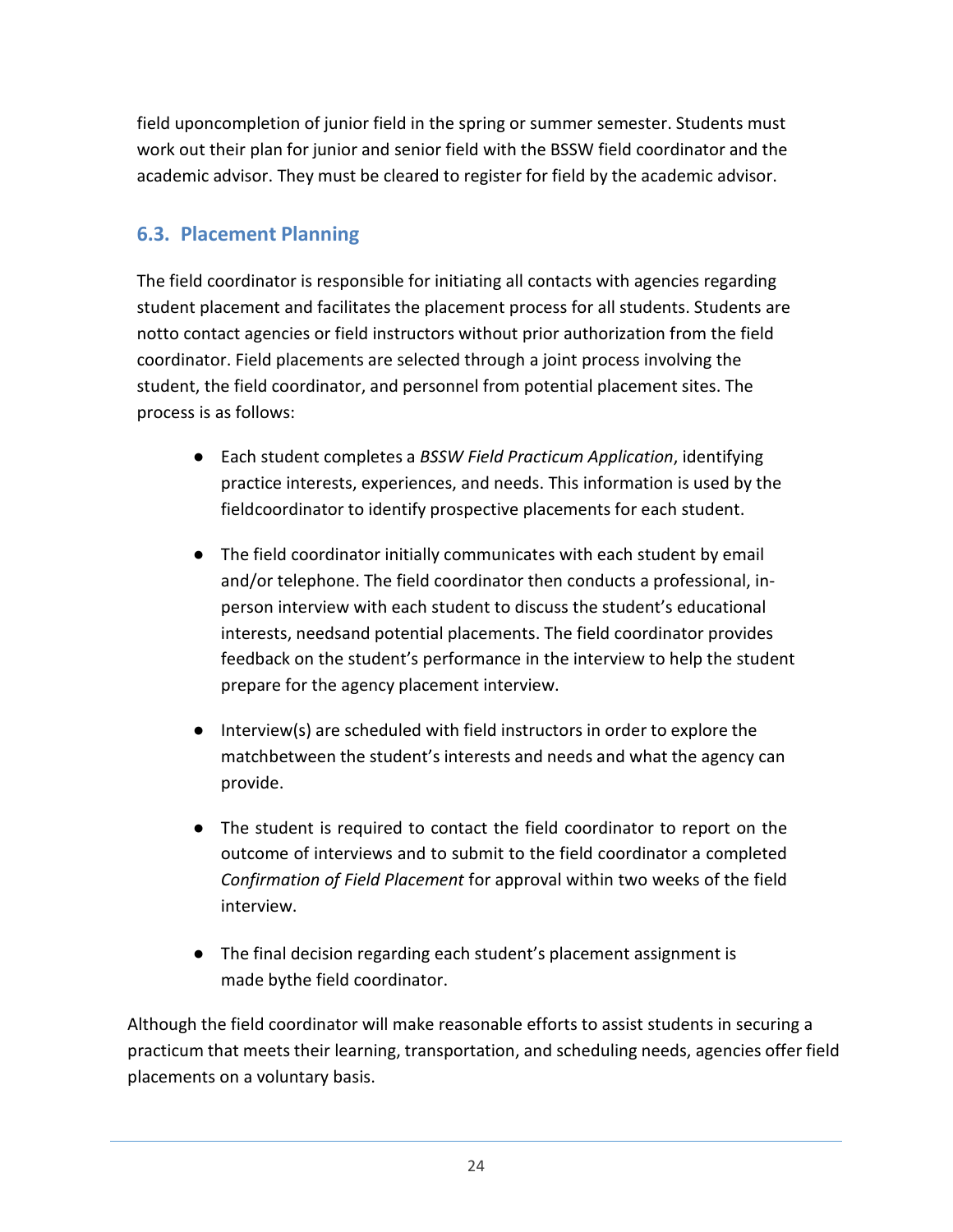field uponcompletion of junior field in the spring or summer semester. Students must work out their plan for junior and senior field with the BSSW field coordinator and the academic advisor. They must be cleared to register for field by the academic advisor.

## 6.3. Placement Planning

The field coordinator is responsible for initiating all contacts with agencies regarding student placement and facilitates the placement process for all students. Students are notto contact agencies or field instructors without prior authorization from the field coordinator. Field placements are selected through a joint process involving the student, the field coordinator, and personnel from potential placement sites. The process is as follows:

- Each student completes a *BSSW Field Practicum Application*, identifying practice interests, experiences, and needs. This information is used by the fieldcoordinator to identify prospective placements for each student.

- The field coordinator initially communicates with each student by email and/or telephone. The field coordinator then conducts a professional, in-person interview with each student to discuss the student's educational interests, needsand potential placements. The field coordinator provides feedback on the student's performance in the interview to help the student prepare for the agency placement interview.

- Interview(s) are scheduled with field instructors in order to explore the matchbetween the student's interests and needs and what the agency can provide.

- The student is required to contact the field coordinator to report on the outcome of interviews and to submit to the field coordinator a completed *Confirmation of Field Placement* for approval within two weeks of the field interview.

- The final decision regarding each student's placement assignment is made bythe field coordinator.

Although the field coordinator will make reasonable efforts to assist students in securing a practicum that meets their learning, transportation, and scheduling needs, agencies offer field placements on a voluntary basis.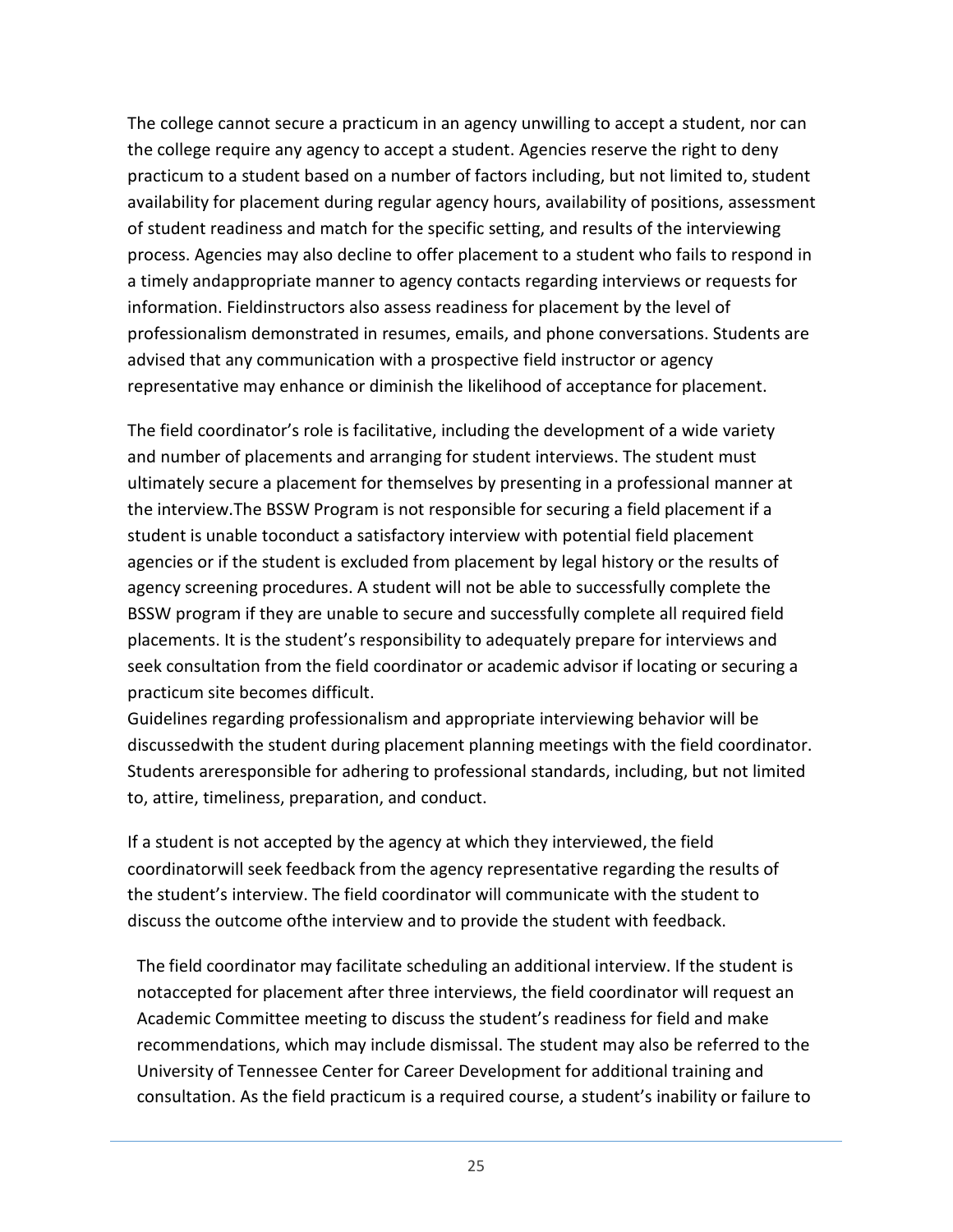The college cannot secure a practicum in an agency unwilling to accept a student, nor can the college require any agency to accept a student. Agencies reserve the right to deny practicum to a student based on a number of factors including, but not limited to, student availability for placement during regular agency hours, availability of positions, assessment of student readiness and match for the specific setting, and results of the interviewing process. Agencies may also decline to offer placement to a student who fails to respond in a timely andappropriate manner to agency contacts regarding interviews or requests for information. Fieldinstructors also assess readiness for placement by the level of professionalism demonstrated in resumes, emails, and phone conversations. Students are advised that any communication with a prospective field instructor or agency representative may enhance or diminish the likelihood of acceptance for placement.

The field coordinator's role is facilitative, including the development of a wide variety and number of placements and arranging for student interviews. The student must ultimately secure a placement for themselves by presenting in a professional manner at the interview.The BSSW Program is not responsible for securing a field placement if a student is unable toconduct a satisfactory interview with potential field placement agencies or if the student is excluded from placement by legal history or the results of agency screening procedures. A student will not be able to successfully complete the BSSW program if they are unable to secure and successfully complete all required field placements. It is the student's responsibility to adequately prepare for interviews and seek consultation from the field coordinator or academic advisor if locating or securing a practicum site becomes difficult.
Guidelines regarding professionalism and appropriate interviewing behavior will be discussedwith the student during placement planning meetings with the field coordinator. Students areresponsible for adhering to professional standards, including, but not limited to, attire, timeliness, preparation, and conduct.

If a student is not accepted by the agency at which they interviewed, the field coordinatorwill seek feedback from the agency representative regarding the results of the student's interview. The field coordinator will communicate with the student to discuss the outcome ofthe interview and to provide the student with feedback.

The field coordinator may facilitate scheduling an additional interview. If the student is notaccepted for placement after three interviews, the field coordinator will request an Academic Committee meeting to discuss the student's readiness for field and make recommendations, which may include dismissal. The student may also be referred to the University of Tennessee Center for Career Development for additional training and consultation. As the field practicum is a required course, a student's inability or failure to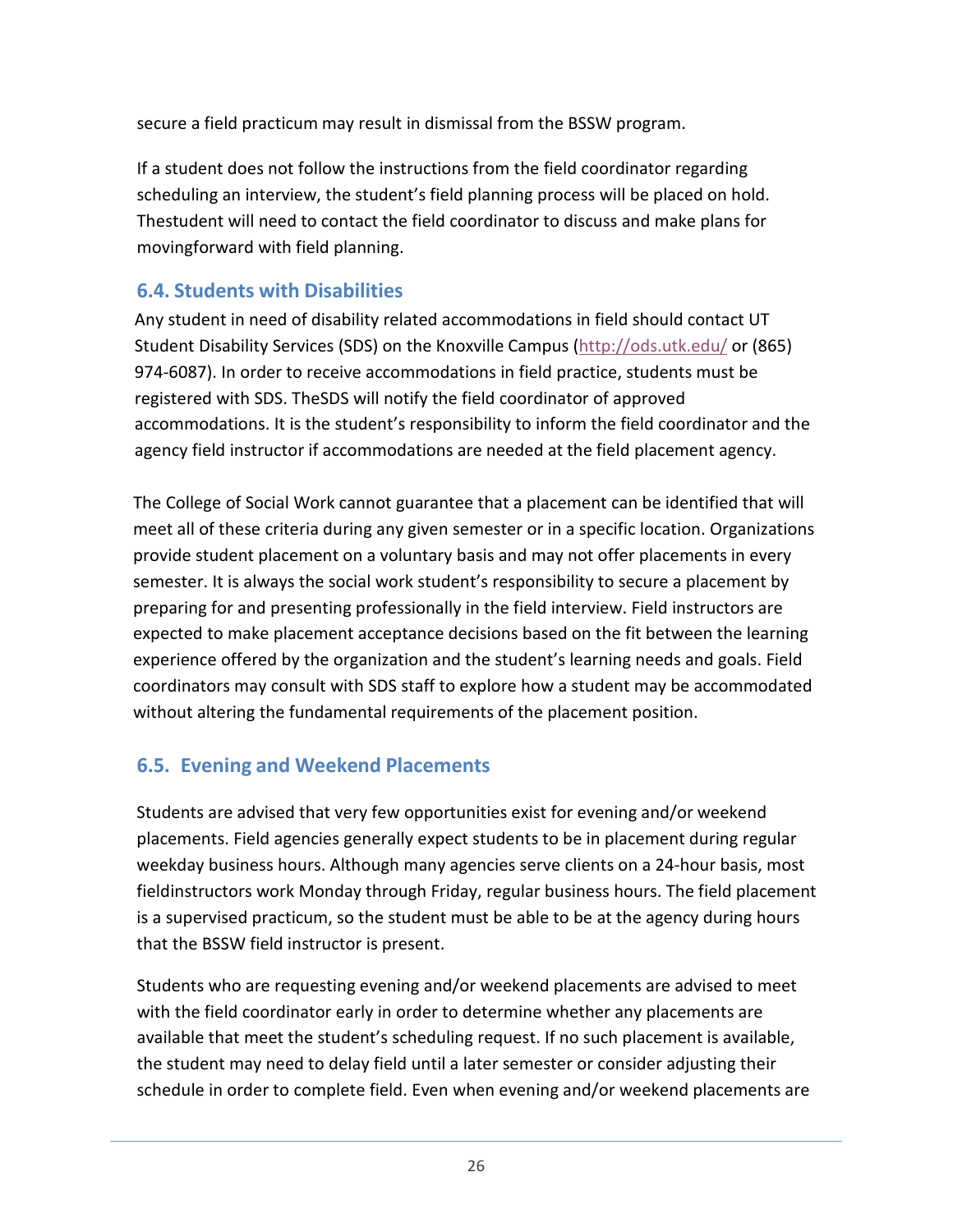secure a field practicum may result in dismissal from the BSSW program.

If a student does not follow the instructions from the field coordinator regarding scheduling an interview, the student's field planning process will be placed on hold. Thestudent will need to contact the field coordinator to discuss and make plans for movingforward with field planning.

### 6.4. Students with Disabilities

Any student in need of disability related accommodations in field should contact UT Student Disability Services (SDS) on the Knoxville Campus (http://ods.utk.edu/ or (865) 974-6087). In order to receive accommodations in field practice, students must be registered with SDS. TheSDS will notify the field coordinator of approved accommodations. It is the student's responsibility to inform the field coordinator and the agency field instructor if accommodations are needed at the field placement agency.

The College of Social Work cannot guarantee that a placement can be identified that will meet all of these criteria during any given semester or in a specific location. Organizations provide student placement on a voluntary basis and may not offer placements in every semester. It is always the social work student's responsibility to secure a placement by preparing for and presenting professionally in the field interview. Field instructors are expected to make placement acceptance decisions based on the fit between the learning experience offered by the organization and the student's learning needs and goals. Field coordinators may consult with SDS staff to explore how a student may be accommodated without altering the fundamental requirements of the placement position.

### 6.5. Evening and Weekend Placements

Students are advised that very few opportunities exist for evening and/or weekend placements. Field agencies generally expect students to be in placement during regular weekday business hours. Although many agencies serve clients on a 24-hour basis, most fieldinstructors work Monday through Friday, regular business hours. The field placement is a supervised practicum, so the student must be able to be at the agency during hours that the BSSW field instructor is present.

Students who are requesting evening and/or weekend placements are advised to meet with the field coordinator early in order to determine whether any placements are available that meet the student's scheduling request. If no such placement is available, the student may need to delay field until a later semester or consider adjusting their schedule in order to complete field. Even when evening and/or weekend placements are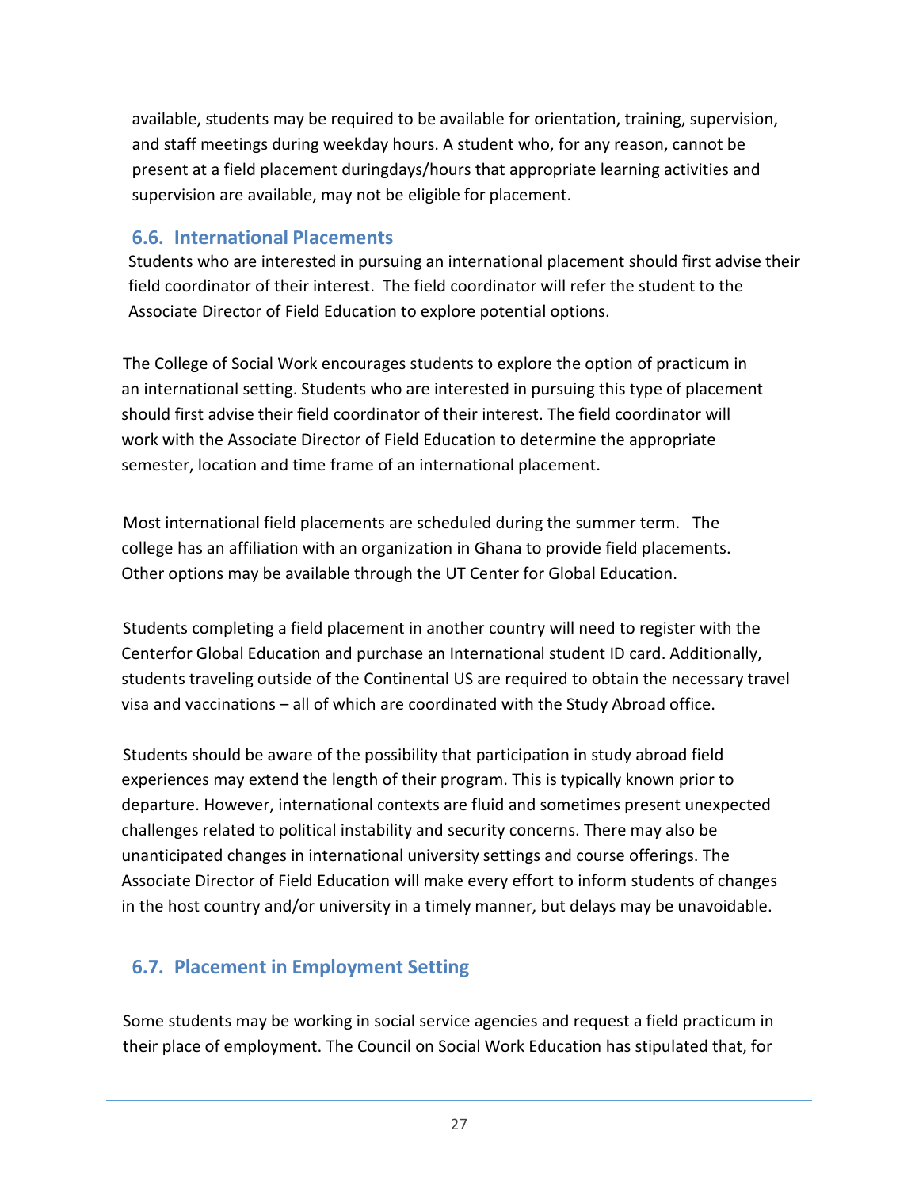available, students may be required to be available for orientation, training, supervision, and staff meetings during weekday hours. A student who, for any reason, cannot be present at a field placement duringdays/hours that appropriate learning activities and supervision are available, may not be eligible for placement.

### 6.6. International Placements

Students who are interested in pursuing an international placement should first advise their field coordinator of their interest. The field coordinator will refer the student to the Associate Director of Field Education to explore potential options.

The College of Social Work encourages students to explore the option of practicum in an international setting. Students who are interested in pursuing this type of placement should first advise their field coordinator of their interest. The field coordinator will work with the Associate Director of Field Education to determine the appropriate semester, location and time frame of an international placement.

Most international field placements are scheduled during the summer term. The college has an affiliation with an organization in Ghana to provide field placements. Other options may be available through the UT Center for Global Education.

Students completing a field placement in another country will need to register with the Centerfor Global Education and purchase an International student ID card. Additionally, students traveling outside of the Continental US are required to obtain the necessary travel visa and vaccinations – all of which are coordinated with the Study Abroad office.

Students should be aware of the possibility that participation in study abroad field experiences may extend the length of their program. This is typically known prior to departure. However, international contexts are fluid and sometimes present unexpected challenges related to political instability and security concerns. There may also be unanticipated changes in international university settings and course offerings. The Associate Director of Field Education will make every effort to inform students of changes in the host country and/or university in a timely manner, but delays may be unavoidable.

### 6.7. Placement in Employment Setting

Some students may be working in social service agencies and request a field practicum in their place of employment. The Council on Social Work Education has stipulated that, for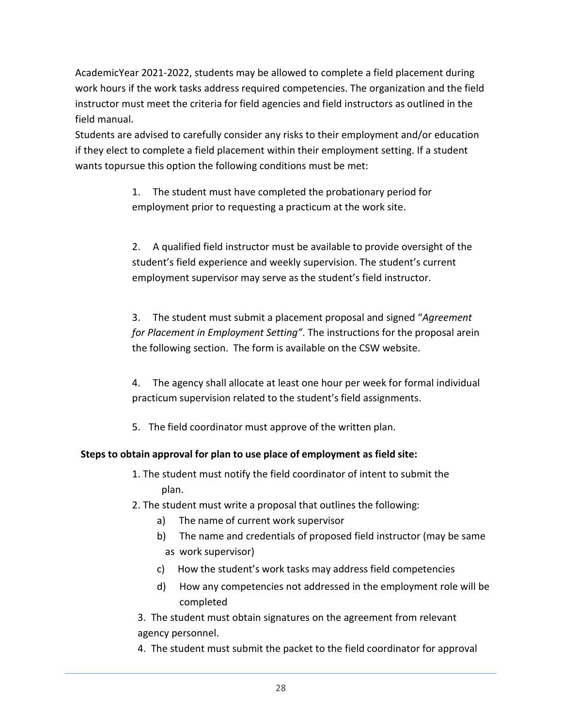AcademicYear 2021-2022, students may be allowed to complete a field placement during work hours if the work tasks address required competencies. The organization and the field instructor must meet the criteria for field agencies and field instructors as outlined in the field manual.

Students are advised to carefully consider any risks to their employment and/or education if they elect to complete a field placement within their employment setting. If a student wants topursue this option the following conditions must be met:

1. The student must have completed the probationary period for employment prior to requesting a practicum at the work site.

2. A qualified field instructor must be available to provide oversight of the student's field experience and weekly supervision. The student's current employment supervisor may serve as the student's field instructor.

3. The student must submit a placement proposal and signed "*Agreement for Placement in Employment Setting"*. The instructions for the proposal arein the following section. The form is available on the CSW website.

4. The agency shall allocate at least one hour per week for formal individual practicum supervision related to the student's field assignments.

5. The field coordinator must approve of the written plan.

**Steps to obtain approval for plan to use place of employment as field site:**

1. The student must notify the field coordinator of intent to submit the plan.
2. The student must write a proposal that outlines the following:
   a) The name of current work supervisor
   b) The name and credentials of proposed field instructor (may be same as work supervisor)
   c) How the student's work tasks may address field competencies
   d) How any competencies not addressed in the employment role will be completed
3. The student must obtain signatures on the agreement from relevant agency personnel.
4. The student must submit the packet to the field coordinator for approval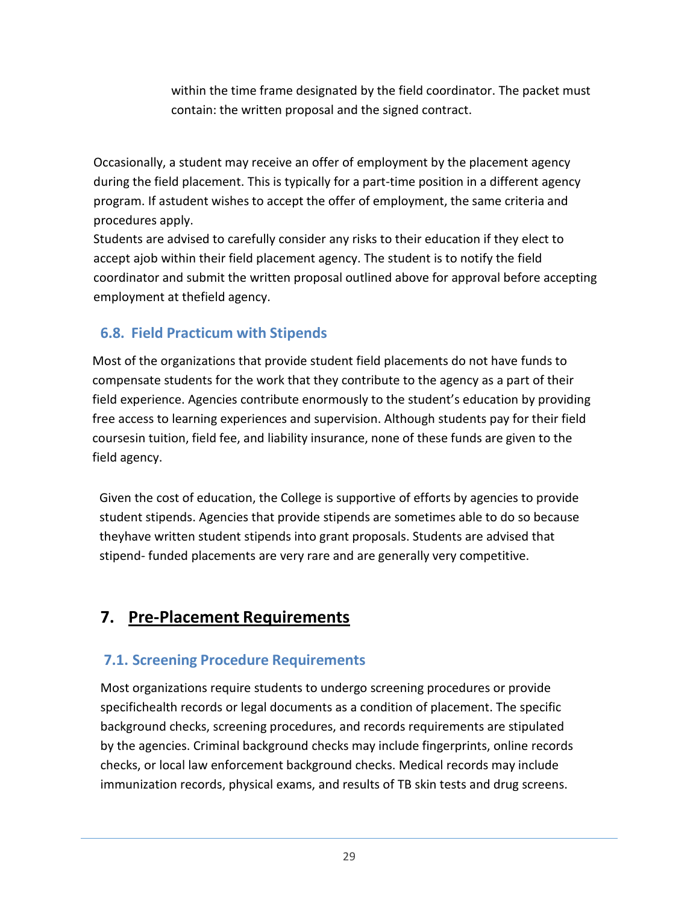within the time frame designated by the field coordinator. The packet must contain: the written proposal and the signed contract.

Occasionally, a student may receive an offer of employment by the placement agency during the field placement. This is typically for a part-time position in a different agency program. If astudent wishes to accept the offer of employment, the same criteria and procedures apply.

Students are advised to carefully consider any risks to their education if they elect to accept ajob within their field placement agency. The student is to notify the field coordinator and submit the written proposal outlined above for approval before accepting employment at thefield agency.

### 6.8. Field Practicum with Stipends

Most of the organizations that provide student field placements do not have funds to compensate students for the work that they contribute to the agency as a part of their field experience. Agencies contribute enormously to the student's education by providing free access to learning experiences and supervision. Although students pay for their field coursesin tuition, field fee, and liability insurance, none of these funds are given to the field agency.

Given the cost of education, the College is supportive of efforts by agencies to provide student stipends. Agencies that provide stipends are sometimes able to do so because theyhave written student stipends into grant proposals. Students are advised that stipend- funded placements are very rare and are generally very competitive.

## 7. Pre-Placement Requirements

### 7.1. Screening Procedure Requirements

Most organizations require students to undergo screening procedures or provide specifichealth records or legal documents as a condition of placement. The specific background checks, screening procedures, and records requirements are stipulated by the agencies. Criminal background checks may include fingerprints, online records checks, or local law enforcement background checks. Medical records may include immunization records, physical exams, and results of TB skin tests and drug screens.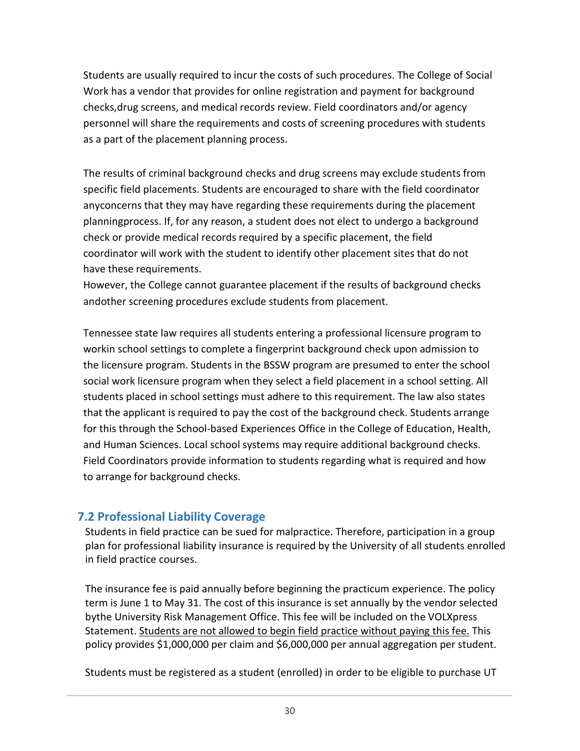Students are usually required to incur the costs of such procedures. The College of Social Work has a vendor that provides for online registration and payment for background checks,drug screens, and medical records review. Field coordinators and/or agency personnel will share the requirements and costs of screening procedures with students as a part of the placement planning process.

The results of criminal background checks and drug screens may exclude students from specific field placements. Students are encouraged to share with the field coordinator anyconcerns that they may have regarding these requirements during the placement planningprocess. If, for any reason, a student does not elect to undergo a background check or provide medical records required by a specific placement, the field coordinator will work with the student to identify other placement sites that do not have these requirements.
However, the College cannot guarantee placement if the results of background checks andother screening procedures exclude students from placement.

Tennessee state law requires all students entering a professional licensure program to workin school settings to complete a fingerprint background check upon admission to the licensure program. Students in the BSSW program are presumed to enter the school social work licensure program when they select a field placement in a school setting. All students placed in school settings must adhere to this requirement. The law also states that the applicant is required to pay the cost of the background check. Students arrange for this through the School-based Experiences Office in the College of Education, Health, and Human Sciences. Local school systems may require additional background checks. Field Coordinators provide information to students regarding what is required and how to arrange for background checks.

## 7.2 Professional Liability Coverage

Students in field practice can be sued for malpractice. Therefore, participation in a group plan for professional liability insurance is required by the University of all students enrolled in field practice courses.

The insurance fee is paid annually before beginning the practicum experience. The policy term is June 1 to May 31. The cost of this insurance is set annually by the vendor selected bythe University Risk Management Office. This fee will be included on the VOLXpress Statement. <u>Students are not allowed to begin field practice without paying this fee.</u> This policy provides $1,000,000 per claim and $6,000,000 per annual aggregation per student.

Students must be registered as a student (enrolled) in order to be eligible to purchase UT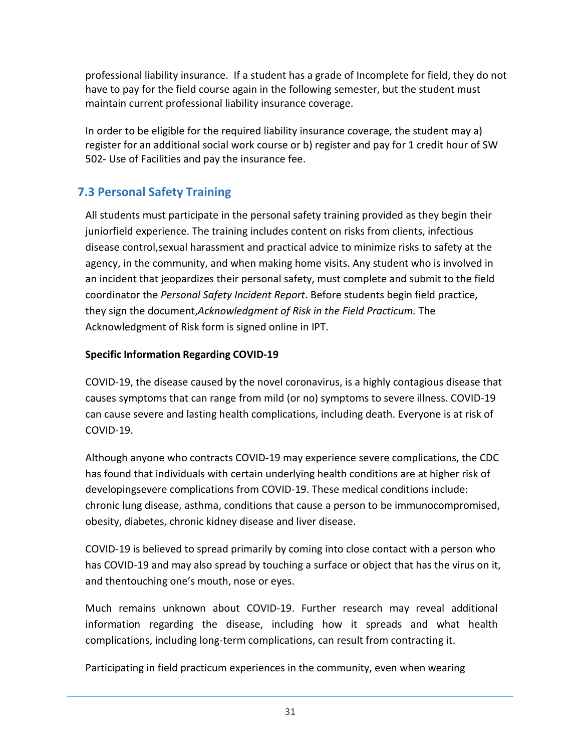professional liability insurance. If a student has a grade of Incomplete for field, they do not have to pay for the field course again in the following semester, but the student must maintain current professional liability insurance coverage.

In order to be eligible for the required liability insurance coverage, the student may a) register for an additional social work course or b) register and pay for 1 credit hour of SW 502- Use of Facilities and pay the insurance fee.

## 7.3 Personal Safety Training

All students must participate in the personal safety training provided as they begin their juniorfield experience. The training includes content on risks from clients, infectious disease control,sexual harassment and practical advice to minimize risks to safety at the agency, in the community, and when making home visits. Any student who is involved in an incident that jeopardizes their personal safety, must complete and submit to the field coordinator the *Personal Safety Incident Report*. Before students begin field practice, they sign the document,*Acknowledgment of Risk in the Field Practicum.* The Acknowledgment of Risk form is signed online in IPT.

**Specific Information Regarding COVID-19**

COVID-19, the disease caused by the novel coronavirus, is a highly contagious disease that causes symptoms that can range from mild (or no) symptoms to severe illness. COVID-19 can cause severe and lasting health complications, including death. Everyone is at risk of COVID-19.

Although anyone who contracts COVID-19 may experience severe complications, the CDC has found that individuals with certain underlying health conditions are at higher risk of developingsevere complications from COVID-19. These medical conditions include: chronic lung disease, asthma, conditions that cause a person to be immunocompromised, obesity, diabetes, chronic kidney disease and liver disease.

COVID-19 is believed to spread primarily by coming into close contact with a person who has COVID-19 and may also spread by touching a surface or object that has the virus on it, and thentouching one's mouth, nose or eyes.

Much remains unknown about COVID-19. Further research may reveal additional information regarding the disease, including how it spreads and what health complications, including long-term complications, can result from contracting it.

Participating in field practicum experiences in the community, even when wearing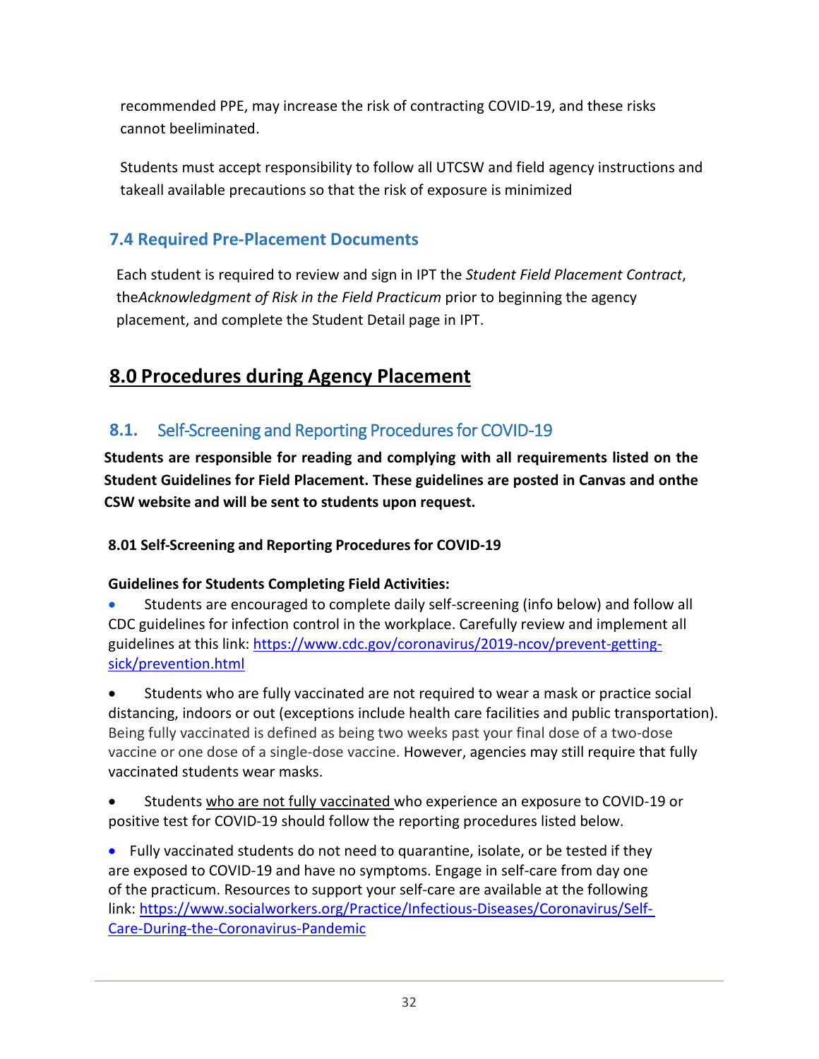recommended PPE, may increase the risk of contracting COVID-19, and these risks cannot beeliminated.

Students must accept responsibility to follow all UTCSW and field agency instructions and takeall available precautions so that the risk of exposure is minimized

### 7.4 Required Pre-Placement Documents

Each student is required to review and sign in IPT the *Student Field Placement Contract*, the*Acknowledgment of Risk in the Field Practicum* prior to beginning the agency placement, and complete the Student Detail page in IPT.

## 8.0 Procedures during Agency Placement

### 8.1. Self-Screening and Reporting Procedures for COVID-19

**Students are responsible for reading and complying with all requirements listed on the Student Guidelines for Field Placement. These guidelines are posted in Canvas and onthe CSW website and will be sent to students upon request.**

**8.01 Self-Screening and Reporting Procedures for COVID-19**

**Guidelines for Students Completing Field Activities:**

- Students are encouraged to complete daily self-screening (info below) and follow all CDC guidelines for infection control in the workplace. Carefully review and implement all guidelines at this link: https://www.cdc.gov/coronavirus/2019-ncov/prevent-getting-sick/prevention.html
- Students who are fully vaccinated are not required to wear a mask or practice social distancing, indoors or out (exceptions include health care facilities and public transportation). Being fully vaccinated is defined as being two weeks past your final dose of a two-dose vaccine or one dose of a single-dose vaccine. However, agencies may still require that fully vaccinated students wear masks.
- Students who are not fully vaccinated who experience an exposure to COVID-19 or positive test for COVID-19 should follow the reporting procedures listed below.
- Fully vaccinated students do not need to quarantine, isolate, or be tested if they are exposed to COVID-19 and have no symptoms. Engage in self-care from day one of the practicum. Resources to support your self-care are available at the following link: https://www.socialworkers.org/Practice/Infectious-Diseases/Coronavirus/Self-Care-During-the-Coronavirus-Pandemic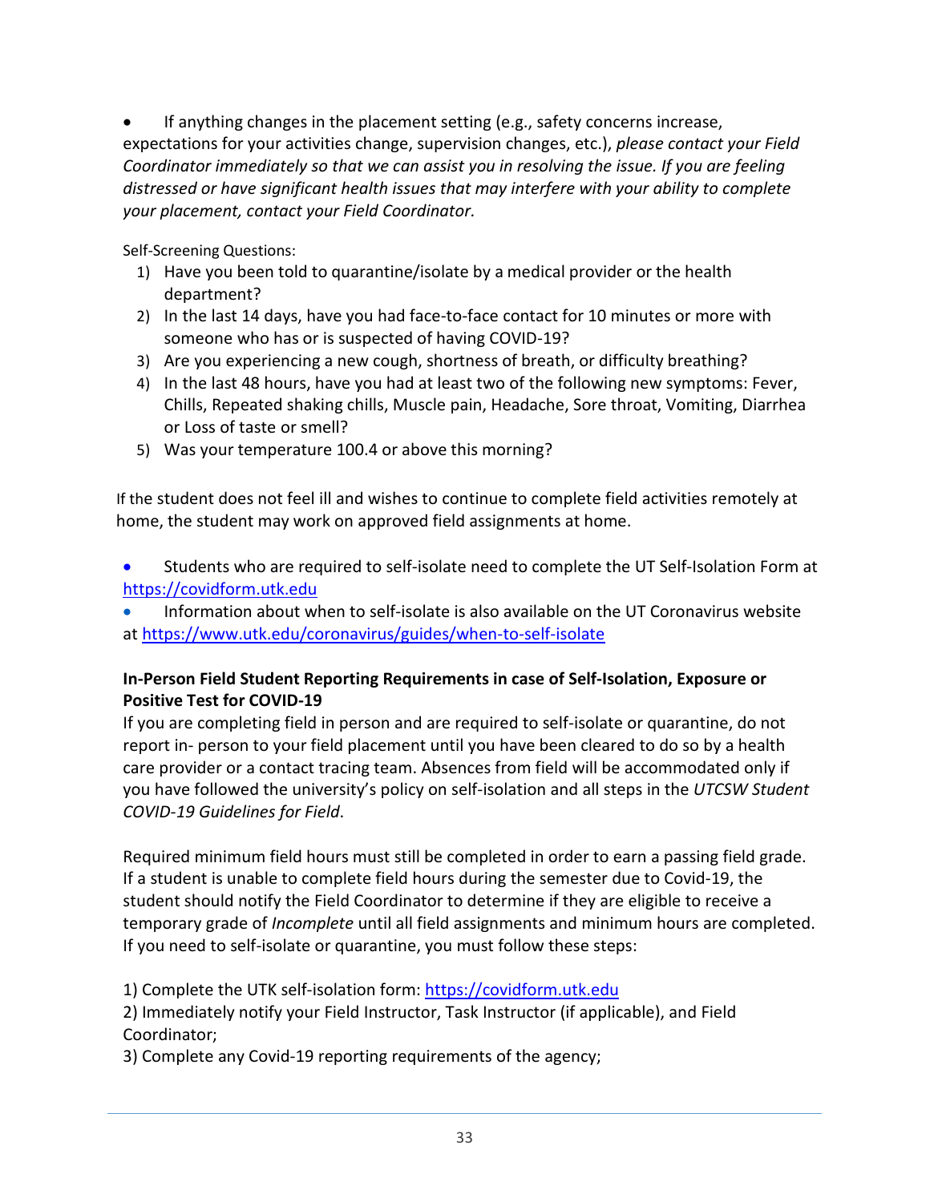- If anything changes in the placement setting (e.g., safety concerns increase, expectations for your activities change, supervision changes, etc.), *please contact your Field Coordinator immediately so that we can assist you in resolving the issue. If you are feeling distressed or have significant health issues that may interfere with your ability to complete your placement, contact your Field Coordinator.*

Self-Screening Questions:

1) Have you been told to quarantine/isolate by a medical provider or the health department?
2) In the last 14 days, have you had face-to-face contact for 10 minutes or more with someone who has or is suspected of having COVID-19?
3) Are you experiencing a new cough, shortness of breath, or difficulty breathing?
4) In the last 48 hours, have you had at least two of the following new symptoms: Fever, Chills, Repeated shaking chills, Muscle pain, Headache, Sore throat, Vomiting, Diarrhea or Loss of taste or smell?
5) Was your temperature 100.4 or above this morning?

If the student does not feel ill and wishes to continue to complete field activities remotely at home, the student may work on approved field assignments at home.

- Students who are required to self-isolate need to complete the UT Self-Isolation Form at https://covidform.utk.edu
- Information about when to self-isolate is also available on the UT Coronavirus website at https://www.utk.edu/coronavirus/guides/when-to-self-isolate

**In-Person Field Student Reporting Requirements in case of Self-Isolation, Exposure or Positive Test for COVID-19**

If you are completing field in person and are required to self-isolate or quarantine, do not report in- person to your field placement until you have been cleared to do so by a health care provider or a contact tracing team. Absences from field will be accommodated only if you have followed the university's policy on self-isolation and all steps in the *UTCSW Student COVID-19 Guidelines for Field*.

Required minimum field hours must still be completed in order to earn a passing field grade. If a student is unable to complete field hours during the semester due to Covid-19, the student should notify the Field Coordinator to determine if they are eligible to receive a temporary grade of *Incomplete* until all field assignments and minimum hours are completed. If you need to self-isolate or quarantine, you must follow these steps:

1) Complete the UTK self-isolation form: https://covidform.utk.edu
2) Immediately notify your Field Instructor, Task Instructor (if applicable), and Field Coordinator;
3) Complete any Covid-19 reporting requirements of the agency;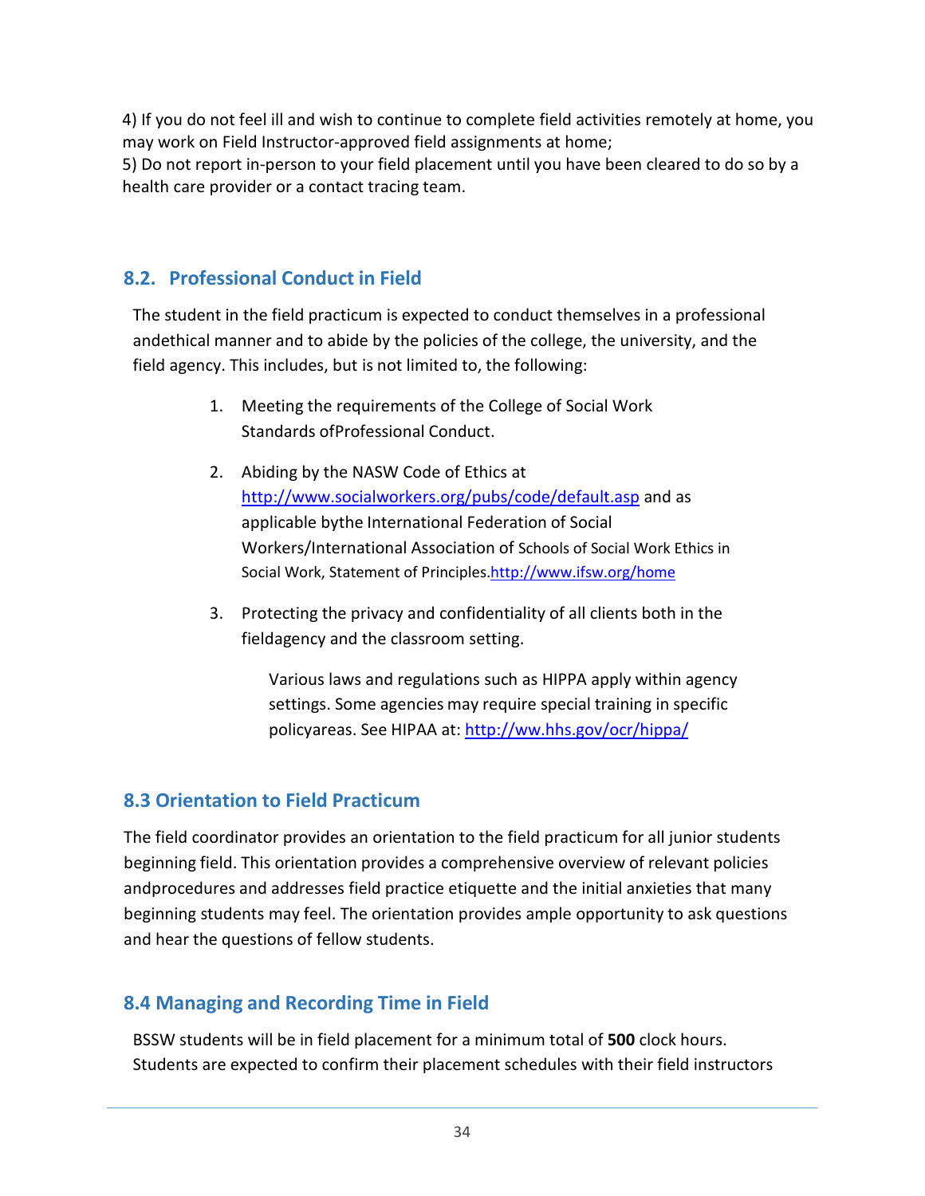4) If you do not feel ill and wish to continue to complete field activities remotely at home, you may work on Field Instructor-approved field assignments at home;
5) Do not report in-person to your field placement until you have been cleared to do so by a health care provider or a contact tracing team.

## 8.2. Professional Conduct in Field

The student in the field practicum is expected to conduct themselves in a professional andethical manner and to abide by the policies of the college, the university, and the field agency. This includes, but is not limited to, the following:

1. Meeting the requirements of the College of Social Work Standards ofProfessional Conduct.

2. Abiding by the NASW Code of Ethics at http://www.socialworkers.org/pubs/code/default.asp and as applicable bythe International Federation of Social Workers/International Association of Schools of Social Work Ethics in Social Work, Statement of Principles.http://www.ifsw.org/home

3. Protecting the privacy and confidentiality of all clients both in the fieldagency and the classroom setting.

   Various laws and regulations such as HIPPA apply within agency settings. Some agencies may require special training in specific policyareas. See HIPAA at: http://ww.hhs.gov/ocr/hippa/

## 8.3 Orientation to Field Practicum

The field coordinator provides an orientation to the field practicum for all junior students beginning field. This orientation provides a comprehensive overview of relevant policies andprocedures and addresses field practice etiquette and the initial anxieties that many beginning students may feel. The orientation provides ample opportunity to ask questions and hear the questions of fellow students.

## 8.4 Managing and Recording Time in Field

BSSW students will be in field placement for a minimum total of **500** clock hours. Students are expected to confirm their placement schedules with their field instructors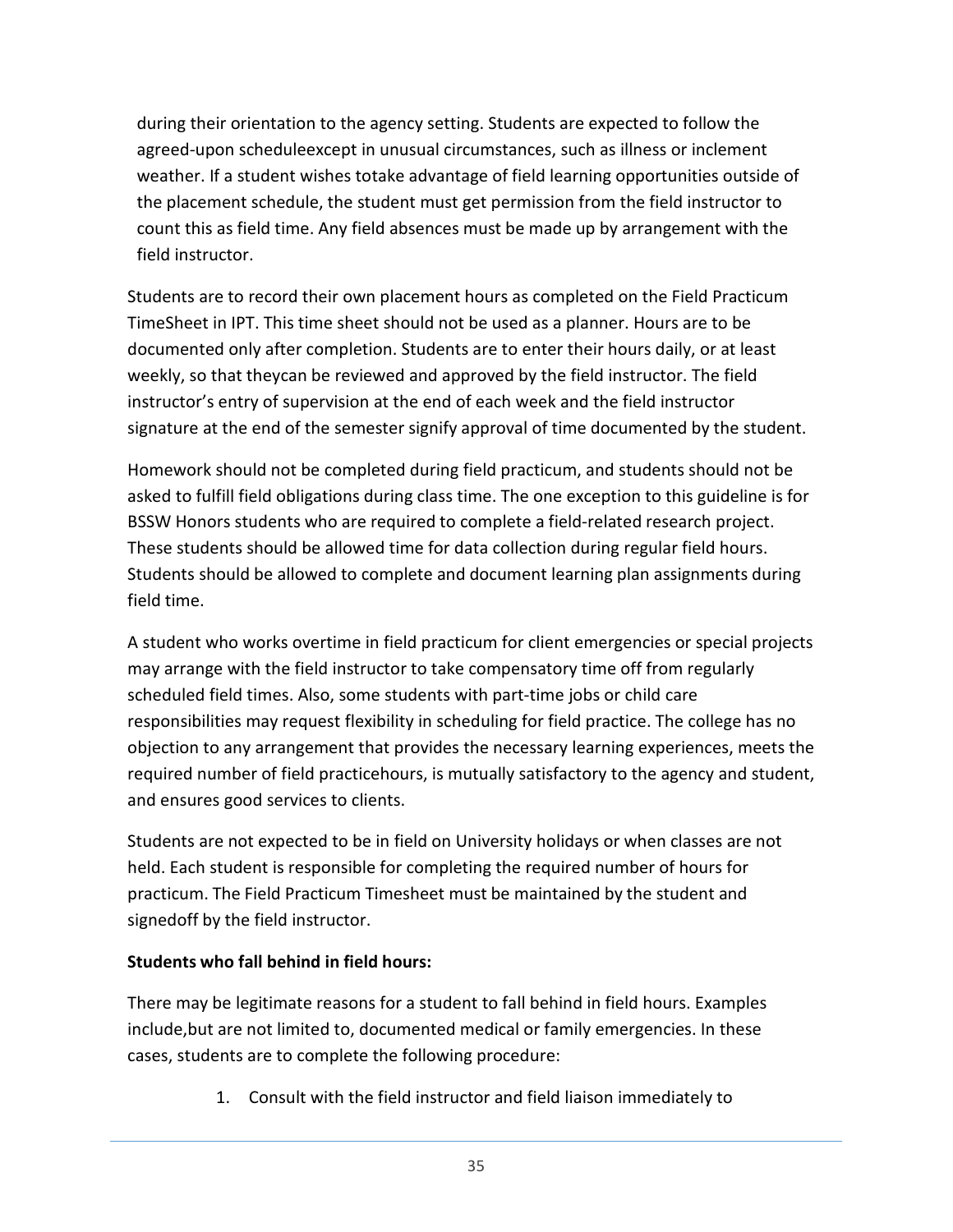during their orientation to the agency setting. Students are expected to follow the agreed-upon scheduleexcept in unusual circumstances, such as illness or inclement weather. If a student wishes totake advantage of field learning opportunities outside of the placement schedule, the student must get permission from the field instructor to count this as field time. Any field absences must be made up by arrangement with the field instructor.

Students are to record their own placement hours as completed on the Field Practicum TimeSheet in IPT. This time sheet should not be used as a planner. Hours are to be documented only after completion. Students are to enter their hours daily, or at least weekly, so that theycan be reviewed and approved by the field instructor. The field instructor's entry of supervision at the end of each week and the field instructor signature at the end of the semester signify approval of time documented by the student.

Homework should not be completed during field practicum, and students should not be asked to fulfill field obligations during class time. The one exception to this guideline is for BSSW Honors students who are required to complete a field-related research project. These students should be allowed time for data collection during regular field hours. Students should be allowed to complete and document learning plan assignments during field time.

A student who works overtime in field practicum for client emergencies or special projects may arrange with the field instructor to take compensatory time off from regularly scheduled field times. Also, some students with part-time jobs or child care responsibilities may request flexibility in scheduling for field practice. The college has no objection to any arrangement that provides the necessary learning experiences, meets the required number of field practicehours, is mutually satisfactory to the agency and student, and ensures good services to clients.

Students are not expected to be in field on University holidays or when classes are not held. Each student is responsible for completing the required number of hours for practicum. The Field Practicum Timesheet must be maintained by the student and signedoff by the field instructor.

**Students who fall behind in field hours:**

There may be legitimate reasons for a student to fall behind in field hours. Examples include,but are not limited to, documented medical or family emergencies. In these cases, students are to complete the following procedure:

1. Consult with the field instructor and field liaison immediately to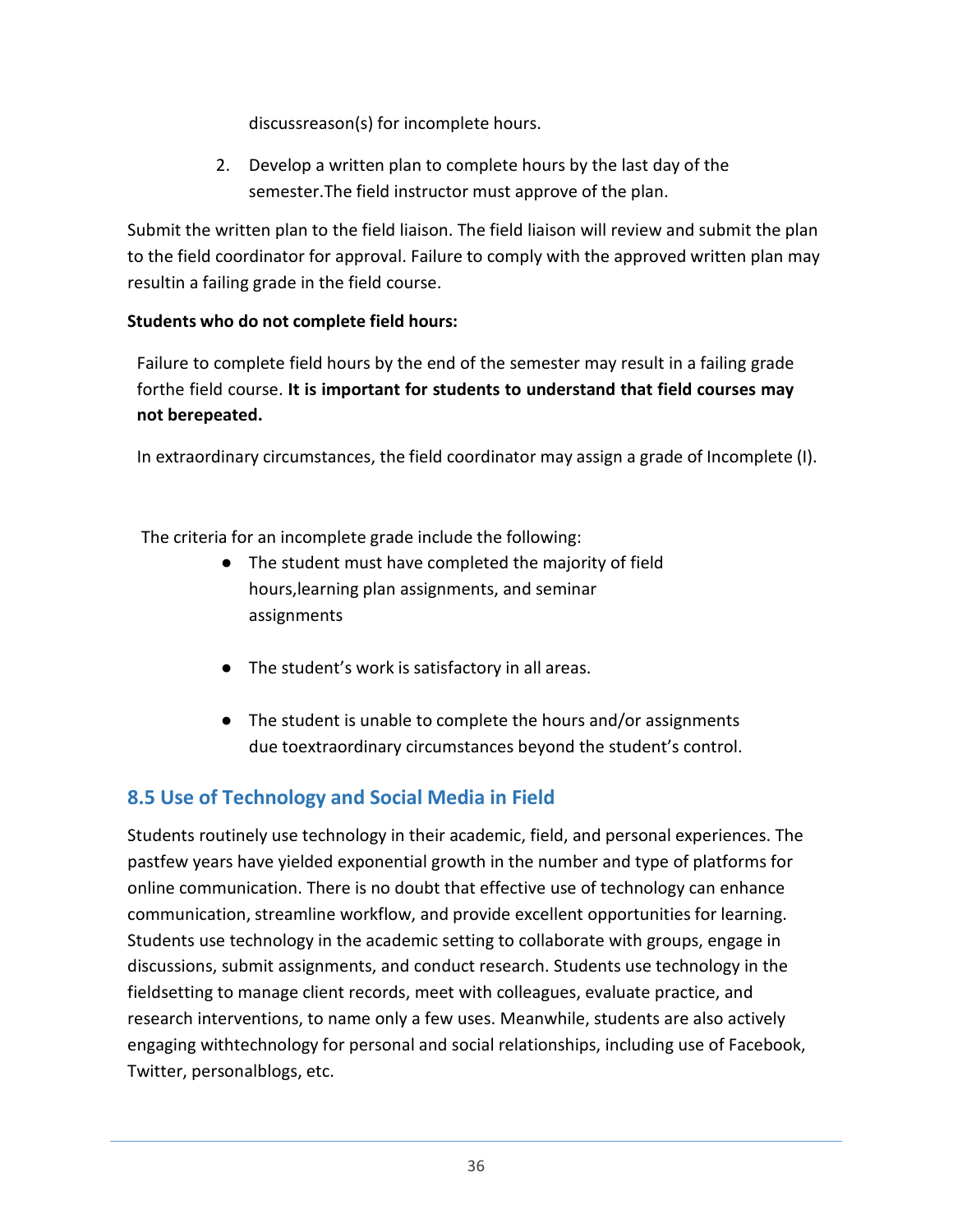discussreason(s) for incomplete hours.

2. Develop a written plan to complete hours by the last day of the semester.The field instructor must approve of the plan.

Submit the written plan to the field liaison. The field liaison will review and submit the plan to the field coordinator for approval. Failure to comply with the approved written plan may resultin a failing grade in the field course.

**Students who do not complete field hours:**

Failure to complete field hours by the end of the semester may result in a failing grade forthe field course. **It is important for students to understand that field courses may not berepeated.**

In extraordinary circumstances, the field coordinator may assign a grade of Incomplete (I).

The criteria for an incomplete grade include the following:

- The student must have completed the majority of field hours,learning plan assignments, and seminar assignments
- The student's work is satisfactory in all areas.
- The student is unable to complete the hours and/or assignments due toextraordinary circumstances beyond the student's control.

## 8.5 Use of Technology and Social Media in Field

Students routinely use technology in their academic, field, and personal experiences. The pastfew years have yielded exponential growth in the number and type of platforms for online communication. There is no doubt that effective use of technology can enhance communication, streamline workflow, and provide excellent opportunities for learning. Students use technology in the academic setting to collaborate with groups, engage in discussions, submit assignments, and conduct research. Students use technology in the fieldsetting to manage client records, meet with colleagues, evaluate practice, and research interventions, to name only a few uses. Meanwhile, students are also actively engaging withtechnology for personal and social relationships, including use of Facebook, Twitter, personalblogs, etc.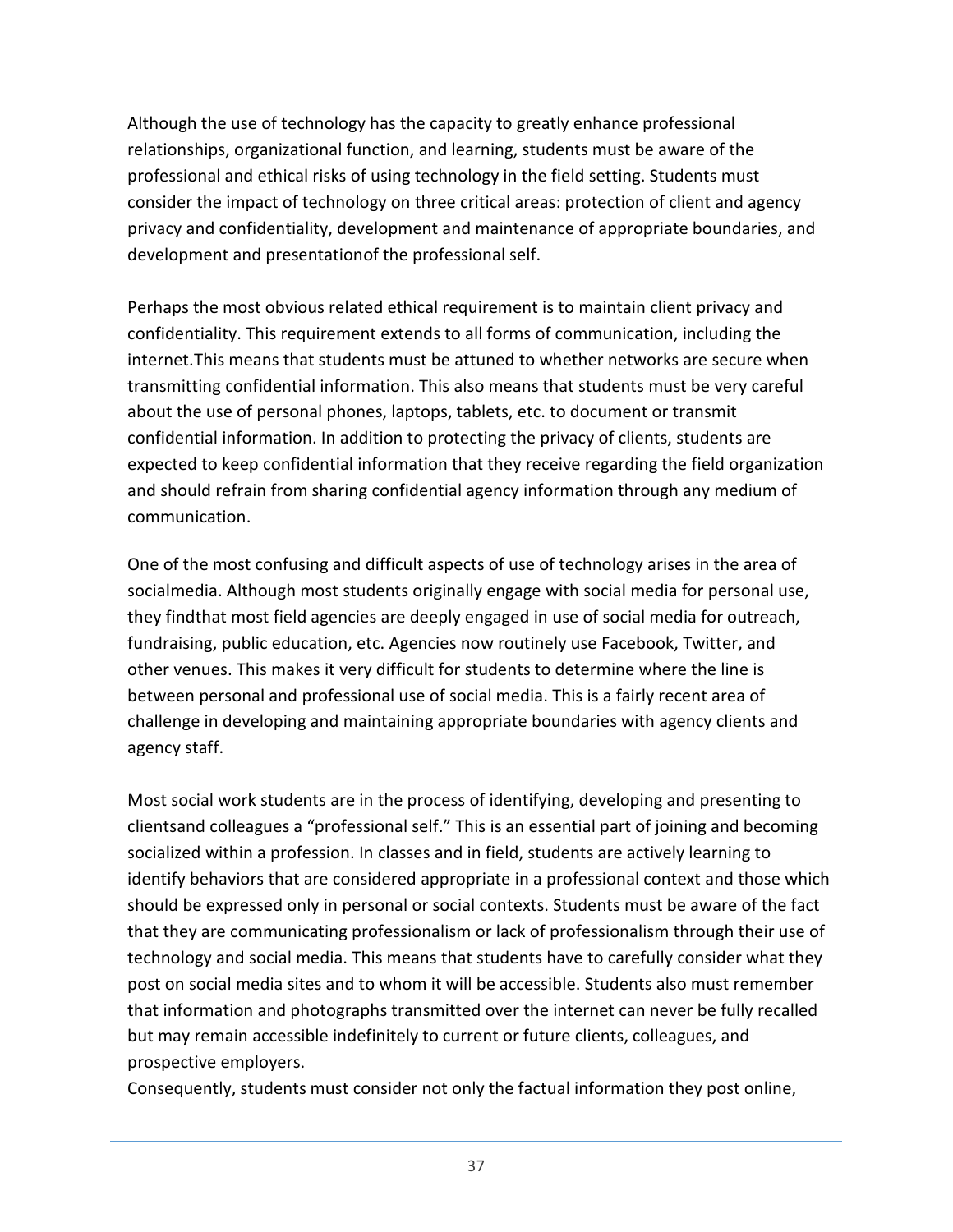Although the use of technology has the capacity to greatly enhance professional relationships, organizational function, and learning, students must be aware of the professional and ethical risks of using technology in the field setting. Students must consider the impact of technology on three critical areas: protection of client and agency privacy and confidentiality, development and maintenance of appropriate boundaries, and development and presentationof the professional self.

Perhaps the most obvious related ethical requirement is to maintain client privacy and confidentiality. This requirement extends to all forms of communication, including the internet.This means that students must be attuned to whether networks are secure when transmitting confidential information. This also means that students must be very careful about the use of personal phones, laptops, tablets, etc. to document or transmit confidential information. In addition to protecting the privacy of clients, students are expected to keep confidential information that they receive regarding the field organization and should refrain from sharing confidential agency information through any medium of communication.

One of the most confusing and difficult aspects of use of technology arises in the area of socialmedia. Although most students originally engage with social media for personal use, they findthat most field agencies are deeply engaged in use of social media for outreach, fundraising, public education, etc. Agencies now routinely use Facebook, Twitter, and other venues. This makes it very difficult for students to determine where the line is between personal and professional use of social media. This is a fairly recent area of challenge in developing and maintaining appropriate boundaries with agency clients and agency staff.

Most social work students are in the process of identifying, developing and presenting to clientsand colleagues a "professional self." This is an essential part of joining and becoming socialized within a profession. In classes and in field, students are actively learning to identify behaviors that are considered appropriate in a professional context and those which should be expressed only in personal or social contexts. Students must be aware of the fact that they are communicating professionalism or lack of professionalism through their use of technology and social media. This means that students have to carefully consider what they post on social media sites and to whom it will be accessible. Students also must remember that information and photographs transmitted over the internet can never be fully recalled but may remain accessible indefinitely to current or future clients, colleagues, and prospective employers.

Consequently, students must consider not only the factual information they post online,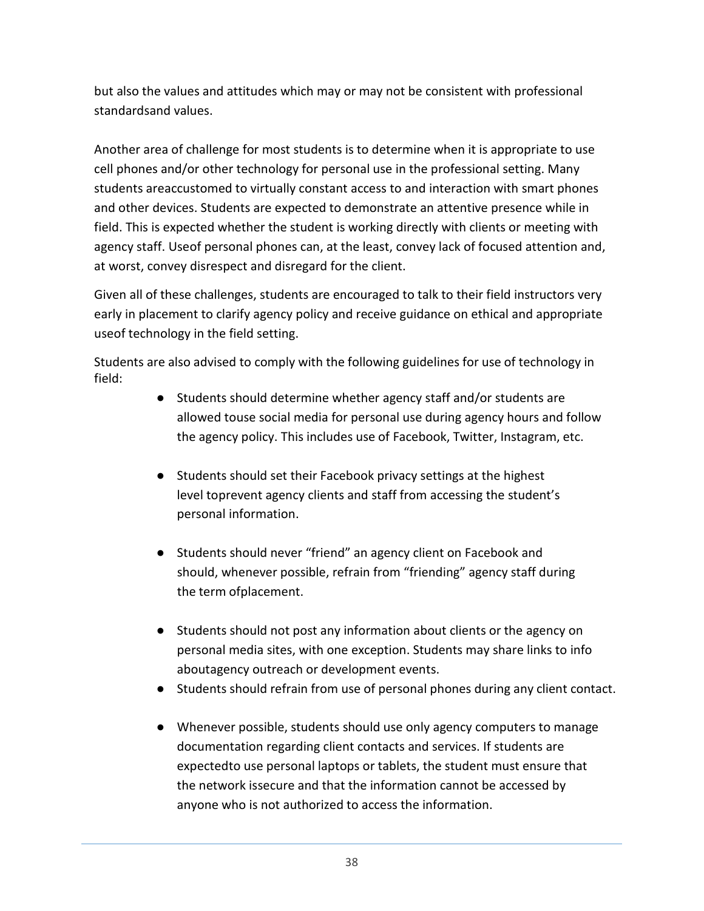but also the values and attitudes which may or may not be consistent with professional standardsand values.

Another area of challenge for most students is to determine when it is appropriate to use cell phones and/or other technology for personal use in the professional setting. Many students areaccustomed to virtually constant access to and interaction with smart phones and other devices. Students are expected to demonstrate an attentive presence while in field. This is expected whether the student is working directly with clients or meeting with agency staff. Useof personal phones can, at the least, convey lack of focused attention and, at worst, convey disrespect and disregard for the client.

Given all of these challenges, students are encouraged to talk to their field instructors very early in placement to clarify agency policy and receive guidance on ethical and appropriate useof technology in the field setting.

Students are also advised to comply with the following guidelines for use of technology in field:

- Students should determine whether agency staff and/or students are allowed touse social media for personal use during agency hours and follow the agency policy. This includes use of Facebook, Twitter, Instagram, etc.
- Students should set their Facebook privacy settings at the highest level toprevent agency clients and staff from accessing the student's personal information.
- Students should never "friend" an agency client on Facebook and should, whenever possible, refrain from "friending" agency staff during the term ofplacement.
- Students should not post any information about clients or the agency on personal media sites, with one exception. Students may share links to info aboutagency outreach or development events.
- Students should refrain from use of personal phones during any client contact.
- Whenever possible, students should use only agency computers to manage documentation regarding client contacts and services. If students are expectedto use personal laptops or tablets, the student must ensure that the network issecure and that the information cannot be accessed by anyone who is not authorized to access the information.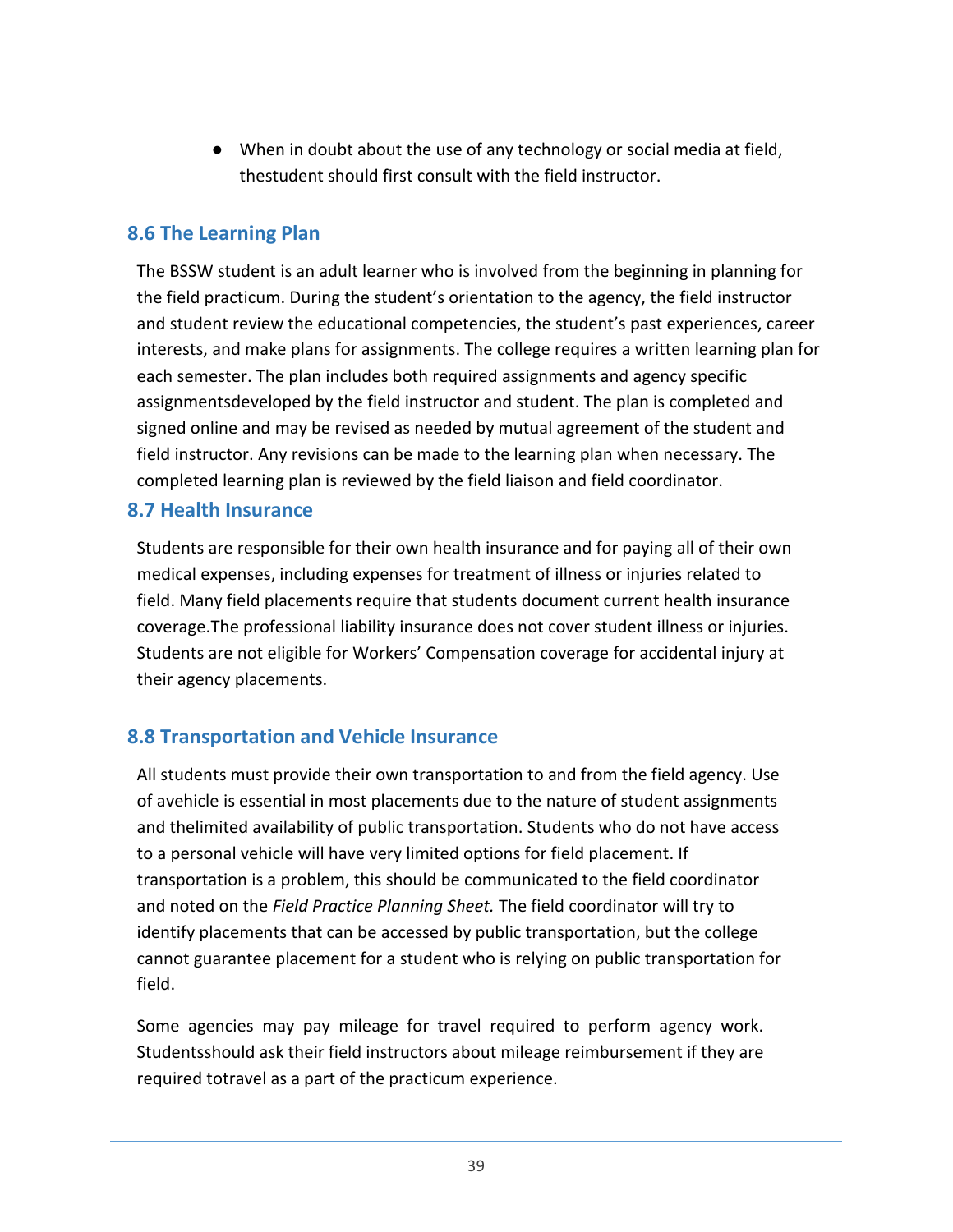- When in doubt about the use of any technology or social media at field, thestudent should first consult with the field instructor.

## 8.6 The Learning Plan

The BSSW student is an adult learner who is involved from the beginning in planning for the field practicum. During the student's orientation to the agency, the field instructor and student review the educational competencies, the student's past experiences, career interests, and make plans for assignments. The college requires a written learning plan for each semester. The plan includes both required assignments and agency specific assignmentsdeveloped by the field instructor and student. The plan is completed and signed online and may be revised as needed by mutual agreement of the student and field instructor. Any revisions can be made to the learning plan when necessary. The completed learning plan is reviewed by the field liaison and field coordinator.

## 8.7 Health Insurance

Students are responsible for their own health insurance and for paying all of their own medical expenses, including expenses for treatment of illness or injuries related to field. Many field placements require that students document current health insurance coverage.The professional liability insurance does not cover student illness or injuries. Students are not eligible for Workers' Compensation coverage for accidental injury at their agency placements.

## 8.8 Transportation and Vehicle Insurance

All students must provide their own transportation to and from the field agency. Use of avehicle is essential in most placements due to the nature of student assignments and thelimited availability of public transportation. Students who do not have access to a personal vehicle will have very limited options for field placement. If transportation is a problem, this should be communicated to the field coordinator and noted on the *Field Practice Planning Sheet.* The field coordinator will try to identify placements that can be accessed by public transportation, but the college cannot guarantee placement for a student who is relying on public transportation for field.

Some agencies may pay mileage for travel required to perform agency work. Studentsshould ask their field instructors about mileage reimbursement if they are required totravel as a part of the practicum experience.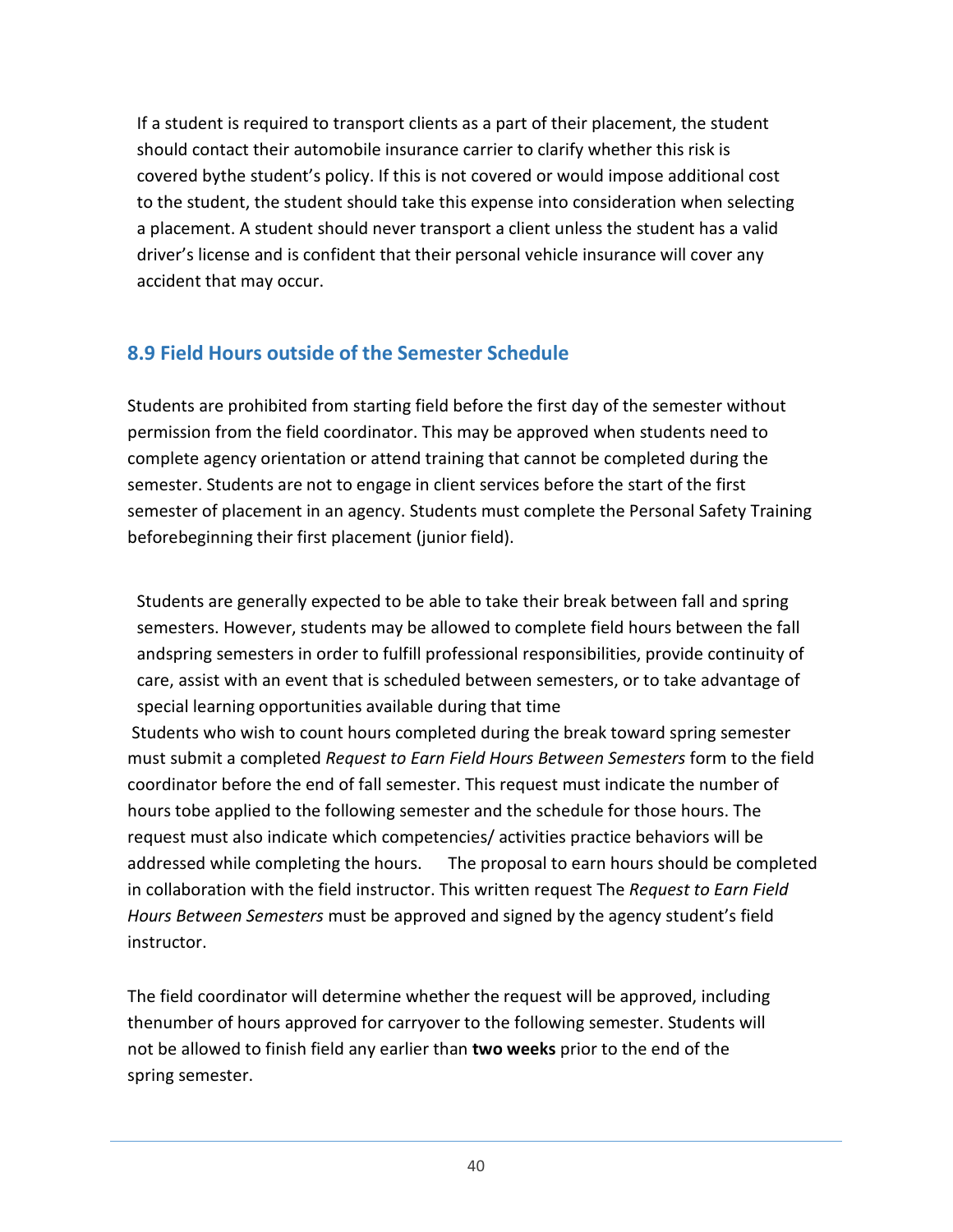If a student is required to transport clients as a part of their placement, the student should contact their automobile insurance carrier to clarify whether this risk is covered bythe student's policy. If this is not covered or would impose additional cost to the student, the student should take this expense into consideration when selecting a placement. A student should never transport a client unless the student has a valid driver's license and is confident that their personal vehicle insurance will cover any accident that may occur.

## 8.9 Field Hours outside of the Semester Schedule

Students are prohibited from starting field before the first day of the semester without permission from the field coordinator. This may be approved when students need to complete agency orientation or attend training that cannot be completed during the semester. Students are not to engage in client services before the start of the first semester of placement in an agency. Students must complete the Personal Safety Training beforebeginning their first placement (junior field).

Students are generally expected to be able to take their break between fall and spring semesters. However, students may be allowed to complete field hours between the fall andspring semesters in order to fulfill professional responsibilities, provide continuity of care, assist with an event that is scheduled between semesters, or to take advantage of special learning opportunities available during that time

Students who wish to count hours completed during the break toward spring semester must submit a completed *Request to Earn Field Hours Between Semesters* form to the field coordinator before the end of fall semester. This request must indicate the number of hours tobe applied to the following semester and the schedule for those hours. The request must also indicate which competencies/ activities practice behaviors will be addressed while completing the hours. The proposal to earn hours should be completed in collaboration with the field instructor. This written request The *Request to Earn Field Hours Between Semesters* must be approved and signed by the agency student's field instructor.

The field coordinator will determine whether the request will be approved, including thenumber of hours approved for carryover to the following semester. Students will not be allowed to finish field any earlier than **two weeks** prior to the end of the spring semester.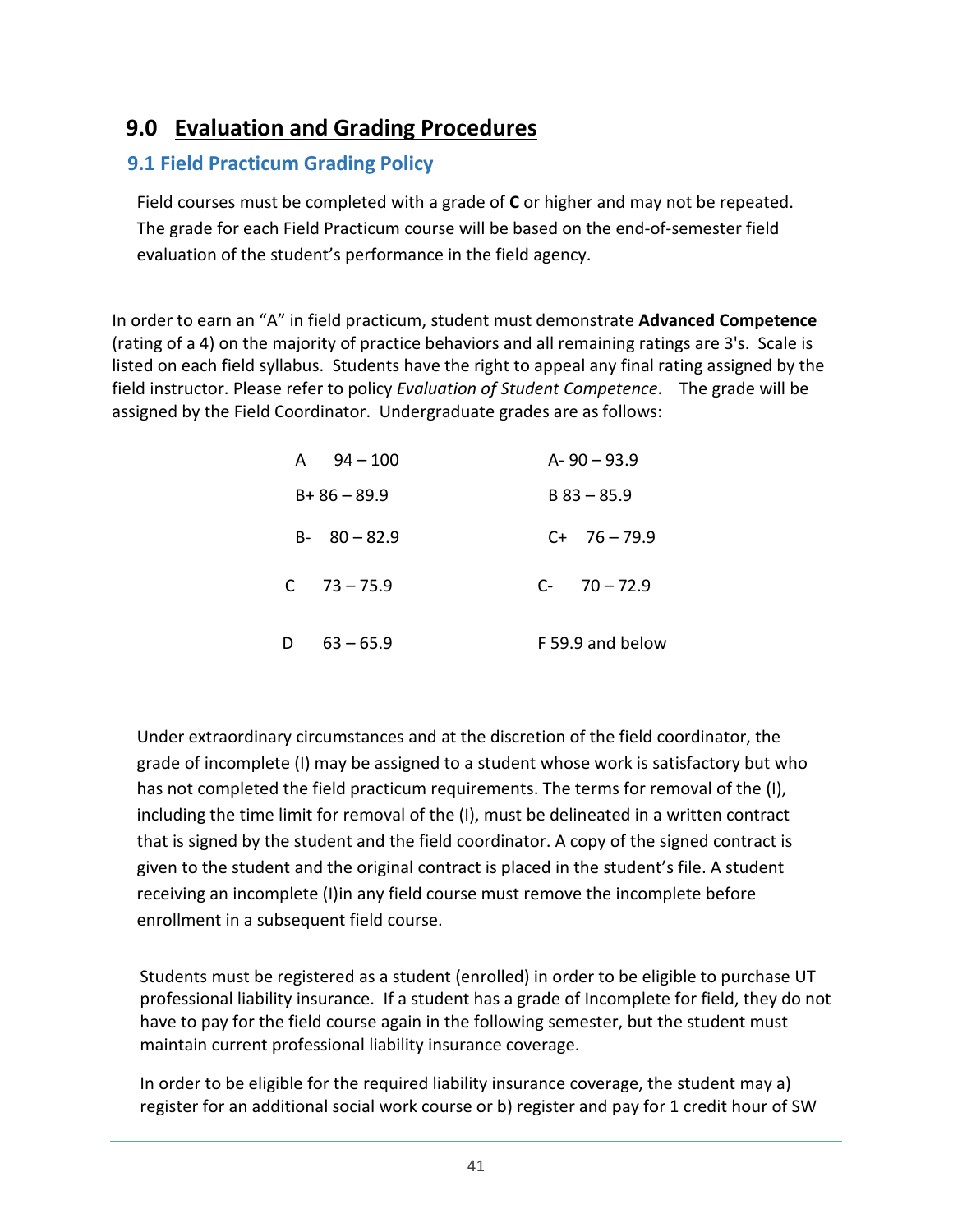# 9.0 Evaluation and Grading Procedures

## 9.1 Field Practicum Grading Policy

Field courses must be completed with a grade of **C** or higher and may not be repeated. The grade for each Field Practicum course will be based on the end-of-semester field evaluation of the student's performance in the field agency.

In order to earn an "A" in field practicum, student must demonstrate **Advanced Competence** (rating of a 4) on the majority of practice behaviors and all remaining ratings are 3's. Scale is listed on each field syllabus. Students have the right to appeal any final rating assigned by the field instructor. Please refer to policy *Evaluation of Student Competence*. The grade will be assigned by the Field Coordinator. Undergraduate grades are as follows:

| | |
|---|---|
| A 94 – 100 | A- 90 – 93.9 |
| B+ 86 – 89.9 | B 83 – 85.9 |
| B- 80 – 82.9 | C+ 76 – 79.9 |
| C 73 – 75.9 | C- 70 – 72.9 |
| D 63 – 65.9 | F 59.9 and below |

Under extraordinary circumstances and at the discretion of the field coordinator, the grade of incomplete (I) may be assigned to a student whose work is satisfactory but who has not completed the field practicum requirements. The terms for removal of the (I), including the time limit for removal of the (I), must be delineated in a written contract that is signed by the student and the field coordinator. A copy of the signed contract is given to the student and the original contract is placed in the student's file. A student receiving an incomplete (I)in any field course must remove the incomplete before enrollment in a subsequent field course.

Students must be registered as a student (enrolled) in order to be eligible to purchase UT professional liability insurance. If a student has a grade of Incomplete for field, they do not have to pay for the field course again in the following semester, but the student must maintain current professional liability insurance coverage.

In order to be eligible for the required liability insurance coverage, the student may a) register for an additional social work course or b) register and pay for 1 credit hour of SW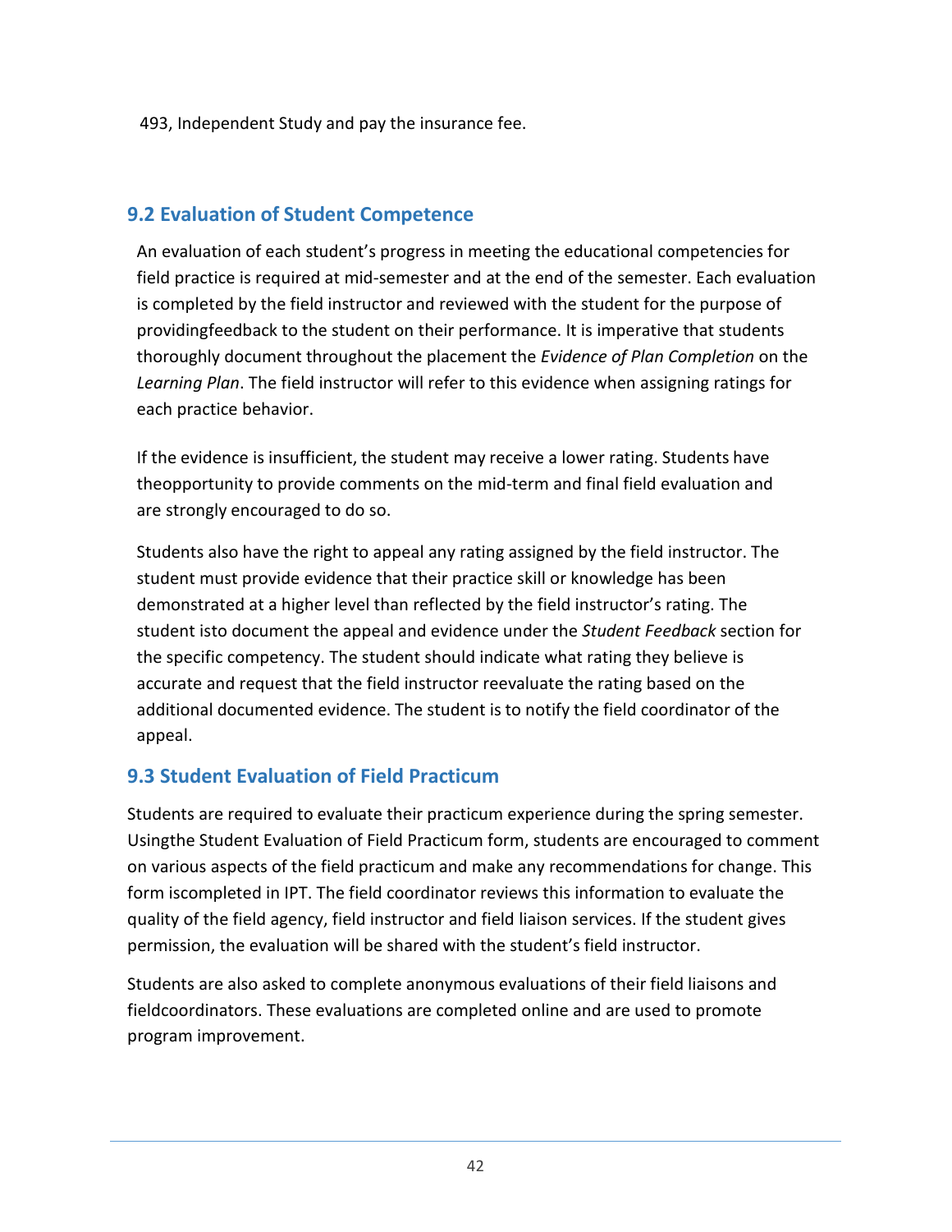493, Independent Study and pay the insurance fee.

## 9.2 Evaluation of Student Competence

An evaluation of each student's progress in meeting the educational competencies for field practice is required at mid-semester and at the end of the semester. Each evaluation is completed by the field instructor and reviewed with the student for the purpose of providingfeedback to the student on their performance. It is imperative that students thoroughly document throughout the placement the *Evidence of Plan Completion* on the *Learning Plan*. The field instructor will refer to this evidence when assigning ratings for each practice behavior.

If the evidence is insufficient, the student may receive a lower rating. Students have theopportunity to provide comments on the mid-term and final field evaluation and are strongly encouraged to do so.

Students also have the right to appeal any rating assigned by the field instructor. The student must provide evidence that their practice skill or knowledge has been demonstrated at a higher level than reflected by the field instructor's rating. The student isto document the appeal and evidence under the *Student Feedback* section for the specific competency. The student should indicate what rating they believe is accurate and request that the field instructor reevaluate the rating based on the additional documented evidence. The student is to notify the field coordinator of the appeal.

## 9.3 Student Evaluation of Field Practicum

Students are required to evaluate their practicum experience during the spring semester. Usingthe Student Evaluation of Field Practicum form, students are encouraged to comment on various aspects of the field practicum and make any recommendations for change. This form iscompleted in IPT. The field coordinator reviews this information to evaluate the quality of the field agency, field instructor and field liaison services. If the student gives permission, the evaluation will be shared with the student's field instructor.

Students are also asked to complete anonymous evaluations of their field liaisons and fieldcoordinators. These evaluations are completed online and are used to promote program improvement.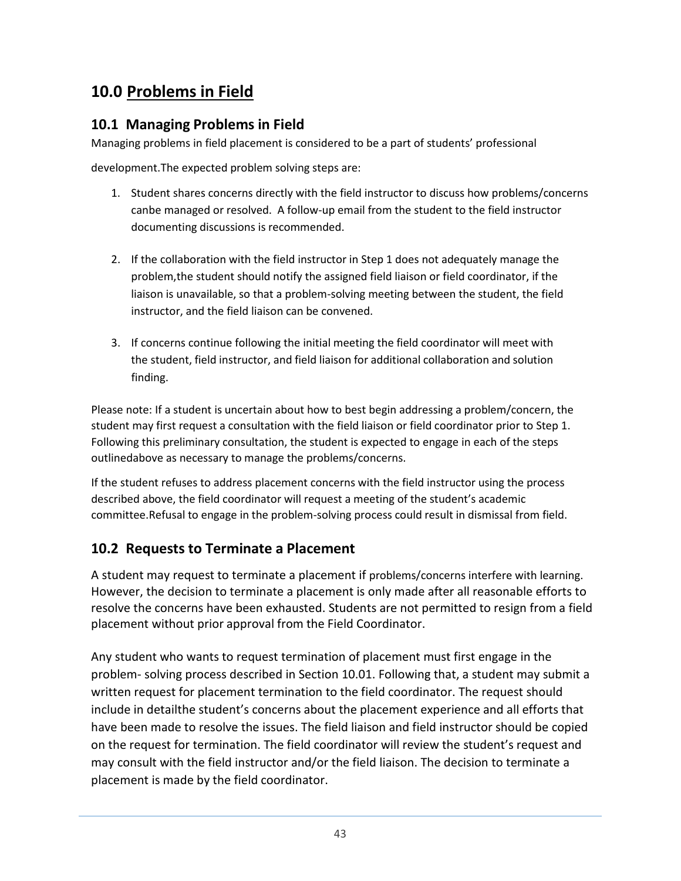# 10.0 Problems in Field

## 10.1 Managing Problems in Field

Managing problems in field placement is considered to be a part of students' professional development.The expected problem solving steps are:

1. Student shares concerns directly with the field instructor to discuss how problems/concerns canbe managed or resolved. A follow-up email from the student to the field instructor documenting discussions is recommended.

2. If the collaboration with the field instructor in Step 1 does not adequately manage the problem,the student should notify the assigned field liaison or field coordinator, if the liaison is unavailable, so that a problem-solving meeting between the student, the field instructor, and the field liaison can be convened.

3. If concerns continue following the initial meeting the field coordinator will meet with the student, field instructor, and field liaison for additional collaboration and solution finding.

Please note: If a student is uncertain about how to best begin addressing a problem/concern, the student may first request a consultation with the field liaison or field coordinator prior to Step 1. Following this preliminary consultation, the student is expected to engage in each of the steps outlinedabove as necessary to manage the problems/concerns.

If the student refuses to address placement concerns with the field instructor using the process described above, the field coordinator will request a meeting of the student's academic committee.Refusal to engage in the problem-solving process could result in dismissal from field.

## 10.2 Requests to Terminate a Placement

A student may request to terminate a placement if problems/concerns interfere with learning. However, the decision to terminate a placement is only made after all reasonable efforts to resolve the concerns have been exhausted. Students are not permitted to resign from a field placement without prior approval from the Field Coordinator.

Any student who wants to request termination of placement must first engage in the problem- solving process described in Section 10.01. Following that, a student may submit a written request for placement termination to the field coordinator. The request should include in detailthe student's concerns about the placement experience and all efforts that have been made to resolve the issues. The field liaison and field instructor should be copied on the request for termination. The field coordinator will review the student's request and may consult with the field instructor and/or the field liaison. The decision to terminate a placement is made by the field coordinator.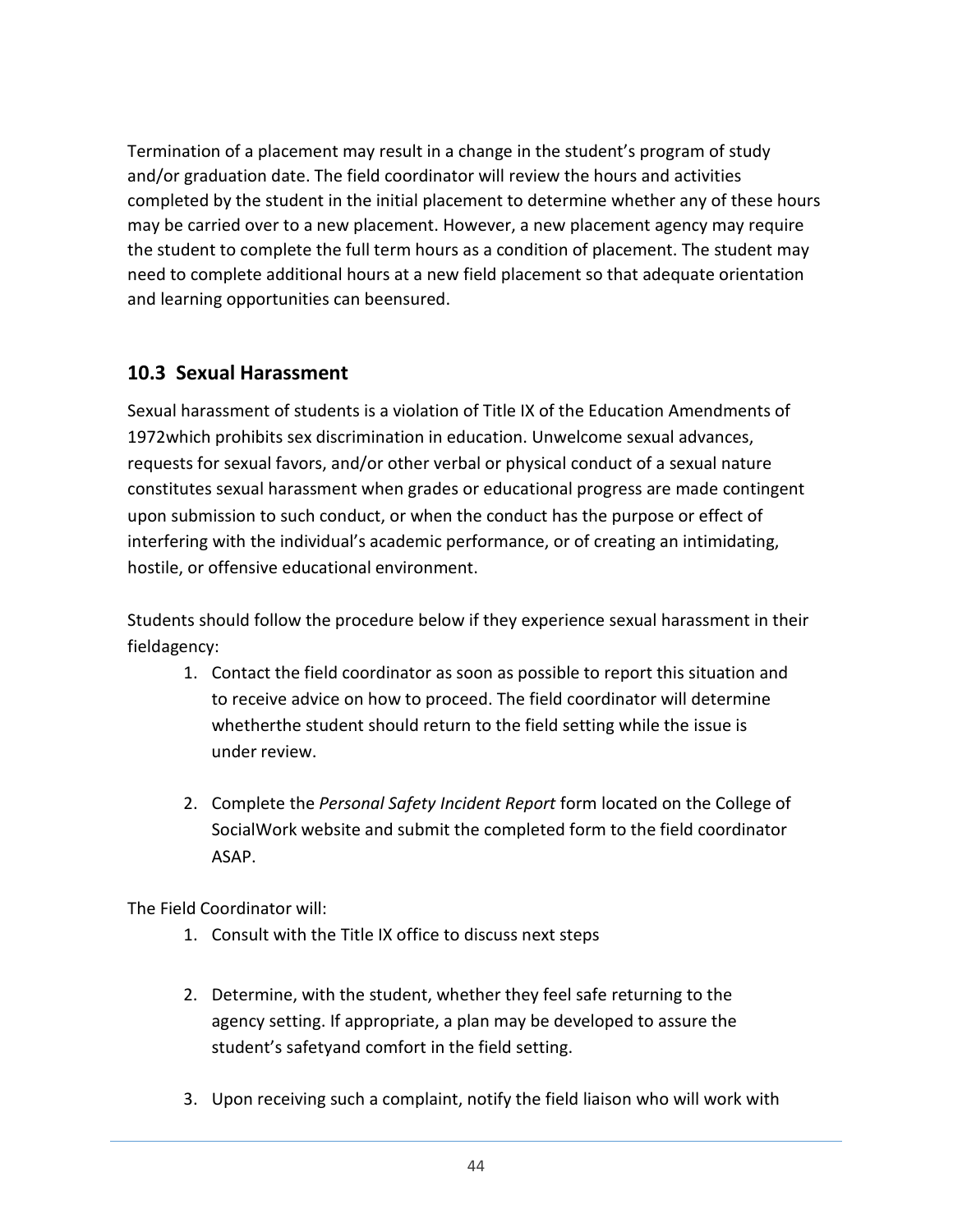Termination of a placement may result in a change in the student's program of study and/or graduation date. The field coordinator will review the hours and activities completed by the student in the initial placement to determine whether any of these hours may be carried over to a new placement. However, a new placement agency may require the student to complete the full term hours as a condition of placement. The student may need to complete additional hours at a new field placement so that adequate orientation and learning opportunities can beensured.

## 10.3 Sexual Harassment

Sexual harassment of students is a violation of Title IX of the Education Amendments of 1972which prohibits sex discrimination in education. Unwelcome sexual advances, requests for sexual favors, and/or other verbal or physical conduct of a sexual nature constitutes sexual harassment when grades or educational progress are made contingent upon submission to such conduct, or when the conduct has the purpose or effect of interfering with the individual's academic performance, or of creating an intimidating, hostile, or offensive educational environment.

Students should follow the procedure below if they experience sexual harassment in their fieldagency:

1. Contact the field coordinator as soon as possible to report this situation and to receive advice on how to proceed. The field coordinator will determine whetherthe student should return to the field setting while the issue is under review.

2. Complete the *Personal Safety Incident Report* form located on the College of SocialWork website and submit the completed form to the field coordinator ASAP.

The Field Coordinator will:

1. Consult with the Title IX office to discuss next steps

2. Determine, with the student, whether they feel safe returning to the agency setting. If appropriate, a plan may be developed to assure the student's safetyand comfort in the field setting.

3. Upon receiving such a complaint, notify the field liaison who will work with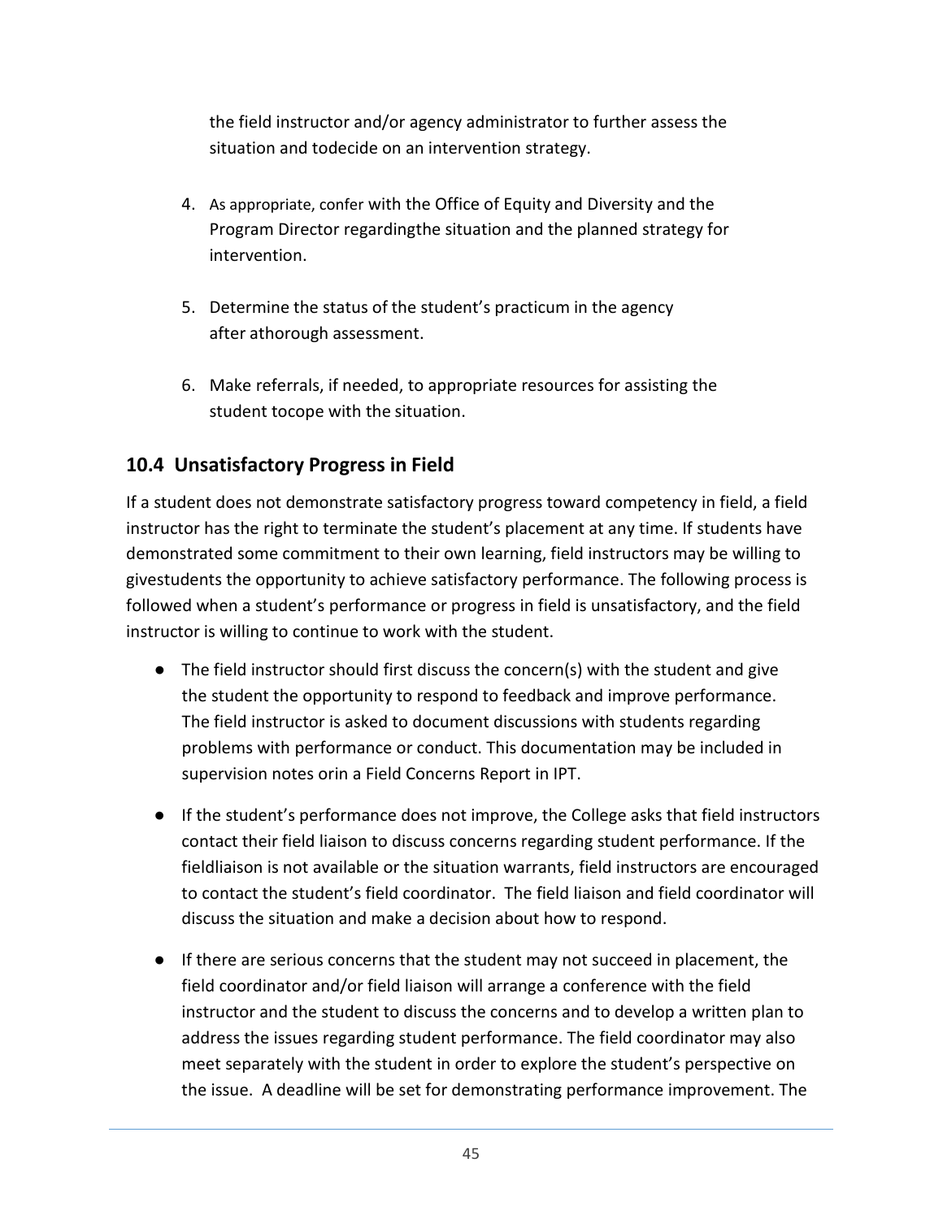the field instructor and/or agency administrator to further assess the situation and todecide on an intervention strategy.

4. As appropriate, confer with the Office of Equity and Diversity and the Program Director regardingthe situation and the planned strategy for intervention.
5. Determine the status of the student's practicum in the agency after athorough assessment.
6. Make referrals, if needed, to appropriate resources for assisting the student tocope with the situation.

## 10.4 Unsatisfactory Progress in Field

If a student does not demonstrate satisfactory progress toward competency in field, a field instructor has the right to terminate the student's placement at any time. If students have demonstrated some commitment to their own learning, field instructors may be willing to givestudents the opportunity to achieve satisfactory performance. The following process is followed when a student's performance or progress in field is unsatisfactory, and the field instructor is willing to continue to work with the student.

- The field instructor should first discuss the concern(s) with the student and give the student the opportunity to respond to feedback and improve performance. The field instructor is asked to document discussions with students regarding problems with performance or conduct. This documentation may be included in supervision notes orin a Field Concerns Report in IPT.
- If the student's performance does not improve, the College asks that field instructors contact their field liaison to discuss concerns regarding student performance. If the fieldliaison is not available or the situation warrants, field instructors are encouraged to contact the student's field coordinator. The field liaison and field coordinator will discuss the situation and make a decision about how to respond.
- If there are serious concerns that the student may not succeed in placement, the field coordinator and/or field liaison will arrange a conference with the field instructor and the student to discuss the concerns and to develop a written plan to address the issues regarding student performance. The field coordinator may also meet separately with the student in order to explore the student's perspective on the issue. A deadline will be set for demonstrating performance improvement. The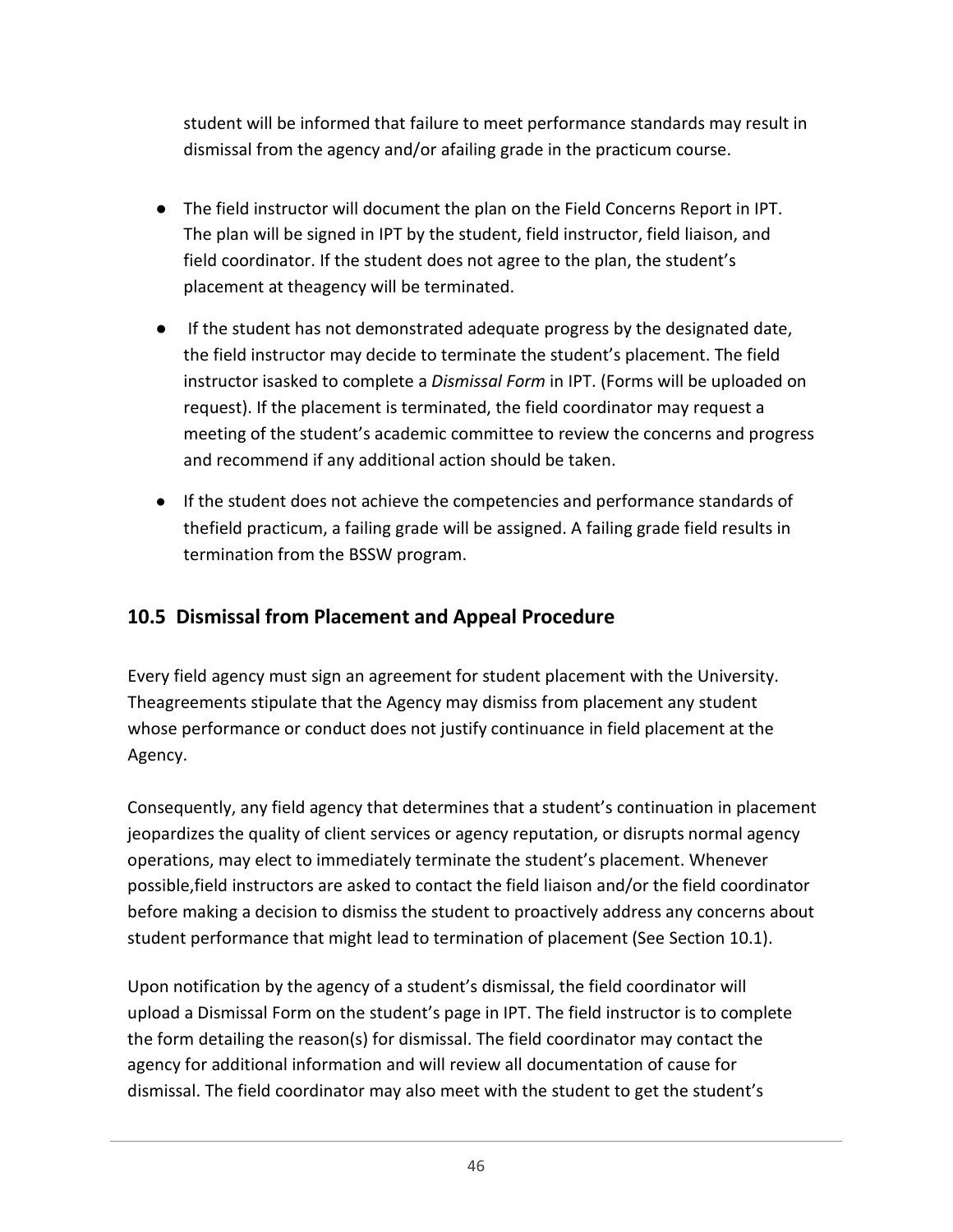student will be informed that failure to meet performance standards may result in dismissal from the agency and/or afailing grade in the practicum course.

- The field instructor will document the plan on the Field Concerns Report in IPT. The plan will be signed in IPT by the student, field instructor, field liaison, and field coordinator. If the student does not agree to the plan, the student's placement at theagency will be terminated.
- If the student has not demonstrated adequate progress by the designated date, the field instructor may decide to terminate the student's placement. The field instructor isasked to complete a *Dismissal Form* in IPT. (Forms will be uploaded on request). If the placement is terminated, the field coordinator may request a meeting of the student's academic committee to review the concerns and progress and recommend if any additional action should be taken.
- If the student does not achieve the competencies and performance standards of thefield practicum, a failing grade will be assigned. A failing grade field results in termination from the BSSW program.

## 10.5 Dismissal from Placement and Appeal Procedure

Every field agency must sign an agreement for student placement with the University. Theagreements stipulate that the Agency may dismiss from placement any student whose performance or conduct does not justify continuance in field placement at the Agency.

Consequently, any field agency that determines that a student's continuation in placement jeopardizes the quality of client services or agency reputation, or disrupts normal agency operations, may elect to immediately terminate the student's placement. Whenever possible,field instructors are asked to contact the field liaison and/or the field coordinator before making a decision to dismiss the student to proactively address any concerns about student performance that might lead to termination of placement (See Section 10.1).

Upon notification by the agency of a student's dismissal, the field coordinator will upload a Dismissal Form on the student's page in IPT. The field instructor is to complete the form detailing the reason(s) for dismissal. The field coordinator may contact the agency for additional information and will review all documentation of cause for dismissal. The field coordinator may also meet with the student to get the student's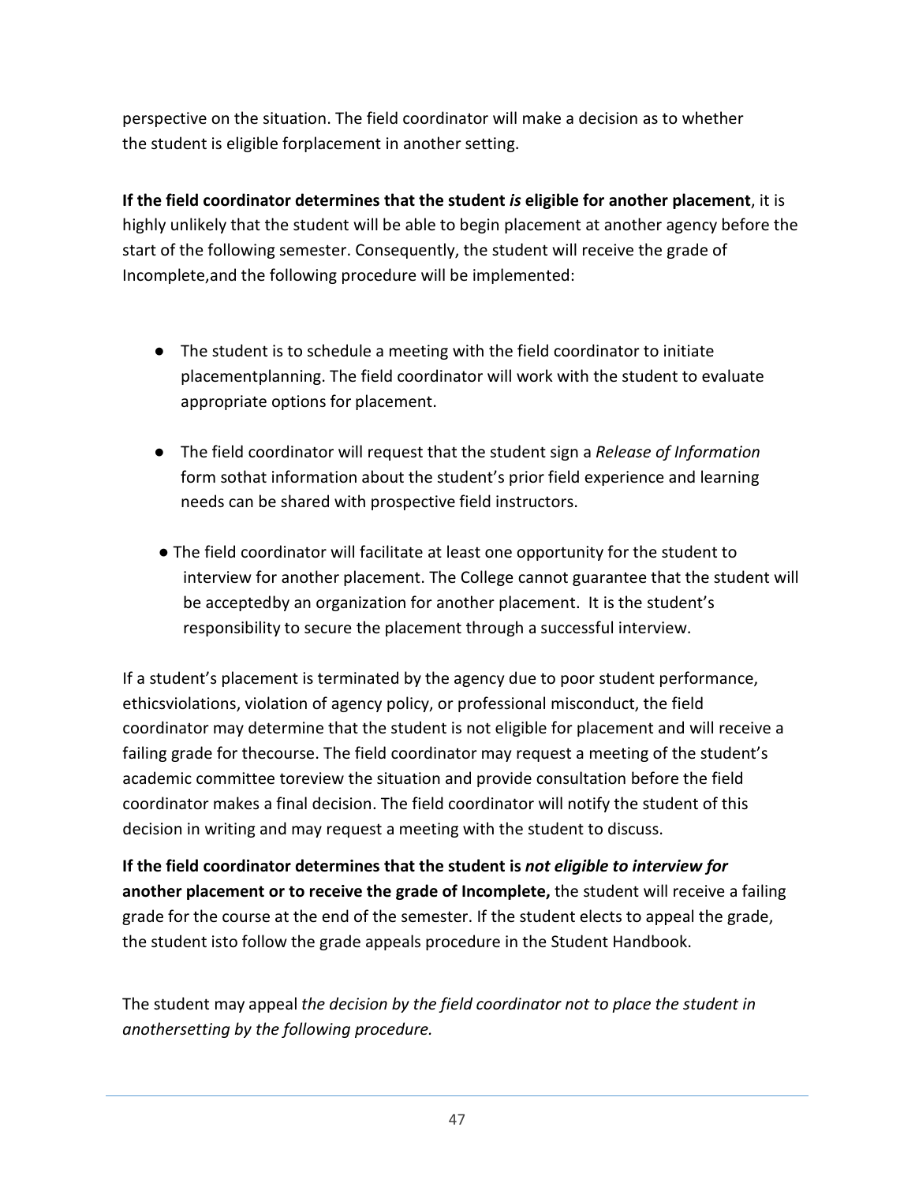perspective on the situation. The field coordinator will make a decision as to whether the student is eligible forplacement in another setting.

**If the field coordinator determines that the student *is* eligible for another placement**, it is highly unlikely that the student will be able to begin placement at another agency before the start of the following semester. Consequently, the student will receive the grade of Incomplete,and the following procedure will be implemented:

- The student is to schedule a meeting with the field coordinator to initiate placementplanning. The field coordinator will work with the student to evaluate appropriate options for placement.
- The field coordinator will request that the student sign a *Release of Information* form sothat information about the student's prior field experience and learning needs can be shared with prospective field instructors.
- The field coordinator will facilitate at least one opportunity for the student to interview for another placement. The College cannot guarantee that the student will be acceptedby an organization for another placement. It is the student's responsibility to secure the placement through a successful interview.

If a student's placement is terminated by the agency due to poor student performance, ethicsviolations, violation of agency policy, or professional misconduct, the field coordinator may determine that the student is not eligible for placement and will receive a failing grade for thecourse. The field coordinator may request a meeting of the student's academic committee toreview the situation and provide consultation before the field coordinator makes a final decision. The field coordinator will notify the student of this decision in writing and may request a meeting with the student to discuss.

**If the field coordinator determines that the student is *not eligible to interview for* another placement or to receive the grade of Incomplete,** the student will receive a failing grade for the course at the end of the semester. If the student elects to appeal the grade, the student isto follow the grade appeals procedure in the Student Handbook.

The student may appeal *the decision by the field coordinator not to place the student in anothersetting by the following procedure.*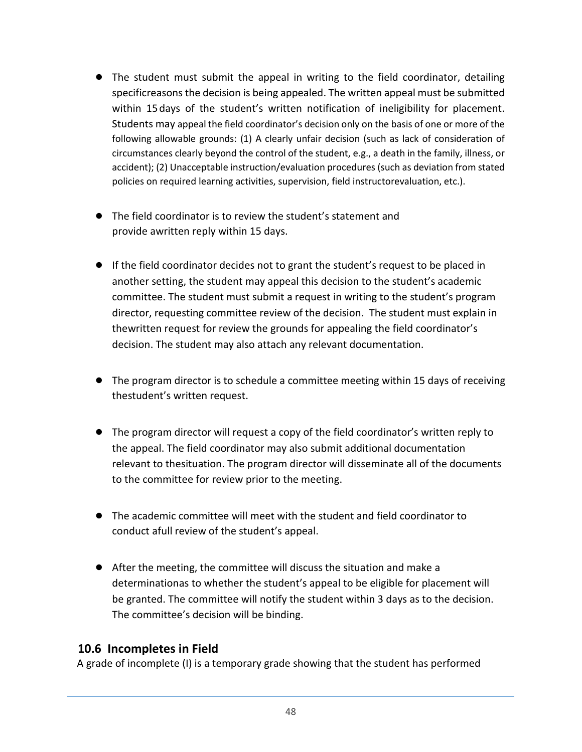- The student must submit the appeal in writing to the field coordinator, detailing specificreasons the decision is being appealed. The written appeal must be submitted within 15 days of the student's written notification of ineligibility for placement. Students may appeal the field coordinator's decision only on the basis of one or more of the following allowable grounds: (1) A clearly unfair decision (such as lack of consideration of circumstances clearly beyond the control of the student, e.g., a death in the family, illness, or accident); (2) Unacceptable instruction/evaluation procedures (such as deviation from stated policies on required learning activities, supervision, field instructorevaluation, etc.).

- The field coordinator is to review the student's statement and provide awritten reply within 15 days.

- If the field coordinator decides not to grant the student's request to be placed in another setting, the student may appeal this decision to the student's academic committee. The student must submit a request in writing to the student's program director, requesting committee review of the decision. The student must explain in thewritten request for review the grounds for appealing the field coordinator's decision. The student may also attach any relevant documentation.

- The program director is to schedule a committee meeting within 15 days of receiving thestudent's written request.

- The program director will request a copy of the field coordinator's written reply to the appeal. The field coordinator may also submit additional documentation relevant to thesituation. The program director will disseminate all of the documents to the committee for review prior to the meeting.

- The academic committee will meet with the student and field coordinator to conduct afull review of the student's appeal.

- After the meeting, the committee will discuss the situation and make a determinationas to whether the student's appeal to be eligible for placement will be granted. The committee will notify the student within 3 days as to the decision. The committee's decision will be binding.

## 10.6 Incompletes in Field

A grade of incomplete (I) is a temporary grade showing that the student has performed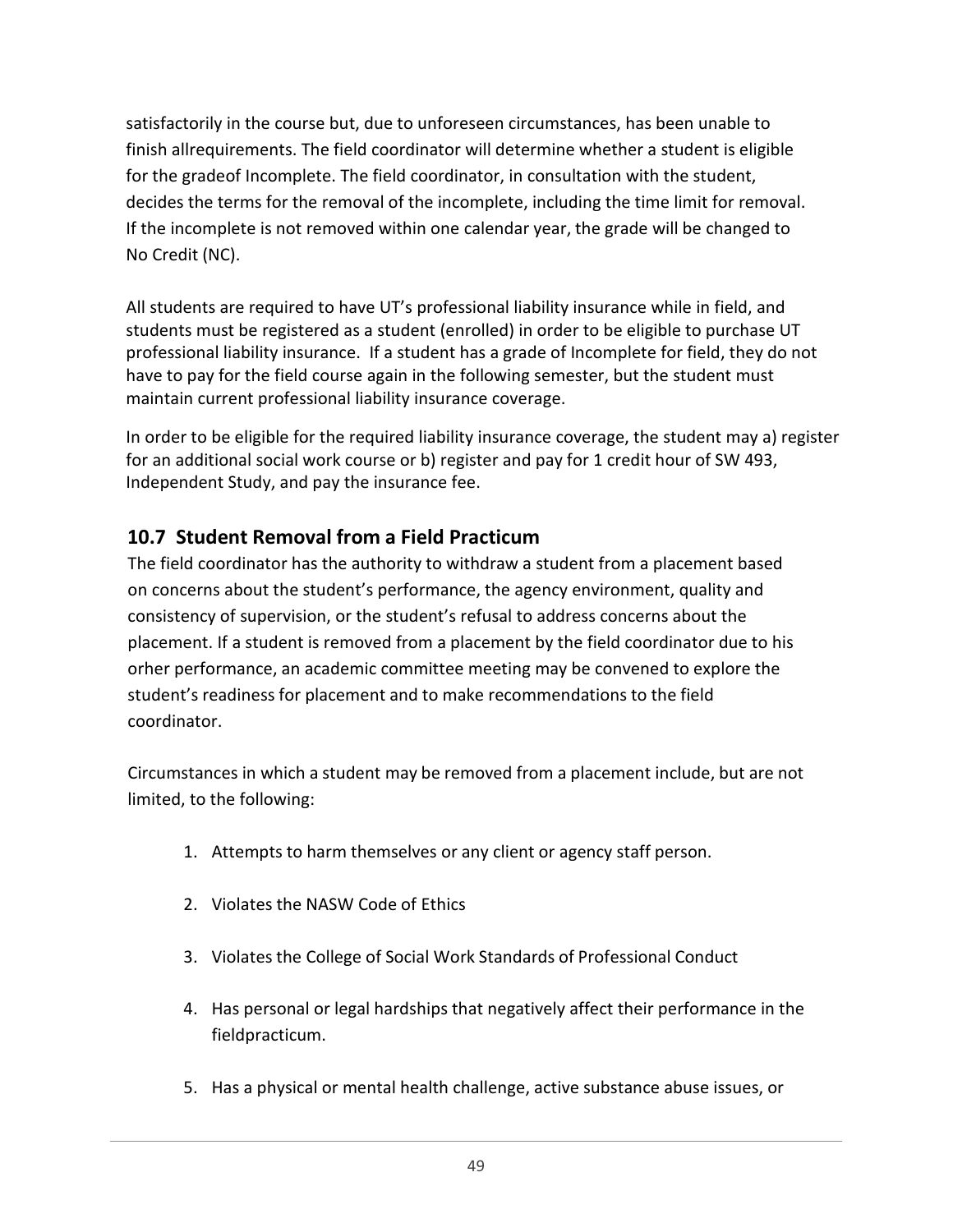satisfactorily in the course but, due to unforeseen circumstances, has been unable to finish allrequirements. The field coordinator will determine whether a student is eligible for the gradeof Incomplete. The field coordinator, in consultation with the student, decides the terms for the removal of the incomplete, including the time limit for removal. If the incomplete is not removed within one calendar year, the grade will be changed to No Credit (NC).

All students are required to have UT's professional liability insurance while in field, and students must be registered as a student (enrolled) in order to be eligible to purchase UT professional liability insurance. If a student has a grade of Incomplete for field, they do not have to pay for the field course again in the following semester, but the student must maintain current professional liability insurance coverage.

In order to be eligible for the required liability insurance coverage, the student may a) register for an additional social work course or b) register and pay for 1 credit hour of SW 493, Independent Study, and pay the insurance fee.

## 10.7 Student Removal from a Field Practicum

The field coordinator has the authority to withdraw a student from a placement based on concerns about the student's performance, the agency environment, quality and consistency of supervision, or the student's refusal to address concerns about the placement. If a student is removed from a placement by the field coordinator due to his orher performance, an academic committee meeting may be convened to explore the student's readiness for placement and to make recommendations to the field coordinator.

Circumstances in which a student may be removed from a placement include, but are not limited, to the following:

1. Attempts to harm themselves or any client or agency staff person.
2. Violates the NASW Code of Ethics
3. Violates the College of Social Work Standards of Professional Conduct
4. Has personal or legal hardships that negatively affect their performance in the fieldpracticum.
5. Has a physical or mental health challenge, active substance abuse issues, or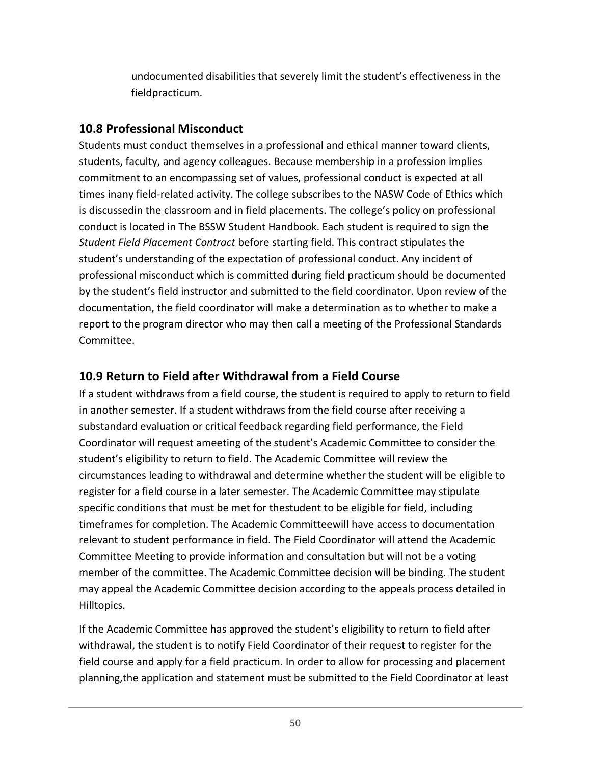undocumented disabilities that severely limit the student's effectiveness in the fieldpracticum.

## 10.8 Professional Misconduct

Students must conduct themselves in a professional and ethical manner toward clients, students, faculty, and agency colleagues. Because membership in a profession implies commitment to an encompassing set of values, professional conduct is expected at all times inany field-related activity. The college subscribes to the NASW Code of Ethics which is discussedin the classroom and in field placements. The college's policy on professional conduct is located in The BSSW Student Handbook. Each student is required to sign the *Student Field Placement Contract* before starting field. This contract stipulates the student's understanding of the expectation of professional conduct. Any incident of professional misconduct which is committed during field practicum should be documented by the student's field instructor and submitted to the field coordinator. Upon review of the documentation, the field coordinator will make a determination as to whether to make a report to the program director who may then call a meeting of the Professional Standards Committee.

## 10.9 Return to Field after Withdrawal from a Field Course

If a student withdraws from a field course, the student is required to apply to return to field in another semester. If a student withdraws from the field course after receiving a substandard evaluation or critical feedback regarding field performance, the Field Coordinator will request ameeting of the student's Academic Committee to consider the student's eligibility to return to field. The Academic Committee will review the circumstances leading to withdrawal and determine whether the student will be eligible to register for a field course in a later semester. The Academic Committee may stipulate specific conditions that must be met for thestudent to be eligible for field, including timeframes for completion. The Academic Committeewill have access to documentation relevant to student performance in field. The Field Coordinator will attend the Academic Committee Meeting to provide information and consultation but will not be a voting member of the committee. The Academic Committee decision will be binding. The student may appeal the Academic Committee decision according to the appeals process detailed in Hilltopics.

If the Academic Committee has approved the student's eligibility to return to field after withdrawal, the student is to notify Field Coordinator of their request to register for the field course and apply for a field practicum. In order to allow for processing and placement planning,the application and statement must be submitted to the Field Coordinator at least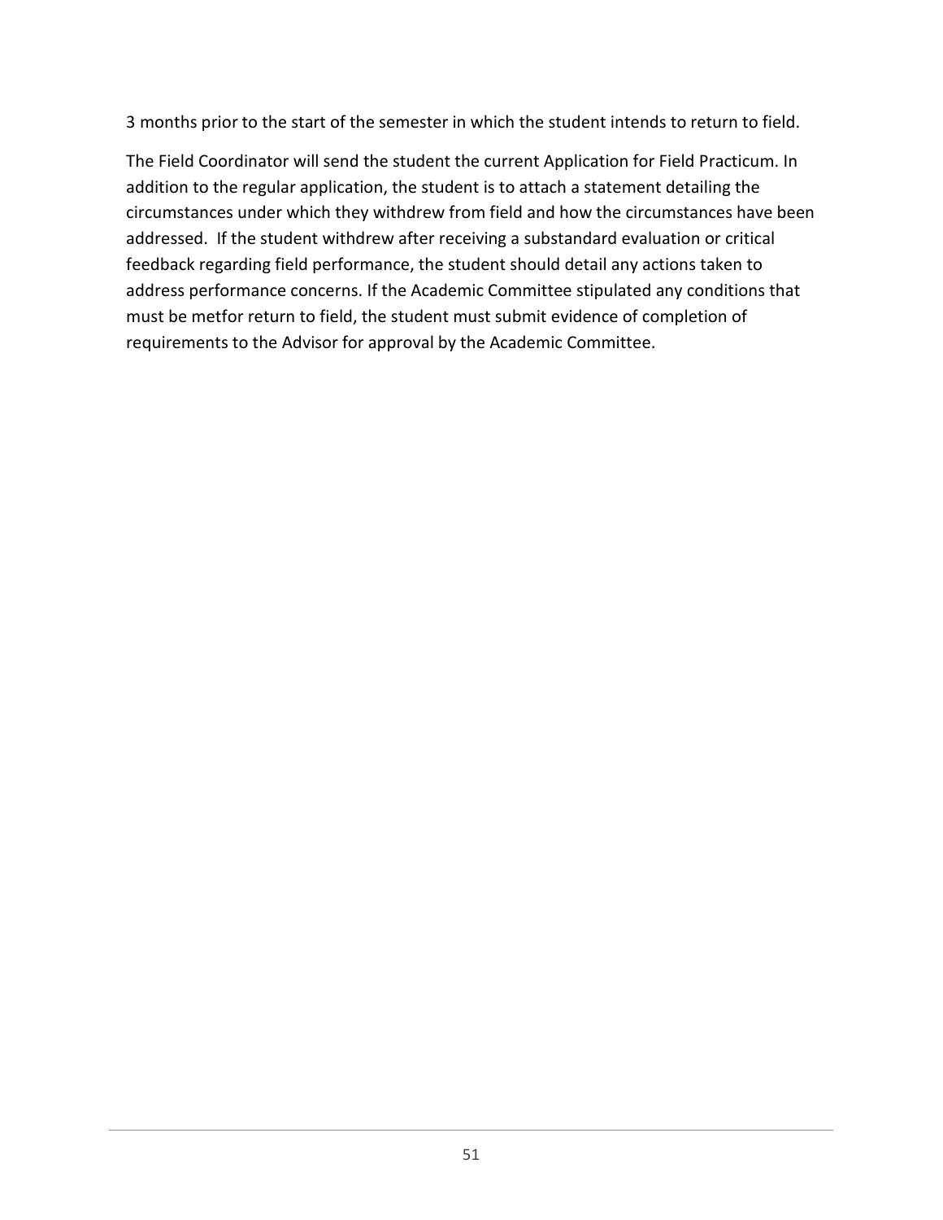3 months prior to the start of the semester in which the student intends to return to field.

The Field Coordinator will send the student the current Application for Field Practicum. In addition to the regular application, the student is to attach a statement detailing the circumstances under which they withdrew from field and how the circumstances have been addressed. If the student withdrew after receiving a substandard evaluation or critical feedback regarding field performance, the student should detail any actions taken to address performance concerns. If the Academic Committee stipulated any conditions that must be metfor return to field, the student must submit evidence of completion of requirements to the Advisor for approval by the Academic Committee.